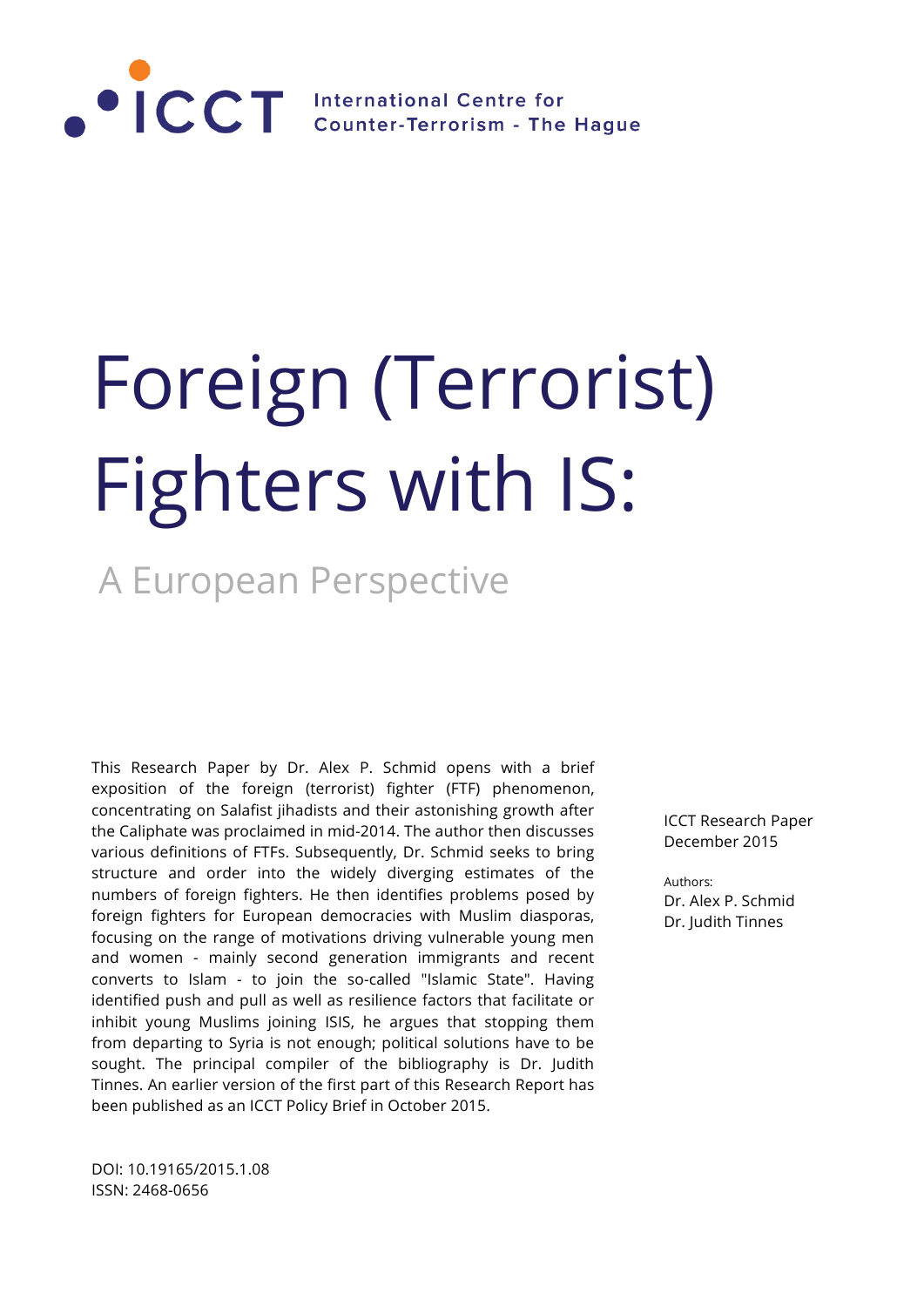ICCT International Centre for Counter-Terrorism - The Hague

# Foreign (Terrorist) Fighters with IS:

## A European Perspective

This Research Paper by Dr. Alex P. Schmid opens with a brief exposition of the foreign (terrorist) fighter (FTF) phenomenon, concentrating on Salafist jihadists and their astonishing growth after the Caliphate was proclaimed in mid-2014. The author then discusses various definitions of FTFs. Subsequently, Dr. Schmid seeks to bring structure and order into the widely diverging estimates of the numbers of foreign fighters. He then identifies problems posed by foreign fighters for European democracies with Muslim diasporas, focusing on the range of motivations driving vulnerable young men and women - mainly second generation immigrants and recent converts to Islam - to join the so-called "Islamic State". Having identified push and pull as well as resilience factors that facilitate or inhibit young Muslims joining ISIS, he argues that stopping them from departing to Syria is not enough; political solutions have to be sought. The principal compiler of the bibliography is Dr. Judith Tinnes. An earlier version of the first part of this Research Report has been published as an ICCT Policy Brief in October 2015.

ICCT Research Paper
December 2015

Authors:
Dr. Alex P. Schmid
Dr. Judith Tinnes

DOI: 10.19165/2015.1.08
ISSN: 2468-0656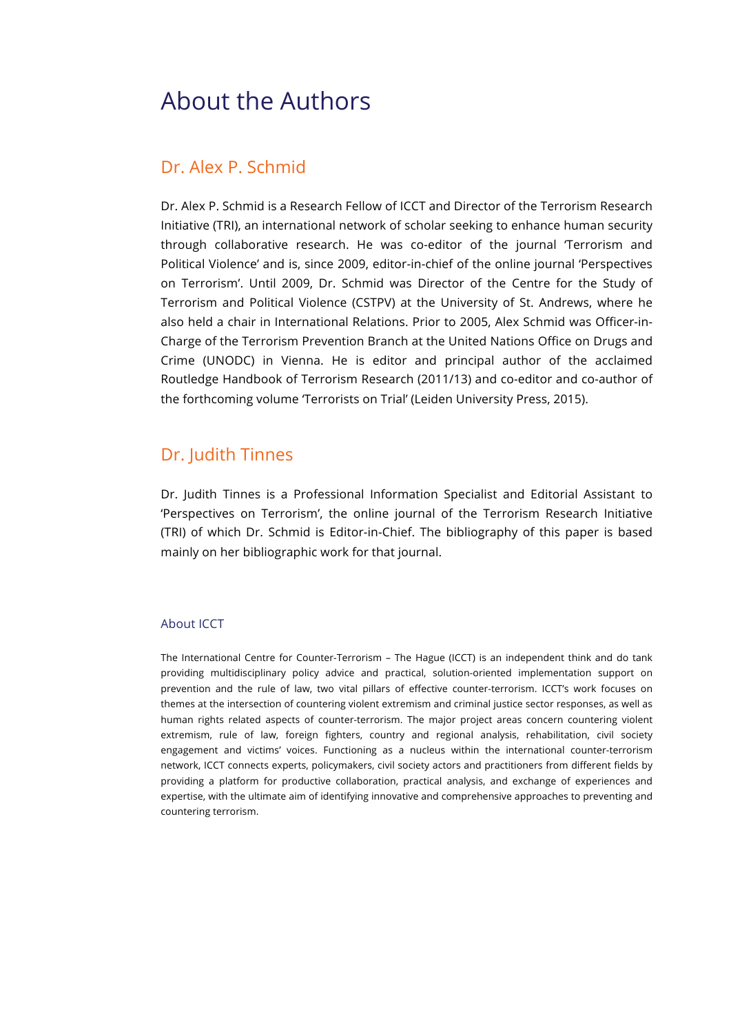# About the Authors

## Dr. Alex P. Schmid

Dr. Alex P. Schmid is a Research Fellow of ICCT and Director of the Terrorism Research Initiative (TRI), an international network of scholar seeking to enhance human security through collaborative research. He was co-editor of the journal 'Terrorism and Political Violence' and is, since 2009, editor-in-chief of the online journal 'Perspectives on Terrorism'. Until 2009, Dr. Schmid was Director of the Centre for the Study of Terrorism and Political Violence (CSTPV) at the University of St. Andrews, where he also held a chair in International Relations. Prior to 2005, Alex Schmid was Officer-in-Charge of the Terrorism Prevention Branch at the United Nations Office on Drugs and Crime (UNODC) in Vienna. He is editor and principal author of the acclaimed Routledge Handbook of Terrorism Research (2011/13) and co-editor and co-author of the forthcoming volume 'Terrorists on Trial' (Leiden University Press, 2015).

## Dr. Judith Tinnes

Dr. Judith Tinnes is a Professional Information Specialist and Editorial Assistant to 'Perspectives on Terrorism', the online journal of the Terrorism Research Initiative (TRI) of which Dr. Schmid is Editor-in-Chief. The bibliography of this paper is based mainly on her bibliographic work for that journal.

### About ICCT

The International Centre for Counter-Terrorism – The Hague (ICCT) is an independent think and do tank providing multidisciplinary policy advice and practical, solution-oriented implementation support on prevention and the rule of law, two vital pillars of effective counter-terrorism. ICCT's work focuses on themes at the intersection of countering violent extremism and criminal justice sector responses, as well as human rights related aspects of counter-terrorism. The major project areas concern countering violent extremism, rule of law, foreign fighters, country and regional analysis, rehabilitation, civil society engagement and victims' voices. Functioning as a nucleus within the international counter-terrorism network, ICCT connects experts, policymakers, civil society actors and practitioners from different fields by providing a platform for productive collaboration, practical analysis, and exchange of experiences and expertise, with the ultimate aim of identifying innovative and comprehensive approaches to preventing and countering terrorism.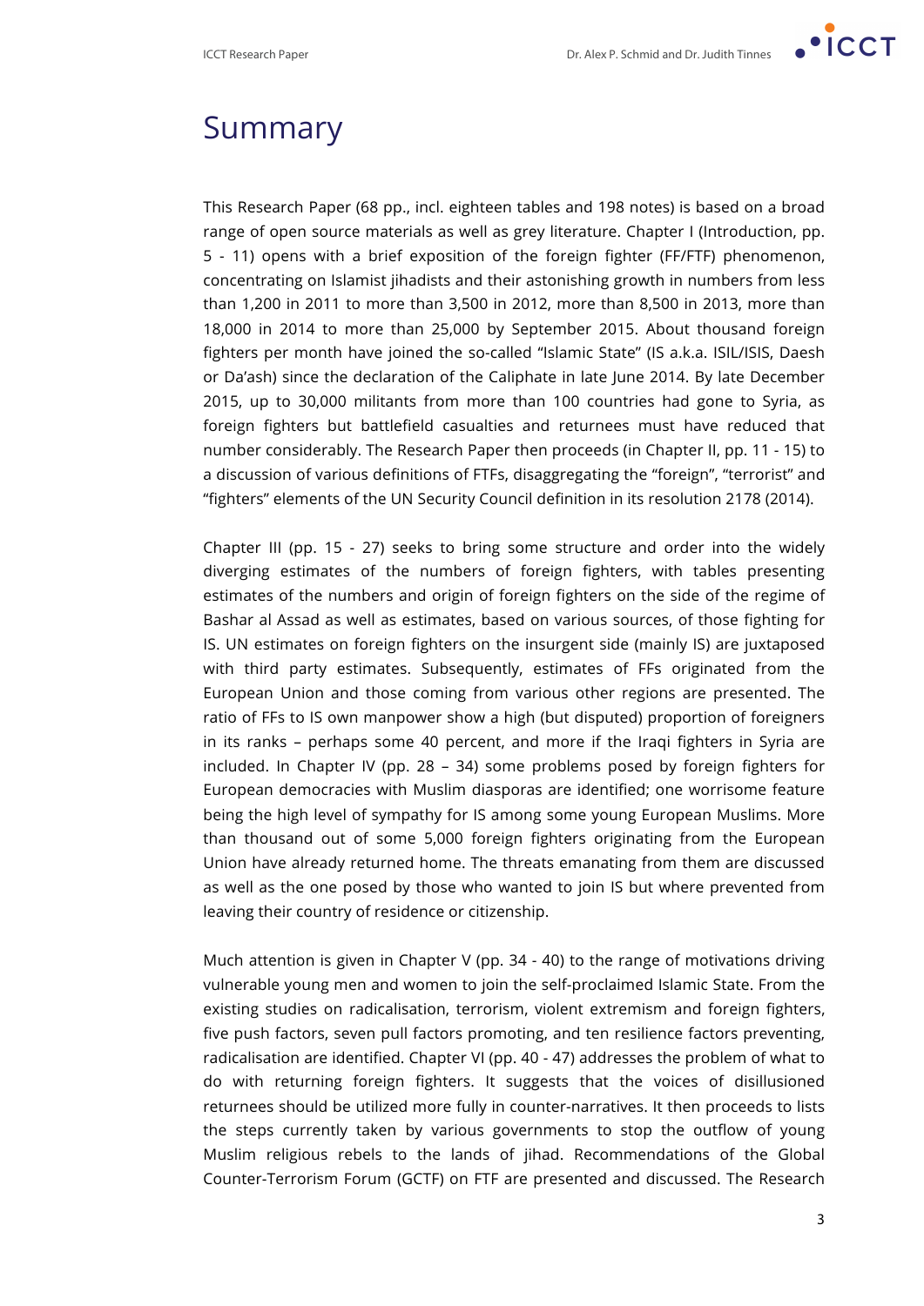# Summary

This Research Paper (68 pp., incl. eighteen tables and 198 notes) is based on a broad range of open source materials as well as grey literature. Chapter I (Introduction, pp. 5 - 11) opens with a brief exposition of the foreign fighter (FF/FTF) phenomenon, concentrating on Islamist jihadists and their astonishing growth in numbers from less than 1,200 in 2011 to more than 3,500 in 2012, more than 8,500 in 2013, more than 18,000 in 2014 to more than 25,000 by September 2015. About thousand foreign fighters per month have joined the so-called "Islamic State" (IS a.k.a. ISIL/ISIS, Daesh or Da'ash) since the declaration of the Caliphate in late June 2014. By late December 2015, up to 30,000 militants from more than 100 countries had gone to Syria, as foreign fighters but battlefield casualties and returnees must have reduced that number considerably. The Research Paper then proceeds (in Chapter II, pp. 11 - 15) to a discussion of various definitions of FTFs, disaggregating the "foreign", "terrorist" and "fighters" elements of the UN Security Council definition in its resolution 2178 (2014).

Chapter III (pp. 15 - 27) seeks to bring some structure and order into the widely diverging estimates of the numbers of foreign fighters, with tables presenting estimates of the numbers and origin of foreign fighters on the side of the regime of Bashar al Assad as well as estimates, based on various sources, of those fighting for IS. UN estimates on foreign fighters on the insurgent side (mainly IS) are juxtaposed with third party estimates. Subsequently, estimates of FFs originated from the European Union and those coming from various other regions are presented. The ratio of FFs to IS own manpower show a high (but disputed) proportion of foreigners in its ranks – perhaps some 40 percent, and more if the Iraqi fighters in Syria are included. In Chapter IV (pp. 28 – 34) some problems posed by foreign fighters for European democracies with Muslim diasporas are identified; one worrisome feature being the high level of sympathy for IS among some young European Muslims. More than thousand out of some 5,000 foreign fighters originating from the European Union have already returned home. The threats emanating from them are discussed as well as the one posed by those who wanted to join IS but where prevented from leaving their country of residence or citizenship.

Much attention is given in Chapter V (pp. 34 - 40) to the range of motivations driving vulnerable young men and women to join the self-proclaimed Islamic State. From the existing studies on radicalisation, terrorism, violent extremism and foreign fighters, five push factors, seven pull factors promoting, and ten resilience factors preventing, radicalisation are identified. Chapter VI (pp. 40 - 47) addresses the problem of what to do with returning foreign fighters. It suggests that the voices of disillusioned returnees should be utilized more fully in counter-narratives. It then proceeds to lists the steps currently taken by various governments to stop the outflow of young Muslim religious rebels to the lands of jihad. Recommendations of the Global Counter-Terrorism Forum (GCTF) on FTF are presented and discussed. The Research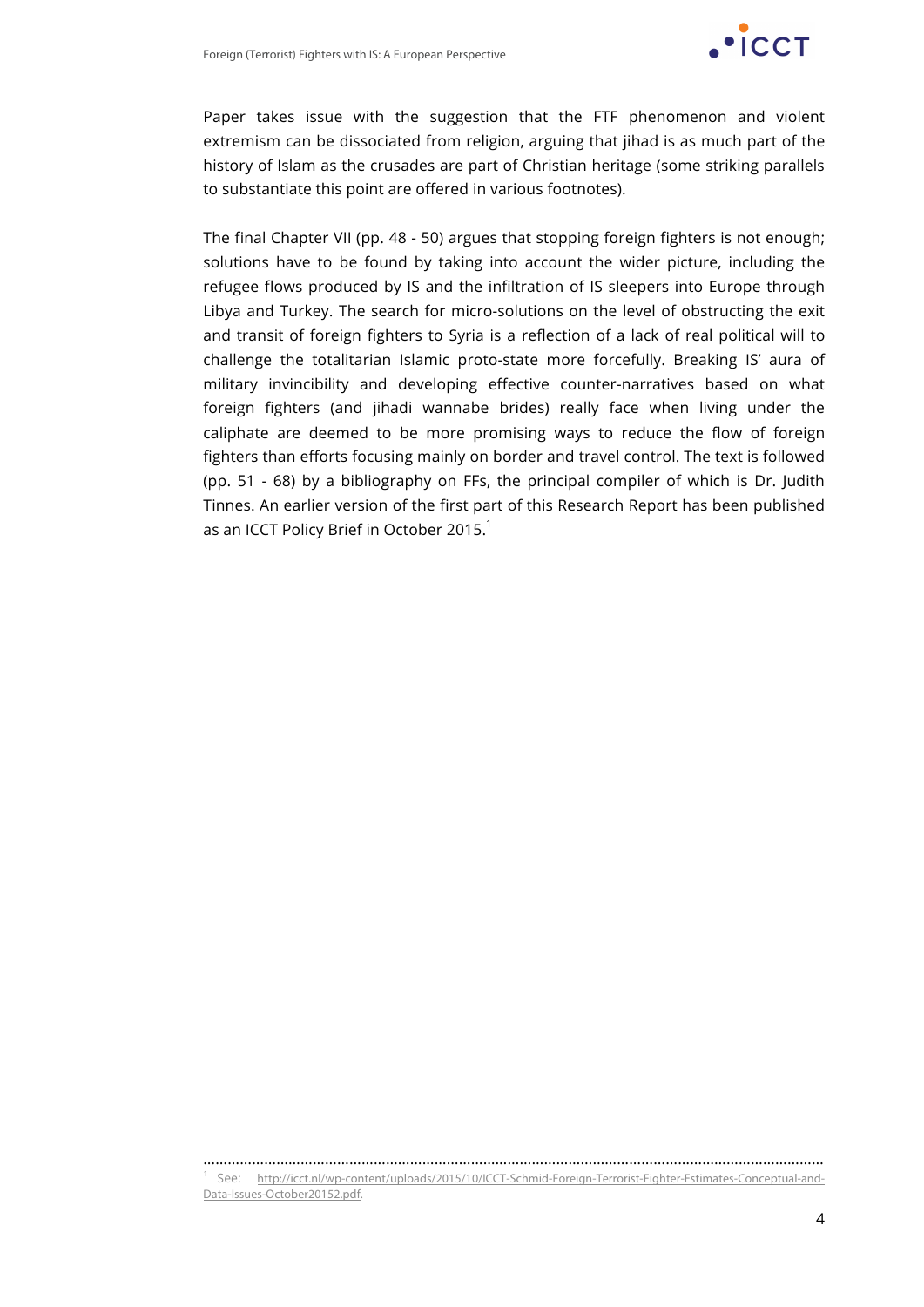Paper takes issue with the suggestion that the FTF phenomenon and violent extremism can be dissociated from religion, arguing that jihad is as much part of the history of Islam as the crusades are part of Christian heritage (some striking parallels to substantiate this point are offered in various footnotes).

The final Chapter VII (pp. 48 - 50) argues that stopping foreign fighters is not enough; solutions have to be found by taking into account the wider picture, including the refugee flows produced by IS and the infiltration of IS sleepers into Europe through Libya and Turkey. The search for micro-solutions on the level of obstructing the exit and transit of foreign fighters to Syria is a reflection of a lack of real political will to challenge the totalitarian Islamic proto-state more forcefully. Breaking IS' aura of military invincibility and developing effective counter-narratives based on what foreign fighters (and jihadi wannabe brides) really face when living under the caliphate are deemed to be more promising ways to reduce the flow of foreign fighters than efforts focusing mainly on border and travel control. The text is followed (pp. 51 - 68) by a bibliography on FFs, the principal compiler of which is Dr. Judith Tinnes. An earlier version of the first part of this Research Report has been published as an ICCT Policy Brief in October 2015.[1]

---

[1] See: http://icct.nl/wp-content/uploads/2015/10/ICCT-Schmid-Foreign-Terrorist-Fighter-Estimates-Conceptual-and-Data-Issues-October20152.pdf.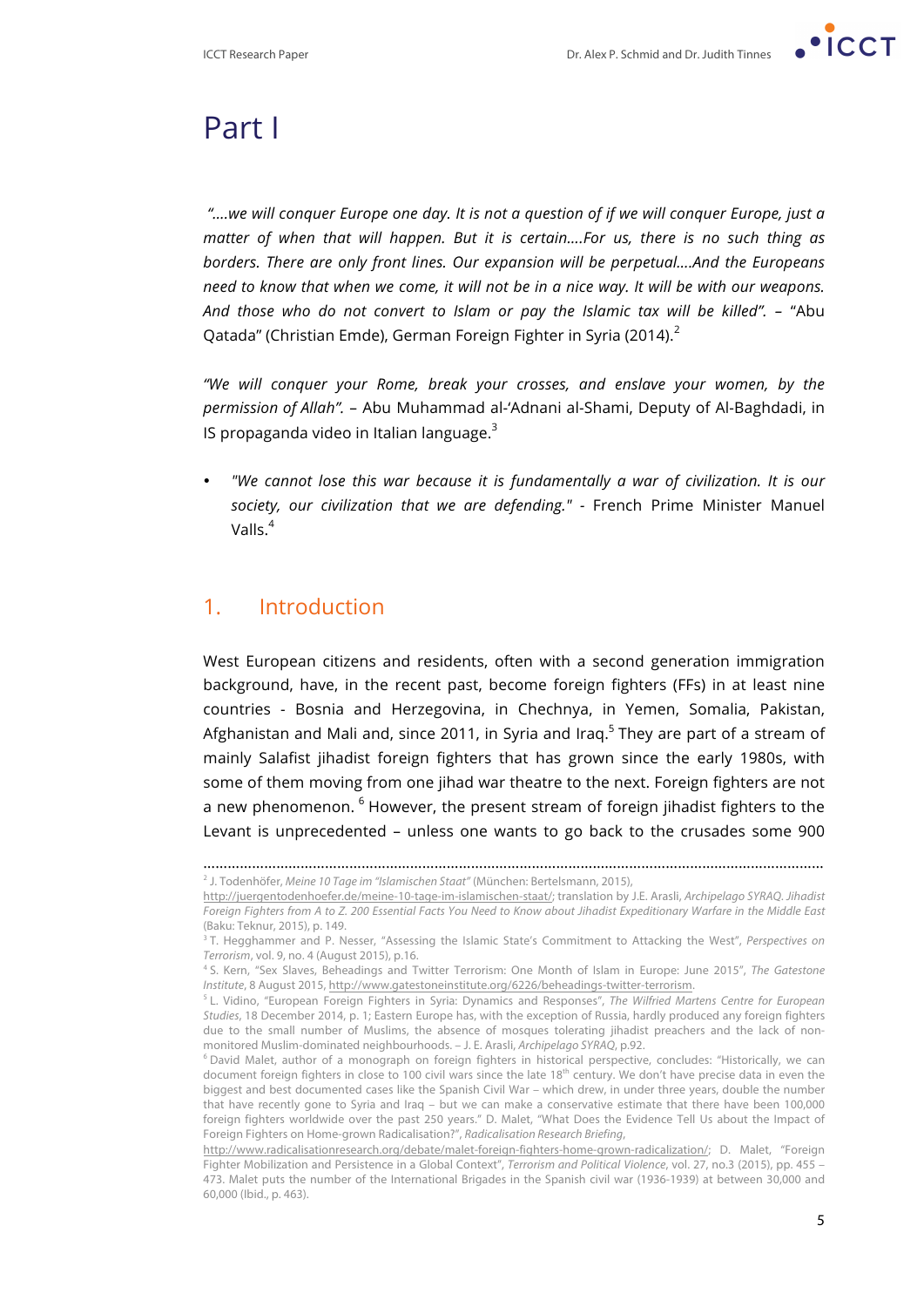# Part I

*"….we will conquer Europe one day. It is not a question of if we will conquer Europe, just a matter of when that will happen. But it is certain….For us, there is no such thing as borders. There are only front lines. Our expansion will be perpetual….And the Europeans need to know that when we come, it will not be in a nice way. It will be with our weapons. And those who do not convert to Islam or pay the Islamic tax will be killed".* – "Abu Qatada" (Christian Emde), German Foreign Fighter in Syria (2014).[2]

*"We will conquer your Rome, break your crosses, and enslave your women, by the permission of Allah".* – Abu Muhammad al-'Adnani al-Shami, Deputy of Al-Baghdadi, in IS propaganda video in Italian language.[3]

- *"We cannot lose this war because it is fundamentally a war of civilization. It is our society, our civilization that we are defending."* - French Prime Minister Manuel Valls.[4]

## 1. Introduction

West European citizens and residents, often with a second generation immigration background, have, in the recent past, become foreign fighters (FFs) in at least nine countries - Bosnia and Herzegovina, in Chechnya, in Yemen, Somalia, Pakistan, Afghanistan and Mali and, since 2011, in Syria and Iraq.[5] They are part of a stream of mainly Salafist jihadist foreign fighters that has grown since the early 1980s, with some of them moving from one jihad war theatre to the next. Foreign fighters are not a new phenomenon. [6] However, the present stream of foreign jihadist fighters to the Levant is unprecedented – unless one wants to go back to the crusades some 900

---

[2] J. Todenhöfer, *Meine 10 Tage im "Islamischen Staat"* (München: Bertelsmann, 2015), http://juergentodenhoefer.de/meine-10-tage-im-islamischen-staat/; translation by J.E. Arasli, *Archipelago SYRAQ. Jihadist Foreign Fighters from A to Z. 200 Essential Facts You Need to Know about Jihadist Expeditionary Warfare in the Middle East* (Baku: Teknur, 2015), p. 149.

[3] T. Hegghammer and P. Nesser, "Assessing the Islamic State's Commitment to Attacking the West", *Perspectives on Terrorism*, vol. 9, no. 4 (August 2015), p.16.

[4] S. Kern, "Sex Slaves, Beheadings and Twitter Terrorism: One Month of Islam in Europe: June 2015", *The Gatestone Institute*, 8 August 2015, http://www.gatestoneinstitute.org/6226/beheadings-twitter-terrorism.

[5] L. Vidino, "European Foreign Fighters in Syria: Dynamics and Responses", *The Wilfried Martens Centre for European Studies*, 18 December 2014, p. 1; Eastern Europe has, with the exception of Russia, hardly produced any foreign fighters due to the small number of Muslims, the absence of mosques tolerating jihadist preachers and the lack of non-monitored Muslim-dominated neighbourhoods. – J. E. Arasli, *Archipelago SYRAQ*, p.92.

[6] David Malet, author of a monograph on foreign fighters in historical perspective, concludes: "Historically, we can document foreign fighters in close to 100 civil wars since the late 18th century. We don't have precise data in even the biggest and best documented cases like the Spanish Civil War – which drew, in under three years, double the number that have recently gone to Syria and Iraq – but we can make a conservative estimate that there have been 100,000 foreign fighters worldwide over the past 250 years." D. Malet, "What Does the Evidence Tell Us about the Impact of Foreign Fighters on Home-grown Radicalisation?", *Radicalisation Research Briefing*, http://www.radicalisationresearch.org/debate/malet-foreign-fighters-home-grown-radicalization/; D. Malet, "Foreign Fighter Mobilization and Persistence in a Global Context", *Terrorism and Political Violence*, vol. 27, no.3 (2015), pp. 455 – 473. Malet puts the number of the International Brigades in the Spanish civil war (1936-1939) at between 30,000 and 60,000 (Ibid., p. 463).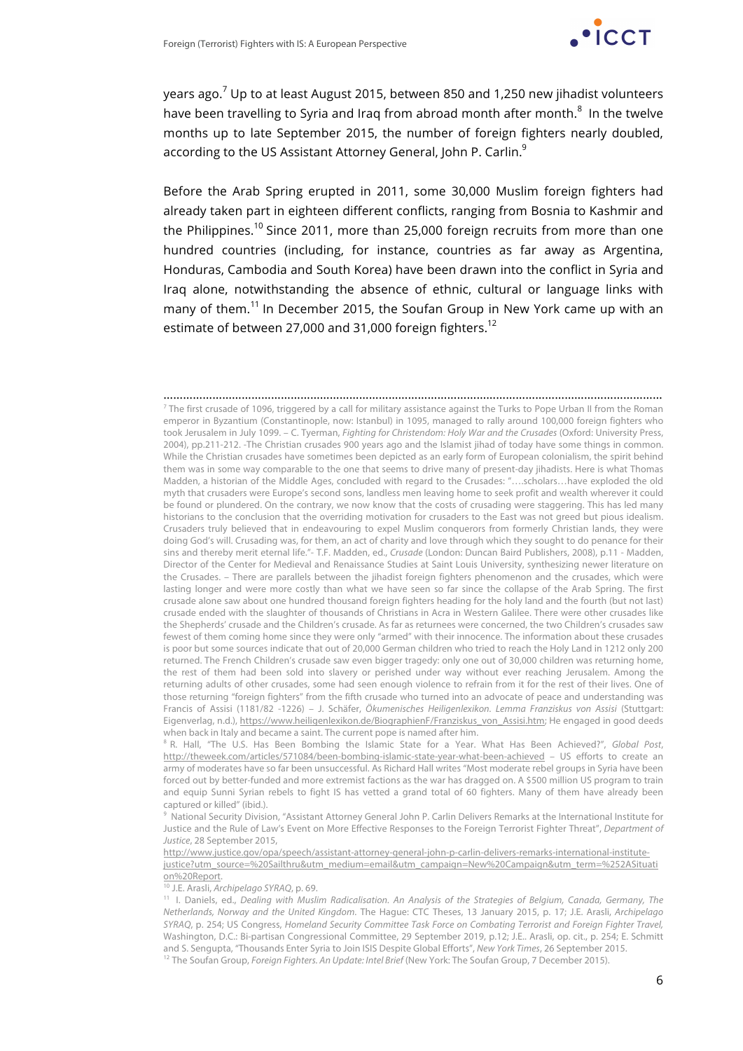years ago.[7] Up to at least August 2015, between 850 and 1,250 new jihadist volunteers have been travelling to Syria and Iraq from abroad month after month.[8] In the twelve months up to late September 2015, the number of foreign fighters nearly doubled, according to the US Assistant Attorney General, John P. Carlin.[9]

Before the Arab Spring erupted in 2011, some 30,000 Muslim foreign fighters had already taken part in eighteen different conflicts, ranging from Bosnia to Kashmir and the Philippines.[10] Since 2011, more than 25,000 foreign recruits from more than one hundred countries (including, for instance, countries as far away as Argentina, Honduras, Cambodia and South Korea) have been drawn into the conflict in Syria and Iraq alone, notwithstanding the absence of ethnic, cultural or language links with many of them.[11] In December 2015, the Soufan Group in New York came up with an estimate of between 27,000 and 31,000 foreign fighters.[12]

---

[7] The first crusade of 1096, triggered by a call for military assistance against the Turks to Pope Urban II from the Roman emperor in Byzantium (Constantinople, now: Istanbul) in 1095, managed to rally around 100,000 foreign fighters who took Jerusalem in July 1099. – C. Tyerman, *Fighting for Christendom: Holy War and the Crusades* (Oxford: University Press, 2004), pp.211-212. -The Christian crusades 900 years ago and the Islamist jihad of today have some things in common. While the Christian crusades have sometimes been depicted as an early form of European colonialism, the spirit behind them was in some way comparable to the one that seems to drive many of present-day jihadists. Here is what Thomas Madden, a historian of the Middle Ages, concluded with regard to the Crusades: "….scholars…have exploded the old myth that crusaders were Europe's second sons, landless men leaving home to seek profit and wealth wherever it could be found or plundered. On the contrary, we now know that the costs of crusading were staggering. This has led many historians to the conclusion that the overriding motivation for crusaders to the East was not greed but pious idealism. Crusaders truly believed that in endeavouring to expel Muslim conquerors from formerly Christian lands, they were doing God's will. Crusading was, for them, an act of charity and love through which they sought to do penance for their sins and thereby merit eternal life."- T.F. Madden, ed., *Crusade* (London: Duncan Baird Publishers, 2008), p.11 - Madden, Director of the Center for Medieval and Renaissance Studies at Saint Louis University, synthesizing newer literature on the Crusades. – There are parallels between the jihadist foreign fighters phenomenon and the crusades, which were lasting longer and were more costly than what we have seen so far since the collapse of the Arab Spring. The first crusade alone saw about one hundred thousand foreign fighters heading for the holy land and the fourth (but not last) crusade ended with the slaughter of thousands of Christians in Acra in Western Galilee. There were other crusades like the Shepherds' crusade and the Children's crusade. As far as returnees were concerned, the two Children's crusades saw fewest of them coming home since they were only "armed" with their innocence. The information about these crusades is poor but some sources indicate that out of 20,000 German children who tried to reach the Holy Land in 1212 only 200 returned. The French Children's crusade saw even bigger tragedy: only one out of 30,000 children was returning home, the rest of them had been sold into slavery or perished under way without ever reaching Jerusalem. Among the returning adults of other crusades, some had seen enough violence to refrain from it for the rest of their lives. One of those returning "foreign fighters" from the fifth crusade who turned into an advocate of peace and understanding was Francis of Assisi (1181/82 -1226) – J. Schäfer, *Ökumenisches Heiligenlexikon. Lemma Franziskus von Assisi* (Stuttgart: Eigenverlag, n.d.), https://www.heiligenlexikon.de/BiographienF/Franziskus_von_Assisi.htm; He engaged in good deeds when back in Italy and became a saint. The current pope is named after him.

[8] R. Hall, "The U.S. Has Been Bombing the Islamic State for a Year. What Has Been Achieved?", *Global Post*, http://theweek.com/articles/571084/been-bombing-islamic-state-year-what-been-achieved – US efforts to create an army of moderates have so far been unsuccessful. As Richard Hall writes "Most moderate rebel groups in Syria have been forced out by better-funded and more extremist factions as the war has dragged on. A $500 million US program to train and equip Sunni Syrian rebels to fight IS has vetted a grand total of 60 fighters. Many of them have already been captured or killed" (ibid.).

[9] National Security Division, "Assistant Attorney General John P. Carlin Delivers Remarks at the International Institute for Justice and the Rule of Law's Event on More Effective Responses to the Foreign Terrorist Fighter Threat", *Department of Justice*, 28 September 2015, http://www.justice.gov/opa/speech/assistant-attorney-general-john-p-carlin-delivers-remarks-international-institute-justice?utm_source=%20Sailthru&utm_medium=email&utm_campaign=New%20Campaign&utm_term=%252ASituation%20Report.

[10] J.E. Arasli, *Archipelago SYRAQ*, p. 69.

[11] I. Daniels, ed., *Dealing with Muslim Radicalisation. An Analysis of the Strategies of Belgium, Canada, Germany, The Netherlands, Norway and the United Kingdom*. The Hague: CTC Theses, 13 January 2015, p. 17; J.E. Arasli, *Archipelago SYRAQ*, p. 254; US Congress, *Homeland Security Committee Task Force on Combating Terrorist and Foreign Fighter Travel*, Washington, D.C.: Bi-partisan Congressional Committee, 29 September 2019, p.12; J.E.. Arasli, op. cit., p. 254; E. Schmitt and S. Sengupta, "Thousands Enter Syria to Join ISIS Despite Global Efforts", *New York Times*, 26 September 2015.

[12] The Soufan Group, *Foreign Fighters. An Update: Intel Brief* (New York: The Soufan Group, 7 December 2015).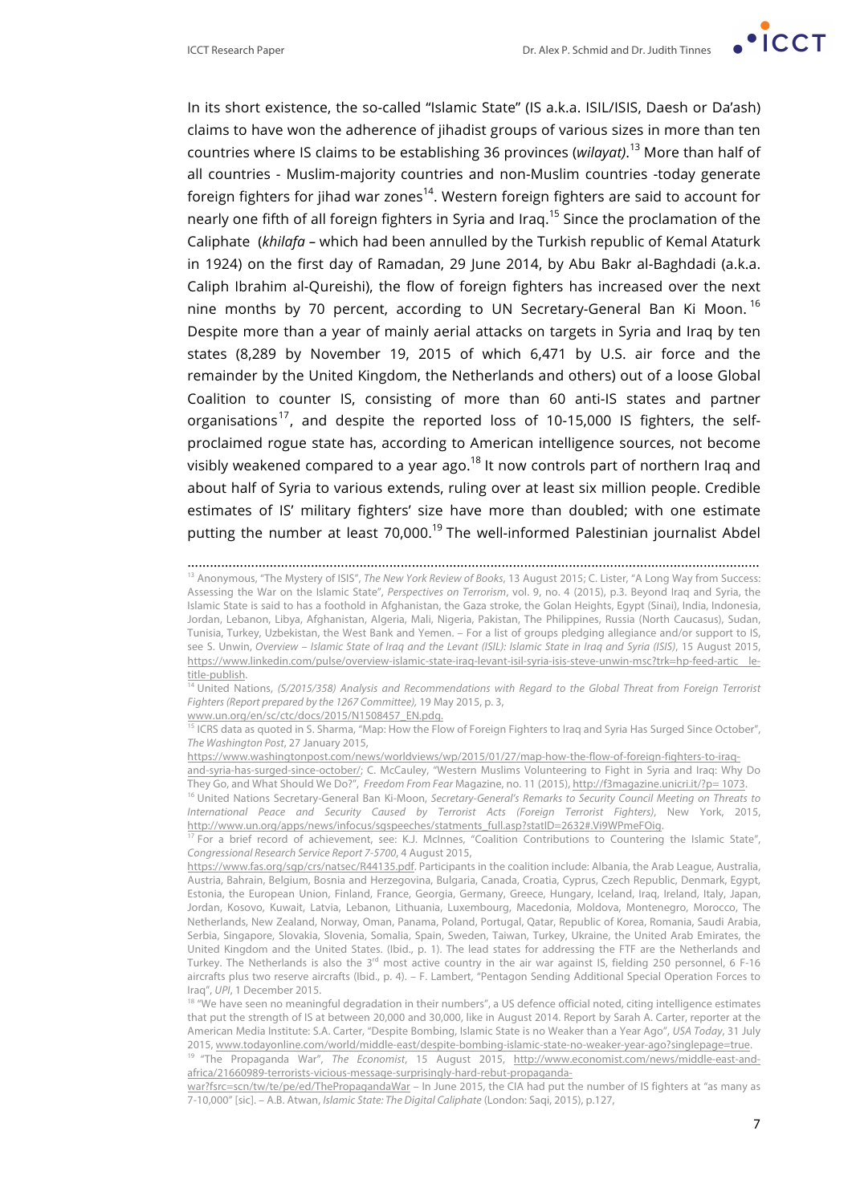In its short existence, the so-called "Islamic State" (IS a.k.a. ISIL/ISIS, Daesh or Da'ash) claims to have won the adherence of jihadist groups of various sizes in more than ten countries where IS claims to be establishing 36 provinces (*wilayat)*.[13] More than half of all countries - Muslim-majority countries and non-Muslim countries -today generate foreign fighters for jihad war zones[14]. Western foreign fighters are said to account for nearly one fifth of all foreign fighters in Syria and Iraq.[15] Since the proclamation of the Caliphate (*khilafa* – which had been annulled by the Turkish republic of Kemal Ataturk in 1924) on the first day of Ramadan, 29 June 2014, by Abu Bakr al-Baghdadi (a.k.a. Caliph Ibrahim al-Qureishi), the flow of foreign fighters has increased over the next nine months by 70 percent, according to UN Secretary-General Ban Ki Moon.[16] Despite more than a year of mainly aerial attacks on targets in Syria and Iraq by ten states (8,289 by November 19, 2015 of which 6,471 by U.S. air force and the remainder by the United Kingdom, the Netherlands and others) out of a loose Global Coalition to counter IS, consisting of more than 60 anti-IS states and partner organisations[17], and despite the reported loss of 10-15,000 IS fighters, the self-proclaimed rogue state has, according to American intelligence sources, not become visibly weakened compared to a year ago.[18] It now controls part of northern Iraq and about half of Syria to various extends, ruling over at least six million people. Credible estimates of IS' military fighters' size have more than doubled; with one estimate putting the number at least 70,000.[19] The well-informed Palestinian journalist Abdel

---

[13] Anonymous, "The Mystery of ISIS", *The New York Review of Books*, 13 August 2015; C. Lister, "A Long Way from Success: Assessing the War on the Islamic State", *Perspectives on Terrorism*, vol. 9, no. 4 (2015), p.3. Beyond Iraq and Syria, the Islamic State is said to has a foothold in Afghanistan, the Gaza stroke, the Golan Heights, Egypt (Sinai), India, Indonesia, Jordan, Lebanon, Libya, Afghanistan, Algeria, Mali, Nigeria, Pakistan, The Philippines, Russia (North Caucasus), Sudan, Tunisia, Turkey, Uzbekistan, the West Bank and Yemen. – For a list of groups pledging allegiance and/or support to IS, see S. Unwin, *Overview – Islamic State of Iraq and the Levant (ISIL): Islamic State in Iraq and Syria (ISIS)*, 15 August 2015, https://www.linkedin.com/pulse/overview-islamic-state-iraq-levant-isil-syria-isis-steve-unwin-msc?trk=hp-feed-artic le-title-publish.

[14] United Nations, *(S/2015/358) Analysis and Recommendations with Regard to the Global Threat from Foreign Terrorist Fighters (Report prepared by the 1267 Committee)*, 19 May 2015, p. 3, www.un.org/en/sc/ctc/docs/2015/N1508457_EN.pdq.

[15] ICRS data as quoted in S. Sharma, "Map: How the Flow of Foreign Fighters to Iraq and Syria Has Surged Since October", *The Washington Post*, 27 January 2015, https://www.washingtonpost.com/news/worldviews/wp/2015/01/27/map-how-the-flow-of-foreign-fighters-to-iraq-and-syria-has-surged-since-october/; C. McCauley, "Western Muslims Volunteering to Fight in Syria and Iraq: Why Do They Go, and What Should We Do?", *Freedom From Fear* Magazine, no. 11 (2015), http://f3magazine.unicri.it/?p= 1073.

[16] United Nations Secretary-General Ban Ki-Moon, *Secretary-General's Remarks to Security Council Meeting on Threats to International Peace and Security Caused by Terrorist Acts (Foreign Terrorist Fighters)*, New York, 2015, http://www.un.org/apps/news/infocus/sgspeeches/statments_full.asp?statID=2632#.Vi9WPmeFOiq.

[17] For a brief record of achievement, see: K.J. McInnes, "Coalition Contributions to Countering the Islamic State", *Congressional Research Service Report 7-5700*, 4 August 2015, https://www.fas.org/sgp/crs/natsec/R44135.pdf. Participants in the coalition include: Albania, the Arab League, Australia, Austria, Bahrain, Belgium, Bosnia and Herzegovina, Bulgaria, Canada, Croatia, Cyprus, Czech Republic, Denmark, Egypt, Estonia, the European Union, Finland, France, Georgia, Germany, Greece, Hungary, Iceland, Iraq, Ireland, Italy, Japan, Jordan, Kosovo, Kuwait, Latvia, Lebanon, Lithuania, Luxembourg, Macedonia, Moldova, Montenegro, Morocco, The Netherlands, New Zealand, Norway, Oman, Panama, Poland, Portugal, Qatar, Republic of Korea, Romania, Saudi Arabia, Serbia, Singapore, Slovakia, Slovenia, Somalia, Spain, Sweden, Taiwan, Turkey, Ukraine, the United Arab Emirates, the United Kingdom and the United States. (Ibid., p. 1). The lead states for addressing the FTF are the Netherlands and Turkey. The Netherlands is also the 3rd most active country in the air war against IS, fielding 250 personnel, 6 F-16 aircrafts plus two reserve aircrafts (Ibid., p. 4). – F. Lambert, "Pentagon Sending Additional Special Operation Forces to Iraq", *UPI*, 1 December 2015.

[18] "We have seen no meaningful degradation in their numbers", a US defence official noted, citing intelligence estimates that put the strength of IS at between 20,000 and 30,000, like in August 2014. Report by Sarah A. Carter, reporter at the American Media Institute: S.A. Carter, "Despite Bombing, Islamic State is no Weaker than a Year Ago", *USA Today*, 31 July 2015, www.todayonline.com/world/middle-east/despite-bombing-islamic-state-no-weaker-year-ago?singlepage=true.

[19] "The Propaganda War", *The Economist*, 15 August 2015, http://www.economist.com/news/middle-east-and-africa/21660989-terrorists-vicious-message-surprisingly-hard-rebut-propaganda-war?fsrc=scn/tw/te/pe/ed/ThePropagandaWar – In June 2015, the CIA had put the number of IS fighters at "as many as 7-10,000" [sic]. – A.B. Atwan, *Islamic State: The Digital Caliphate* (London: Saqi, 2015), p.127,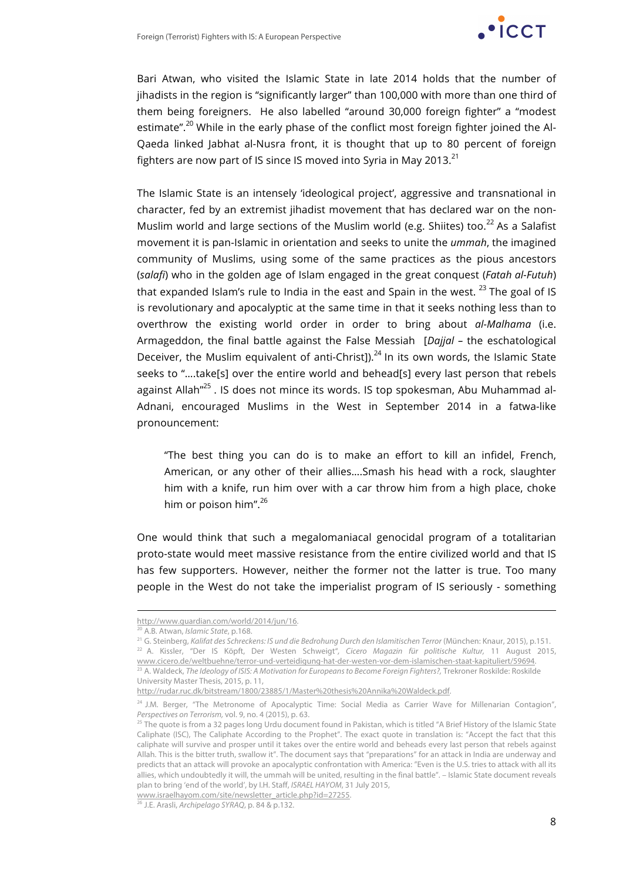Bari Atwan, who visited the Islamic State in late 2014 holds that the number of jihadists in the region is "significantly larger" than 100,000 with more than one third of them being foreigners. He also labelled "around 30,000 foreign fighter" a "modest estimate".[20] While in the early phase of the conflict most foreign fighter joined the Al-Qaeda linked Jabhat al-Nusra front, it is thought that up to 80 percent of foreign fighters are now part of IS since IS moved into Syria in May 2013.[21]

The Islamic State is an intensely 'ideological project', aggressive and transnational in character, fed by an extremist jihadist movement that has declared war on the non-Muslim world and large sections of the Muslim world (e.g. Shiites) too.[22] As a Salafist movement it is pan-Islamic in orientation and seeks to unite the *ummah*, the imagined community of Muslims, using some of the same practices as the pious ancestors (*salafi*) who in the golden age of Islam engaged in the great conquest (*Fatah al-Futuh*) that expanded Islam's rule to India in the east and Spain in the west. [23] The goal of IS is revolutionary and apocalyptic at the same time in that it seeks nothing less than to overthrow the existing world order in order to bring about *al-Malhama* (i.e. Armageddon, the final battle against the False Messiah [*Dajjal* – the eschatological Deceiver, the Muslim equivalent of anti-Christ]).[24] In its own words, the Islamic State seeks to "….take[s] over the entire world and behead[s] every last person that rebels against Allah"[25] . IS does not mince its words. IS top spokesman, Abu Muhammad al-Adnani, encouraged Muslims in the West in September 2014 in a fatwa-like pronouncement:

> "The best thing you can do is to make an effort to kill an infidel, French, American, or any other of their allies….Smash his head with a rock, slaughter him with a knife, run him over with a car throw him from a high place, choke him or poison him".[26]

One would think that such a megalomaniacal genocidal program of a totalitarian proto-state would meet massive resistance from the entire civilized world and that IS has few supporters. However, neither the former not the latter is true. Too many people in the West do not take the imperialist program of IS seriously - something

---

http://www.guardian.com/world/2014/jun/16.

[20] A.B. Atwan, *Islamic State*, p.168.

[21] G. Steinberg, *Kalifat des Schreckens: IS und die Bedrohung Durch den Islamitischen Terror* (München: Knaur, 2015), p.151.

[22] A. Kissler, "Der IS Köpft, Der Westen Schweigt", *Cicero Magazin für politische Kultur,* 11 August 2015, www.cicero.de/weltbuehne/terror-und-verteidigung-hat-der-westen-vor-dem-islamischen-staat-kapituliert/59694.

[23] A. Waldeck, *The Ideology of ISIS: A Motivation for Europeans to Become Foreign Fighters?,* Trekroner Roskilde: Roskilde University Master Thesis, 2015, p. 11, http://rudar.ruc.dk/bitstream/1800/23885/1/Master%20thesis%20Annika%20Waldeck.pdf.

[24] J.M. Berger, "The Metronome of Apocalyptic Time: Social Media as Carrier Wave for Millenarian Contagion", *Perspectives on Terrorism,* vol. 9, no. 4 (2015), p. 63.

[25] The quote is from a 32 pages long Urdu document found in Pakistan, which is titled "A Brief History of the Islamic State Caliphate (ISC), The Caliphate According to the Prophet". The exact quote in translation is: "Accept the fact that this caliphate will survive and prosper until it takes over the entire world and beheads every last person that rebels against Allah. This is the bitter truth, swallow it". The document says that "preparations" for an attack in India are underway and predicts that an attack will provoke an apocalyptic confrontation with America: "Even is the U.S. tries to attack with all its allies, which undoubtedly it will, the ummah will be united, resulting in the final battle". – Islamic State document reveals plan to bring 'end of the world', by I.H. Staff, *ISRAEL HAYOM*, 31 July 2015, www.israelhayom.com/site/newsletter_article.php?id=27255.

[26] J.E. Arasli, *Archipelago SYRAQ*, p. 84 & p.132.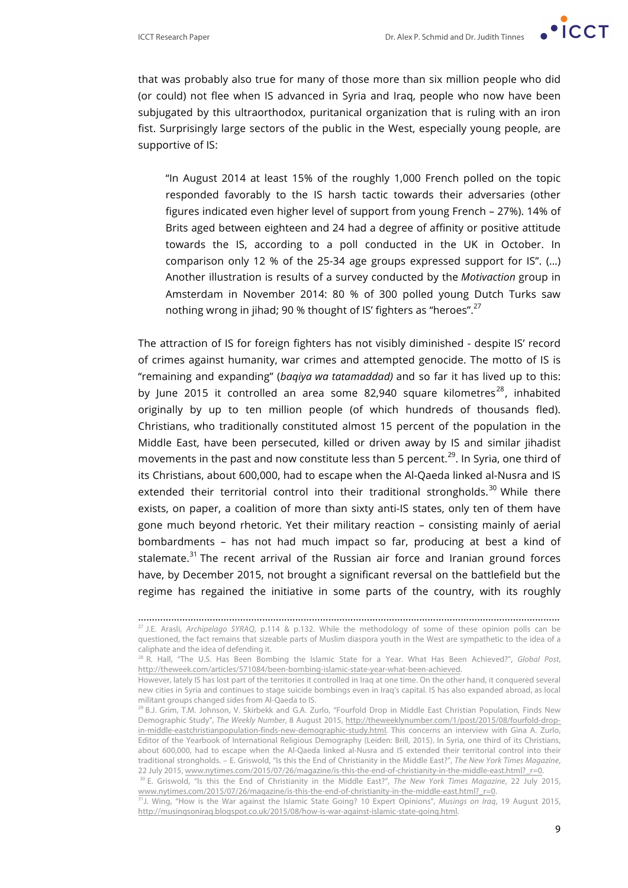that was probably also true for many of those more than six million people who did (or could) not flee when IS advanced in Syria and Iraq, people who now have been subjugated by this ultraorthodox, puritanical organization that is ruling with an iron fist. Surprisingly large sectors of the public in the West, especially young people, are supportive of IS:

> "In August 2014 at least 15% of the roughly 1,000 French polled on the topic responded favorably to the IS harsh tactic towards their adversaries (other figures indicated even higher level of support from young French – 27%). 14% of Brits aged between eighteen and 24 had a degree of affinity or positive attitude towards the IS, according to a poll conducted in the UK in October. In comparison only 12 % of the 25-34 age groups expressed support for IS". (...) Another illustration is results of a survey conducted by the *Motivaction* group in Amsterdam in November 2014: 80 % of 300 polled young Dutch Turks saw nothing wrong in jihad; 90 % thought of IS' fighters as "heroes".[27]

The attraction of IS for foreign fighters has not visibly diminished - despite IS' record of crimes against humanity, war crimes and attempted genocide. The motto of IS is "remaining and expanding" (*baqiya wa tatamaddad)* and so far it has lived up to this: by June 2015 it controlled an area some 82,940 square kilometres[28], inhabited originally by up to ten million people (of which hundreds of thousands fled). Christians, who traditionally constituted almost 15 percent of the population in the Middle East, have been persecuted, killed or driven away by IS and similar jihadist movements in the past and now constitute less than 5 percent.[29]. In Syria, one third of its Christians, about 600,000, had to escape when the Al-Qaeda linked al-Nusra and IS extended their territorial control into their traditional strongholds.[30] While there exists, on paper, a coalition of more than sixty anti-IS states, only ten of them have gone much beyond rhetoric. Yet their military reaction – consisting mainly of aerial bombardments – has not had much impact so far, producing at best a kind of stalemate.[31] The recent arrival of the Russian air force and Iranian ground forces have, by December 2015, not brought a significant reversal on the battlefield but the regime has regained the initiative in some parts of the country, with its roughly

---

[27] J.E. Arasli, *Archipelago SYRAQ*, p.114 & p.132. While the methodology of some of these opinion polls can be questioned, the fact remains that sizeable parts of Muslim diaspora youth in the West are sympathetic to the idea of a caliphate and the idea of defending it.

[28] R. Hall, "The U.S. Has Been Bombing the Islamic State for a Year. What Has Been Achieved?", *Global Post*, http://theweek.com/articles/571084/been-bombing-islamic-state-year-what-been-achieved.
However, lately IS has lost part of the territories it controlled in Iraq at one time. On the other hand, it conquered several new cities in Syria and continues to stage suicide bombings even in Iraq's capital. IS has also expanded abroad, as local militant groups changed sides from Al-Qaeda to IS.

[29] B.J. Grim, T.M. Johnson, V. Skirbekk and G.A. Zurlo, "Fourfold Drop in Middle East Christian Population, Finds New Demographic Study", *The Weekly Number*, 8 August 2015, http://theweeklynumber.com/1/post/2015/08/fourfold-drop-in-middle-eastchristianpopulation-finds-new-demographic-study.html. This concerns an interview with Gina A. Zurlo, Editor of the Yearbook of International Religious Demography (Leiden: Brill, 2015). In Syria, one third of its Christians, about 600,000, had to escape when the Al-Qaeda linked al-Nusra and IS extended their territorial control into their traditional strongholds. – E. Griswold, "Is this the End of Christianity in the Middle East?", *The New York Times Magazine*, 22 July 2015, www.nytimes.com/2015/07/26/magazine/is-this-the-end-of-christianity-in-the-middle-east.html?_r=0.

[30] E. Griswold, "Is this the End of Christianity in the Middle East?", *The New York Times Magazine*, 22 July 2015, www.nytimes.com/2015/07/26/magazine/is-this-the-end-of-christianity-in-the-middle-east.html?_r=0.

[31] J. Wing, "How is the War against the Islamic State Going? 10 Expert Opinions", *Musings on Iraq*, 19 August 2015, http://musingsoniraq.blogspot.co.uk/2015/08/how-is-war-against-islamic-state-going.html.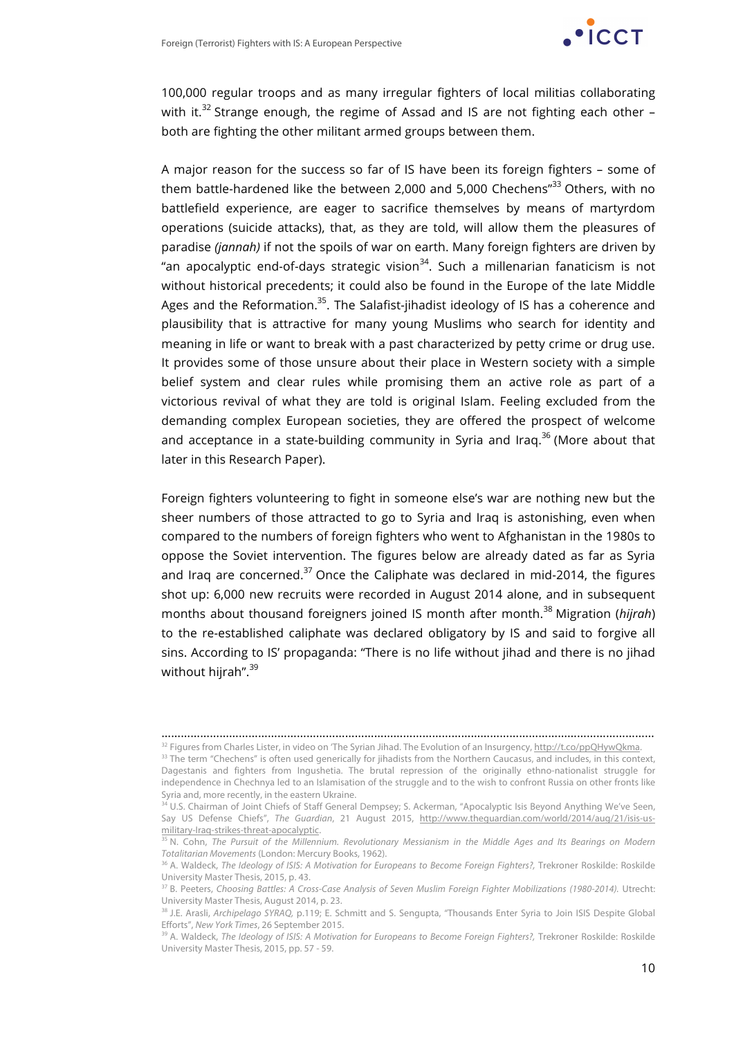100,000 regular troops and as many irregular fighters of local militias collaborating with it.[32] Strange enough, the regime of Assad and IS are not fighting each other – both are fighting the other militant armed groups between them.

A major reason for the success so far of IS have been its foreign fighters – some of them battle-hardened like the between 2,000 and 5,000 Chechens"[33] Others, with no battlefield experience, are eager to sacrifice themselves by means of martyrdom operations (suicide attacks), that, as they are told, will allow them the pleasures of paradise *(jannah)* if not the spoils of war on earth. Many foreign fighters are driven by "an apocalyptic end-of-days strategic vision[34]. Such a millenarian fanaticism is not without historical precedents; it could also be found in the Europe of the late Middle Ages and the Reformation.[35]. The Salafist-jihadist ideology of IS has a coherence and plausibility that is attractive for many young Muslims who search for identity and meaning in life or want to break with a past characterized by petty crime or drug use. It provides some of those unsure about their place in Western society with a simple belief system and clear rules while promising them an active role as part of a victorious revival of what they are told is original Islam. Feeling excluded from the demanding complex European societies, they are offered the prospect of welcome and acceptance in a state-building community in Syria and Iraq.[36] (More about that later in this Research Paper).

Foreign fighters volunteering to fight in someone else's war are nothing new but the sheer numbers of those attracted to go to Syria and Iraq is astonishing, even when compared to the numbers of foreign fighters who went to Afghanistan in the 1980s to oppose the Soviet intervention. The figures below are already dated as far as Syria and Iraq are concerned.[37] Once the Caliphate was declared in mid-2014, the figures shot up: 6,000 new recruits were recorded in August 2014 alone, and in subsequent months about thousand foreigners joined IS month after month.[38] Migration (*hijrah*) to the re-established caliphate was declared obligatory by IS and said to forgive all sins. According to IS' propaganda: "There is no life without jihad and there is no jihad without hijrah".[39]

---

[32] Figures from Charles Lister, in video on 'The Syrian Jihad. The Evolution of an Insurgency, http://t.co/ppQHywQkma.

[33] The term "Chechens" is often used generically for jihadists from the Northern Caucasus, and includes, in this context, Dagestanis and fighters from Ingushetia. The brutal repression of the originally ethno-nationalist struggle for independence in Chechnya led to an Islamisation of the struggle and to the wish to confront Russia on other fronts like Syria and, more recently, in the eastern Ukraine.

[34] U.S. Chairman of Joint Chiefs of Staff General Dempsey; S. Ackerman, "Apocalyptic Isis Beyond Anything We've Seen, Say US Defense Chiefs", *The Guardian*, 21 August 2015, http://www.theguardian.com/world/2014/aug/21/isis-us-military-iraq-strikes-threat-apocalyptic.

[35] N. Cohn, *The Pursuit of the Millennium. Revolutionary Messianism in the Middle Ages and Its Bearings on Modern Totalitarian Movements* (London: Mercury Books, 1962).

[36] A. Waldeck, *The Ideology of ISIS: A Motivation for Europeans to Become Foreign Fighters?,* Trekroner Roskilde: Roskilde University Master Thesis, 2015, p. 43.

[37] B. Peeters, *Choosing Battles: A Cross-Case Analysis of Seven Muslim Foreign Fighter Mobilizations (1980-2014).* Utrecht: University Master Thesis, August 2014, p. 23.

[38] J.E. Arasli, *Archipelago SYRAQ,* p.119; E. Schmitt and S. Sengupta, "Thousands Enter Syria to Join ISIS Despite Global Efforts", *New York Times*, 26 September 2015.

[39] A. Waldeck, *The Ideology of ISIS: A Motivation for Europeans to Become Foreign Fighters?,* Trekroner Roskilde: Roskilde University Master Thesis, 2015, pp. 57 - 59.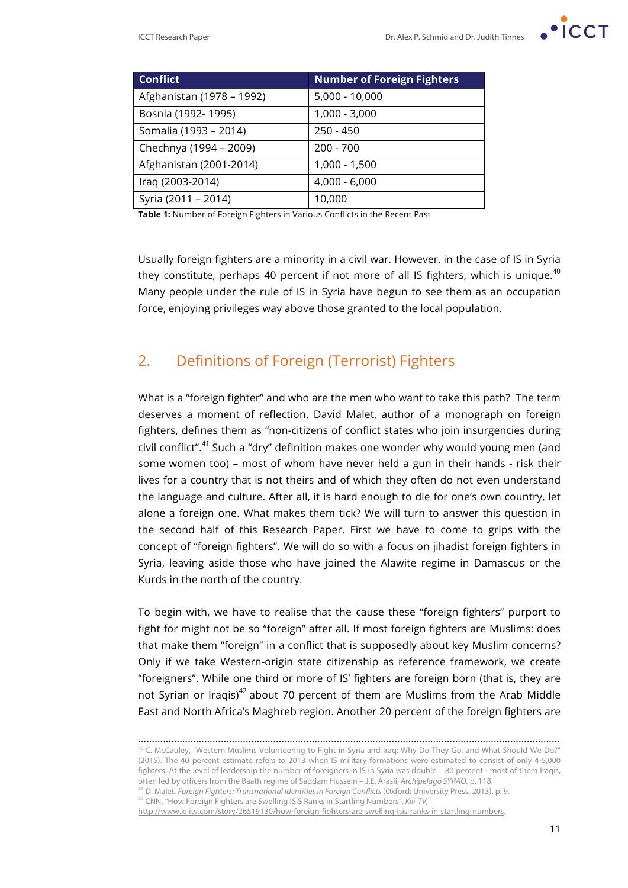| Conflict | Number of Foreign Fighters |
|---|---|
| Afghanistan (1978 – 1992) | 5,000 - 10,000 |
| Bosnia (1992- 1995) | 1,000 - 3,000 |
| Somalia (1993 – 2014) | 250 - 450 |
| Chechnya (1994 – 2009) | 200 - 700 |
| Afghanistan (2001-2014) | 1,000 - 1,500 |
| Iraq (2003-2014) | 4,000 - 6,000 |
| Syria (2011 – 2014) | 10,000 |

**Table 1:** Number of Foreign Fighters in Various Conflicts in the Recent Past

Usually foreign fighters are a minority in a civil war. However, in the case of IS in Syria they constitute, perhaps 40 percent if not more of all IS fighters, which is unique.[40] Many people under the rule of IS in Syria have begun to see them as an occupation force, enjoying privileges way above those granted to the local population.

## 2. Definitions of Foreign (Terrorist) Fighters

What is a "foreign fighter" and who are the men who want to take this path? The term deserves a moment of reflection. David Malet, author of a monograph on foreign fighters, defines them as "non-citizens of conflict states who join insurgencies during civil conflict".[41] Such a "dry" definition makes one wonder why would young men (and some women too) – most of whom have never held a gun in their hands - risk their lives for a country that is not theirs and of which they often do not even understand the language and culture. After all, it is hard enough to die for one's own country, let alone a foreign one. What makes them tick? We will turn to answer this question in the second half of this Research Paper. First we have to come to grips with the concept of "foreign fighters". We will do so with a focus on jihadist foreign fighters in Syria, leaving aside those who have joined the Alawite regime in Damascus or the Kurds in the north of the country.

To begin with, we have to realise that the cause these "foreign fighters" purport to fight for might not be so "foreign" after all. If most foreign fighters are Muslims: does that make them "foreign" in a conflict that is supposedly about key Muslim concerns? Only if we take Western-origin state citizenship as reference framework, we create "foreigners". While one third or more of IS' fighters are foreign born (that is, they are not Syrian or Iraqis)[42] about 70 percent of them are Muslims from the Arab Middle East and North Africa's Maghreb region. Another 20 percent of the foreign fighters are

---

[40] C. McCauley, "Western Muslims Volunteering to Fight in Syria and Iraq: Why Do They Go, and What Should We Do?" (2015). The 40 percent estimate refers to 2013 when IS military formations were estimated to consist of only 4-5,000 fighters. At the level of leadership the number of foreigners in IS in Syria was double – 80 percent - most of them Iraqis, often led by officers from the Baath regime of Saddam Hussein – J.E. Arasli, *Archipelago SYRAQ*, p. 118.

[41] D. Malet, *Foreign Fighters: Transnational Identities in Foreign Conflicts* (Oxford: University Press, 2013), p. 9.

[42] CNN, "How Foreign Fighters are Swelling ISIS Ranks in Startling Numbers", *Kiii-TV*, http://www.kiiitv.com/story/26519130/how-foreign-fighters-are-swelling-isis-ranks-in-startling-numbers.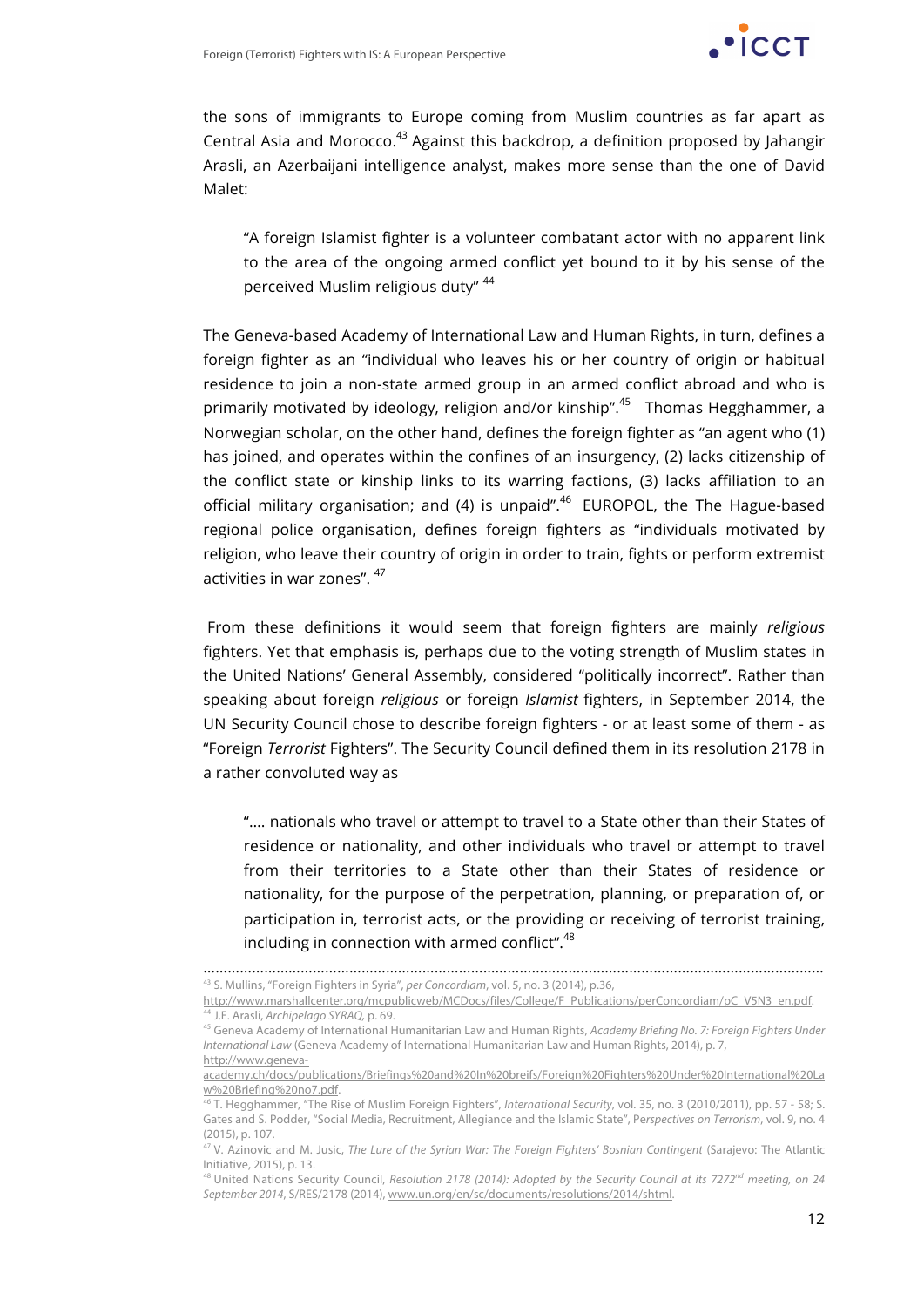the sons of immigrants to Europe coming from Muslim countries as far apart as Central Asia and Morocco.[43] Against this backdrop, a definition proposed by Jahangir Arasli, an Azerbaijani intelligence analyst, makes more sense than the one of David Malet:

> "A foreign Islamist fighter is a volunteer combatant actor with no apparent link to the area of the ongoing armed conflict yet bound to it by his sense of the perceived Muslim religious duty" [44]

The Geneva-based Academy of International Law and Human Rights, in turn, defines a foreign fighter as an "individual who leaves his or her country of origin or habitual residence to join a non-state armed group in an armed conflict abroad and who is primarily motivated by ideology, religion and/or kinship".[45] Thomas Hegghammer, a Norwegian scholar, on the other hand, defines the foreign fighter as "an agent who (1) has joined, and operates within the confines of an insurgency, (2) lacks citizenship of the conflict state or kinship links to its warring factions, (3) lacks affiliation to an official military organisation; and (4) is unpaid".[46] EUROPOL, the The Hague-based regional police organisation, defines foreign fighters as "individuals motivated by religion, who leave their country of origin in order to train, fights or perform extremist activities in war zones". [47]

From these definitions it would seem that foreign fighters are mainly *religious* fighters. Yet that emphasis is, perhaps due to the voting strength of Muslim states in the United Nations' General Assembly, considered "politically incorrect". Rather than speaking about foreign *religious* or foreign *Islamist* fighters, in September 2014, the UN Security Council chose to describe foreign fighters - or at least some of them - as "Foreign *Terrorist* Fighters". The Security Council defined them in its resolution 2178 in a rather convoluted way as

> ".... nationals who travel or attempt to travel to a State other than their States of residence or nationality, and other individuals who travel or attempt to travel from their territories to a State other than their States of residence or nationality, for the purpose of the perpetration, planning, or preparation of, or participation in, terrorist acts, or the providing or receiving of terrorist training, including in connection with armed conflict".[48]

---

[43] S. Mullins, "Foreign Fighters in Syria", *per Concordiam*, vol. 5, no. 3 (2014), p.36, http://www.marshallcenter.org/mcpublicweb/MCDocs/files/College/F_Publications/perConcordiam/pC_V5N3_en.pdf.

[44] J.E. Arasli, *Archipelago SYRAQ*, p. 69.

[45] Geneva Academy of International Humanitarian Law and Human Rights, *Academy Briefing No. 7: Foreign Fighters Under International Law* (Geneva Academy of International Humanitarian Law and Human Rights, 2014), p. 7, http://www.geneva-academy.ch/docs/publications/Briefings%20and%20In%20breifs/Foreign%20Fighters%20Under%20International%20Law%20Briefing%20no7.pdf.

[46] T. Hegghammer, "The Rise of Muslim Foreign Fighters", *International Security*, vol. 35, no. 3 (2010/2011), pp. 57 - 58; S. Gates and S. Podder, "Social Media, Recruitment, Allegiance and the Islamic State", P*erspectives on Terrorism*, vol. 9, no. 4 (2015), p. 107.

[47] V. Azinovic and M. Jusic, *The Lure of the Syrian War: The Foreign Fighters' Bosnian Contingent* (Sarajevo: The Atlantic Initiative, 2015), p. 13.

[48] United Nations Security Council, *Resolution 2178 (2014): Adopted by the Security Council at its 7272nd meeting, on 24 September 2014*, S/RES/2178 (2014), www.un.org/en/sc/documents/resolutions/2014/shtml.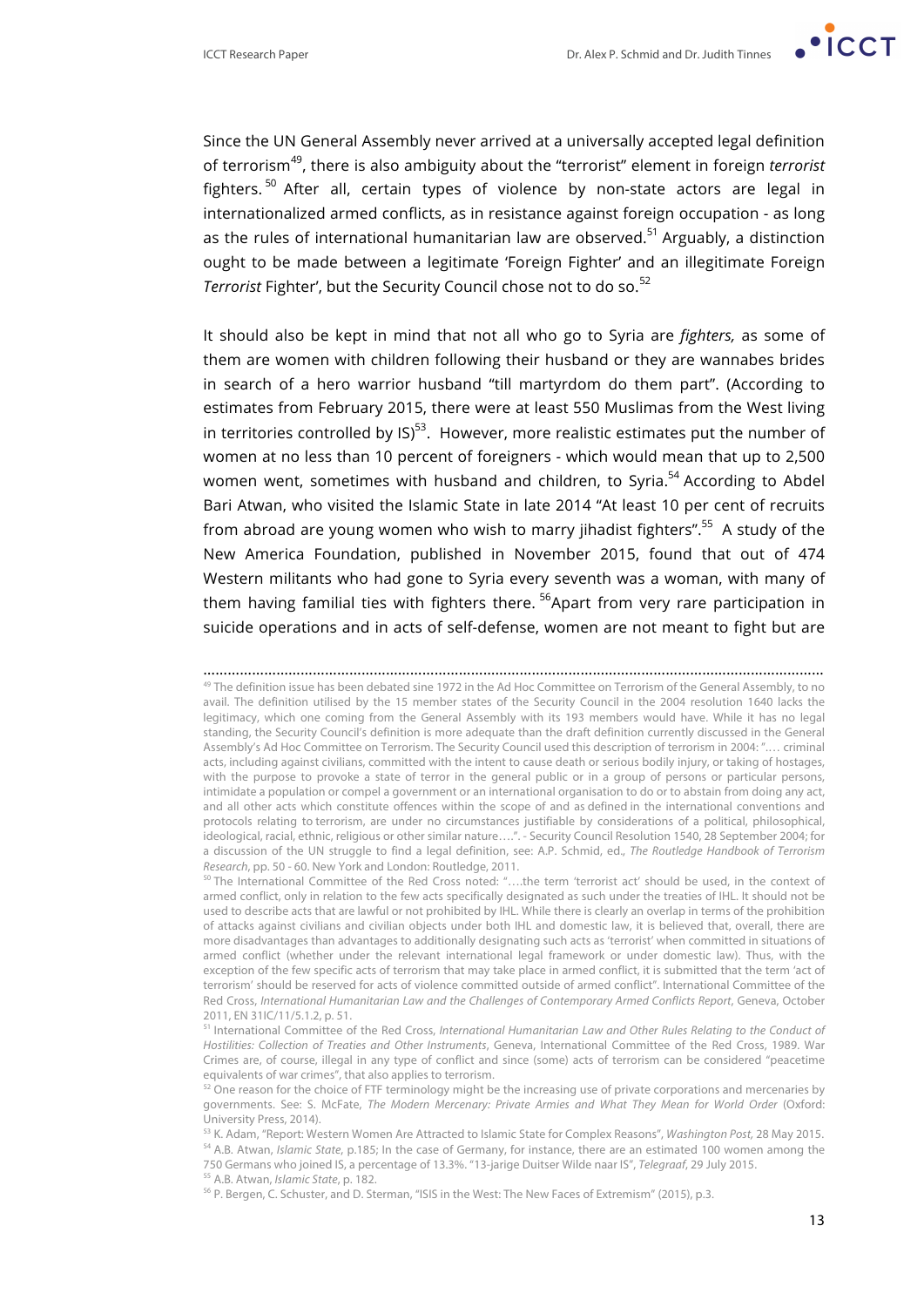Since the UN General Assembly never arrived at a universally accepted legal definition of terrorism[49], there is also ambiguity about the "terrorist" element in foreign *terrorist* fighters.[50] After all, certain types of violence by non-state actors are legal in internationalized armed conflicts, as in resistance against foreign occupation - as long as the rules of international humanitarian law are observed.[51] Arguably, a distinction ought to be made between a legitimate 'Foreign Fighter' and an illegitimate Foreign *Terrorist* Fighter', but the Security Council chose not to do so.[52]

It should also be kept in mind that not all who go to Syria are *fighters,* as some of them are women with children following their husband or they are wannabes brides in search of a hero warrior husband "till martyrdom do them part". (According to estimates from February 2015, there were at least 550 Muslimas from the West living in territories controlled by IS)[53]. However, more realistic estimates put the number of women at no less than 10 percent of foreigners - which would mean that up to 2,500 women went, sometimes with husband and children, to Syria.[54] According to Abdel Bari Atwan, who visited the Islamic State in late 2014 "At least 10 per cent of recruits from abroad are young women who wish to marry jihadist fighters".[55] A study of the New America Foundation, published in November 2015, found that out of 474 Western militants who had gone to Syria every seventh was a woman, with many of them having familial ties with fighters there.[56] Apart from very rare participation in suicide operations and in acts of self-defense, women are not meant to fight but are

---

[49] The definition issue has been debated sine 1972 in the Ad Hoc Committee on Terrorism of the General Assembly, to no avail. The definition utilised by the 15 member states of the Security Council in the 2004 resolution 1640 lacks the legitimacy, which one coming from the General Assembly with its 193 members would have. While it has no legal standing, the Security Council's definition is more adequate than the draft definition currently discussed in the General Assembly's Ad Hoc Committee on Terrorism. The Security Council used this description of terrorism in 2004: ".… criminal acts, including against civilians, committed with the intent to cause death or serious bodily injury, or taking of hostages, with the purpose to provoke a state of terror in the general public or in a group of persons or particular persons, intimidate a population or compel a government or an international organisation to do or to abstain from doing any act, and all other acts which constitute offences within the scope of and as defined in the international conventions and protocols relating to terrorism, are under no circumstances justifiable by considerations of a political, philosophical, ideological, racial, ethnic, religious or other similar nature….". - Security Council Resolution 1540, 28 September 2004; for a discussion of the UN struggle to find a legal definition, see: A.P. Schmid, ed., *The Routledge Handbook of Terrorism Research*, pp. 50 - 60. New York and London: Routledge, 2011.

[50] The International Committee of the Red Cross noted: "….the term 'terrorist act' should be used, in the context of armed conflict, only in relation to the few acts specifically designated as such under the treaties of IHL. It should not be used to describe acts that are lawful or not prohibited by IHL. While there is clearly an overlap in terms of the prohibition of attacks against civilians and civilian objects under both IHL and domestic law, it is believed that, overall, there are more disadvantages than advantages to additionally designating such acts as 'terrorist' when committed in situations of armed conflict (whether under the relevant international legal framework or under domestic law). Thus, with the exception of the few specific acts of terrorism that may take place in armed conflict, it is submitted that the term 'act of terrorism' should be reserved for acts of violence committed outside of armed conflict". International Committee of the Red Cross, *International Humanitarian Law and the Challenges of Contemporary Armed Conflicts Report*, Geneva, October 2011, EN 31IC/11/5.1.2, p. 51.

[51] International Committee of the Red Cross, *International Humanitarian Law and Other Rules Relating to the Conduct of Hostilities: Collection of Treaties and Other Instruments*, Geneva, International Committee of the Red Cross, 1989. War Crimes are, of course, illegal in any type of conflict and since (some) acts of terrorism can be considered "peacetime equivalents of war crimes", that also applies to terrorism.

[52] One reason for the choice of FTF terminology might be the increasing use of private corporations and mercenaries by governments. See: S. McFate, *The Modern Mercenary: Private Armies and What They Mean for World Order* (Oxford: University Press, 2014).

[53] K. Adam, "Report: Western Women Are Attracted to Islamic State for Complex Reasons", *Washington Post*, 28 May 2015.

[54] A.B. Atwan, *Islamic State*, p.185; In the case of Germany, for instance, there are an estimated 100 women among the 750 Germans who joined IS, a percentage of 13.3%. "13-jarige Duitser Wilde naar IS", *Telegraaf*, 29 July 2015.

[55] A.B. Atwan, *Islamic State*, p. 182.

[56] P. Bergen, C. Schuster, and D. Sterman, "ISIS in the West: The New Faces of Extremism" (2015), p.3.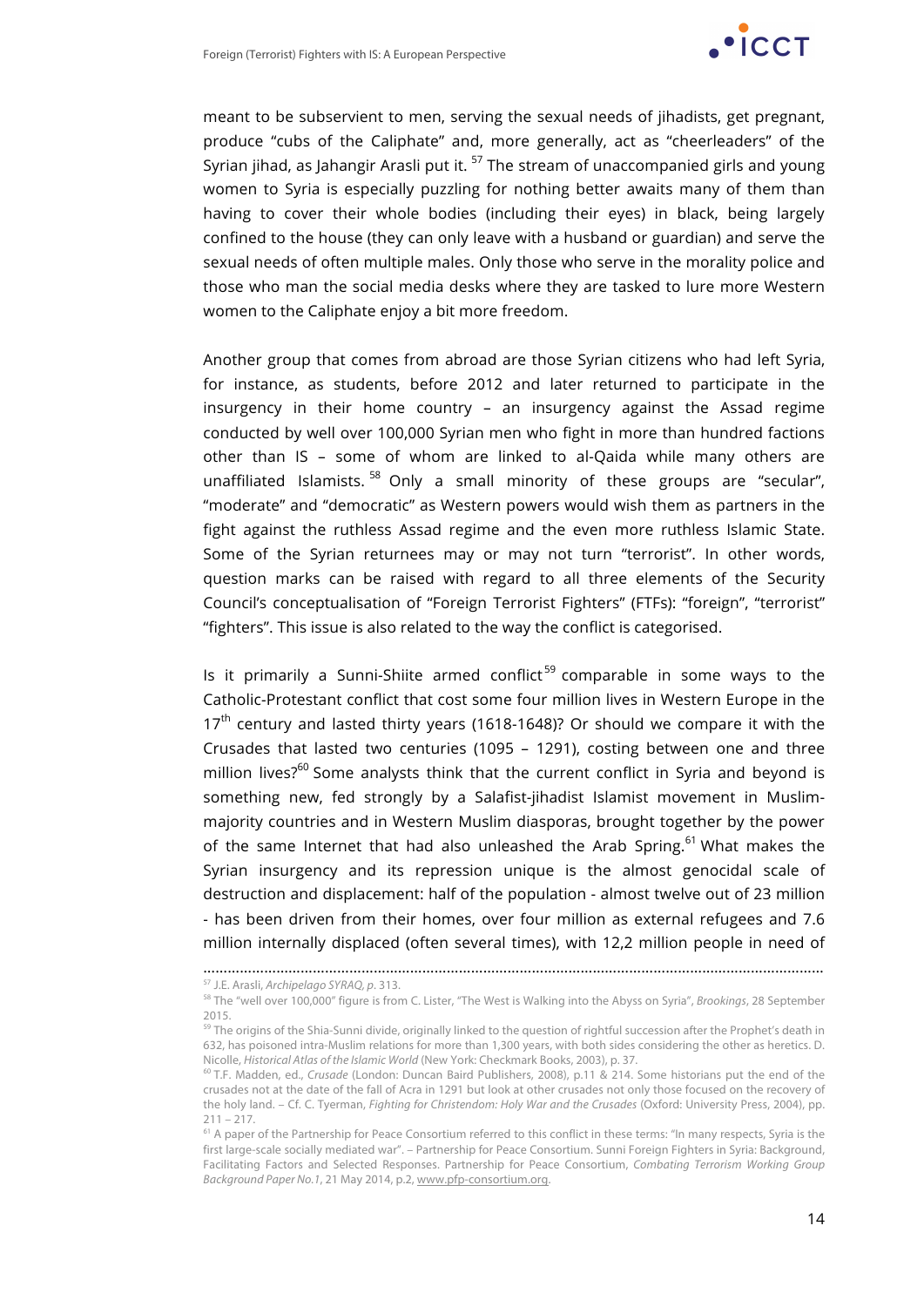meant to be subservient to men, serving the sexual needs of jihadists, get pregnant, produce "cubs of the Caliphate" and, more generally, act as "cheerleaders" of the Syrian jihad, as Jahangir Arasli put it. [57] The stream of unaccompanied girls and young women to Syria is especially puzzling for nothing better awaits many of them than having to cover their whole bodies (including their eyes) in black, being largely confined to the house (they can only leave with a husband or guardian) and serve the sexual needs of often multiple males. Only those who serve in the morality police and those who man the social media desks where they are tasked to lure more Western women to the Caliphate enjoy a bit more freedom.

Another group that comes from abroad are those Syrian citizens who had left Syria, for instance, as students, before 2012 and later returned to participate in the insurgency in their home country – an insurgency against the Assad regime conducted by well over 100,000 Syrian men who fight in more than hundred factions other than IS – some of whom are linked to al-Qaida while many others are unaffiliated Islamists. [58] Only a small minority of these groups are "secular", "moderate" and "democratic" as Western powers would wish them as partners in the fight against the ruthless Assad regime and the even more ruthless Islamic State. Some of the Syrian returnees may or may not turn "terrorist". In other words, question marks can be raised with regard to all three elements of the Security Council's conceptualisation of "Foreign Terrorist Fighters" (FTFs): "foreign", "terrorist" "fighters". This issue is also related to the way the conflict is categorised.

Is it primarily a Sunni-Shiite armed conflict[59] comparable in some ways to the Catholic-Protestant conflict that cost some four million lives in Western Europe in the 17th century and lasted thirty years (1618-1648)? Or should we compare it with the Crusades that lasted two centuries (1095 – 1291), costing between one and three million lives?[60] Some analysts think that the current conflict in Syria and beyond is something new, fed strongly by a Salafist-jihadist Islamist movement in Muslim-majority countries and in Western Muslim diasporas, brought together by the power of the same Internet that had also unleashed the Arab Spring.[61] What makes the Syrian insurgency and its repression unique is the almost genocidal scale of destruction and displacement: half of the population - almost twelve out of 23 million - has been driven from their homes, over four million as external refugees and 7.6 million internally displaced (often several times), with 12,2 million people in need of

---

[57] J.E. Arasli, *Archipelago SYRAQ*, p. 313.

[58] The "well over 100,000" figure is from C. Lister, "The West is Walking into the Abyss on Syria", *Brookings*, 28 September 2015.

[59] The origins of the Shia-Sunni divide, originally linked to the question of rightful succession after the Prophet's death in 632, has poisoned intra-Muslim relations for more than 1,300 years, with both sides considering the other as heretics. D. Nicolle, *Historical Atlas of the Islamic World* (New York: Checkmark Books, 2003), p. 37.

[60] T.F. Madden, ed., *Crusade* (London: Duncan Baird Publishers, 2008), p.11 & 214. Some historians put the end of the crusades not at the date of the fall of Acra in 1291 but look at other crusades not only those focused on the recovery of the holy land. – Cf. C. Tyerman, *Fighting for Christendom: Holy War and the Crusades* (Oxford: University Press, 2004), pp. 211 – 217.

[61] A paper of the Partnership for Peace Consortium referred to this conflict in these terms: "In many respects, Syria is the first large-scale socially mediated war". – Partnership for Peace Consortium. Sunni Foreign Fighters in Syria: Background, Facilitating Factors and Selected Responses. Partnership for Peace Consortium, *Combating Terrorism Working Group Background Paper No.1*, 21 May 2014, p.2, www.pfp-consortium.org.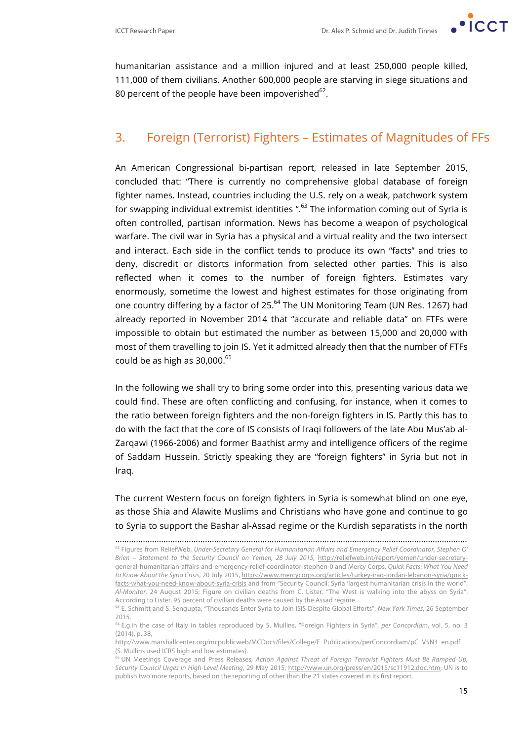humanitarian assistance and a million injured and at least 250,000 people killed, 111,000 of them civilians. Another 600,000 people are starving in siege situations and 80 percent of the people have been impoverished[62].

## 3. Foreign (Terrorist) Fighters – Estimates of Magnitudes of FFs

An American Congressional bi-partisan report, released in late September 2015, concluded that: "There is currently no comprehensive global database of foreign fighter names. Instead, countries including the U.S. rely on a weak, patchwork system for swapping individual extremist identities ".[63] The information coming out of Syria is often controlled, partisan information. News has become a weapon of psychological warfare. The civil war in Syria has a physical and a virtual reality and the two intersect and interact. Each side in the conflict tends to produce its own "facts" and tries to deny, discredit or distorts information from selected other parties. This is also reflected when it comes to the number of foreign fighters. Estimates vary enormously, sometime the lowest and highest estimates for those originating from one country differing by a factor of 25.[64] The UN Monitoring Team (UN Res. 1267) had already reported in November 2014 that "accurate and reliable data" on FTFs were impossible to obtain but estimated the number as between 15,000 and 20,000 with most of them travelling to join IS. Yet it admitted already then that the number of FTFs could be as high as 30,000.[65]

In the following we shall try to bring some order into this, presenting various data we could find. These are often conflicting and confusing, for instance, when it comes to the ratio between foreign fighters and the non-foreign fighters in IS. Partly this has to do with the fact that the core of IS consists of Iraqi followers of the late Abu Mus'ab al-Zarqawi (1966-2006) and former Baathist army and intelligence officers of the regime of Saddam Hussein. Strictly speaking they are "foreign fighters" in Syria but not in Iraq.

The current Western focus on foreign fighters in Syria is somewhat blind on one eye, as those Shia and Alawite Muslims and Christians who have gone and continue to go to Syria to support the Bashar al-Assad regime or the Kurdish separatists in the north

---

[62] Figures from ReliefWeb, *Under-Secretary General for Humanitarian Affairs and Emergency Relief Coordinator, Stephen O' Brien – Statement to the Security Council on Yemen, 28 July 2015,* http://reliefweb.int/report/yemen/under-secretary-general-humanitarian-affairs-and-emergency-relief-coordinator-stephen-0 and Mercy Corps, *Quick Facts: What You Need to Know About the Syria Crisis*, 20 July 2015, https://www.mercycorps.org/articles/turkey-iraq-jordan-lebanon-syria/quick-facts-what-you-need-know-about-syria-crisis and from "Security Council: Syria 'largest humanitarian crisis in the world", *Al-Monitor*, 24 August 2015; Figure on civilian deaths from C. Lister. "The West is walking into the abyss on Syria". According to Lister, 95 percent of civilian deaths were caused by the Assad regime.

[63] E. Schmitt and S. Sengupta, "Thousands Enter Syria to Join ISIS Despite Global Efforts", *New York Times*, 26 September 2015.

[64] E.g.in the case of Italy in tables reproduced by S. Mullins, "Foreign Fighters in Syria", *per Concordiam*, vol. 5, no. 3 (2014), p. 38, http://www.marshallcenter.org/mcpublicweb/MCDocs/files/College/F_Publications/perConcordiam/pC_V5N3_en.pdf (S. Mullins used ICRS high and low estimates).

[65] UN Meetings Coverage and Press Releases, *Action Against Threat of Foreign Terrorist Fighters Must Be Ramped Up, Security Council Urges in High-Level Meeting*, 29 May 2015, http://www.un.org/press/en/2015/sc11912.doc.htm; UN is to publish two more reports, based on the reporting of other than the 21 states covered in its first report.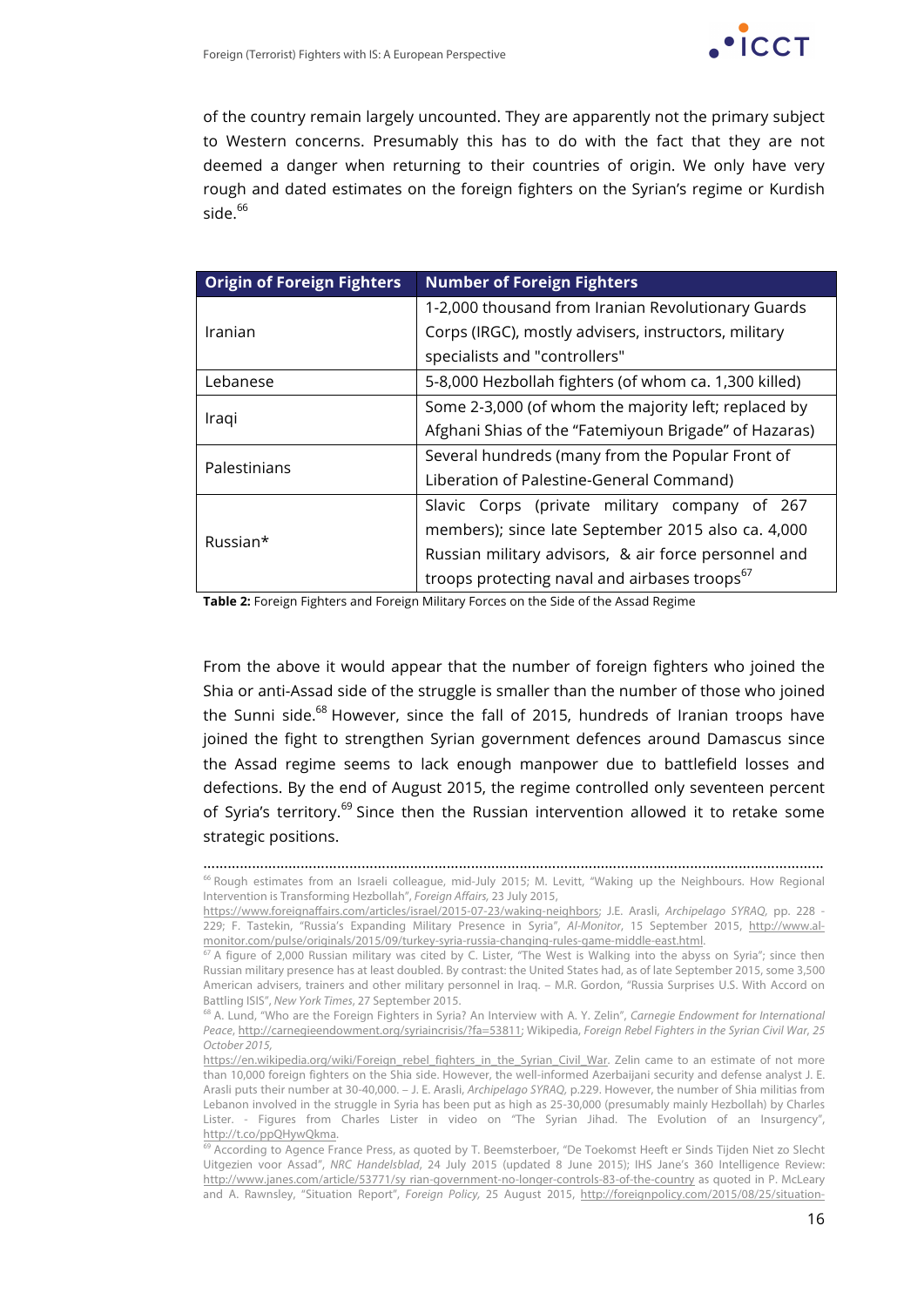of the country remain largely uncounted. They are apparently not the primary subject to Western concerns. Presumably this has to do with the fact that they are not deemed a danger when returning to their countries of origin. We only have very rough and dated estimates on the foreign fighters on the Syrian's regime or Kurdish side.[66]

| Origin of Foreign Fighters | Number of Foreign Fighters |
|---|---|
| Iranian | 1-2,000 thousand from Iranian Revolutionary Guards Corps (IRGC), mostly advisers, instructors, military specialists and "controllers" |
| Lebanese | 5-8,000 Hezbollah fighters (of whom ca. 1,300 killed) |
| Iraqi | Some 2-3,000 (of whom the majority left; replaced by Afghani Shias of the "Fatemiyoun Brigade" of Hazaras) |
| Palestinians | Several hundreds (many from the Popular Front of Liberation of Palestine-General Command) |
| Russian* | Slavic Corps (private military company of 267 members); since late September 2015 also ca. 4,000 Russian military advisors, & air force personnel and troops protecting naval and airbases troops[67] |

**Table 2:** Foreign Fighters and Foreign Military Forces on the Side of the Assad Regime

From the above it would appear that the number of foreign fighters who joined the Shia or anti-Assad side of the struggle is smaller than the number of those who joined the Sunni side.[68] However, since the fall of 2015, hundreds of Iranian troops have joined the fight to strengthen Syrian government defences around Damascus since the Assad regime seems to lack enough manpower due to battlefield losses and defections. By the end of August 2015, the regime controlled only seventeen percent of Syria's territory.[69] Since then the Russian intervention allowed it to retake some strategic positions.

---

[66] Rough estimates from an Israeli colleague, mid-July 2015; M. Levitt, "Waking up the Neighbours. How Regional Intervention is Transforming Hezbollah", *Foreign Affairs,* 23 July 2015, https://www.foreignaffairs.com/articles/israel/2015-07-23/waking-neighbors; J.E. Arasli, *Archipelago SYRAQ,* pp. 228 - 229; F. Tastekin, "Russia's Expanding Military Presence in Syria", *Al-Monitor*, 15 September 2015, http://www.al-monitor.com/pulse/originals/2015/09/turkey-syria-russia-changing-rules-game-middle-east.html.

[67] A figure of 2,000 Russian military was cited by C. Lister, "The West is Walking into the abyss on Syria"; since then Russian military presence has at least doubled. By contrast: the United States had, as of late September 2015, some 3,500 American advisers, trainers and other military personnel in Iraq. – M.R. Gordon, "Russia Surprises U.S. With Accord on Battling ISIS", *New York Times*, 27 September 2015.

[68] A. Lund, "Who are the Foreign Fighters in Syria? An Interview with A. Y. Zelin", *Carnegie Endowment for International Peace*, http://carnegieendowment.org/syriaincrisis/?fa=53811; Wikipedia, *Foreign Rebel Fighters in the Syrian Civil War*, *25 October 2015,* https://en.wikipedia.org/wiki/Foreign_rebel_fighters_in_the_Syrian_Civil_War. Zelin came to an estimate of not more than 10,000 foreign fighters on the Shia side. However, the well-informed Azerbaijani security and defense analyst J. E. Arasli puts their number at 30-40,000. – J. E. Arasli, *Archipelago SYRAQ,* p.229. However, the number of Shia militias from Lebanon involved in the struggle in Syria has been put as high as 25-30,000 (presumably mainly Hezbollah) by Charles Lister. - Figures from Charles Lister in video on "The Syrian Jihad. The Evolution of an Insurgency", http://t.co/ppQHywQkma.

[69] According to Agence France Press, as quoted by T. Beemsterboer, "De Toekomst Heeft er Sinds Tijden Niet zo Slecht Uitgezien voor Assad", *NRC Handelsblad*, 24 July 2015 (updated 8 June 2015); IHS Jane's 360 Intelligence Review: http://www.janes.com/article/53771/sy rian-government-no-longer-controls-83-of-the-country as quoted in P. McLeary and A. Rawnsley, "Situation Report", *Foreign Policy,* 25 August 2015, http://foreignpolicy.com/2015/08/25/situation-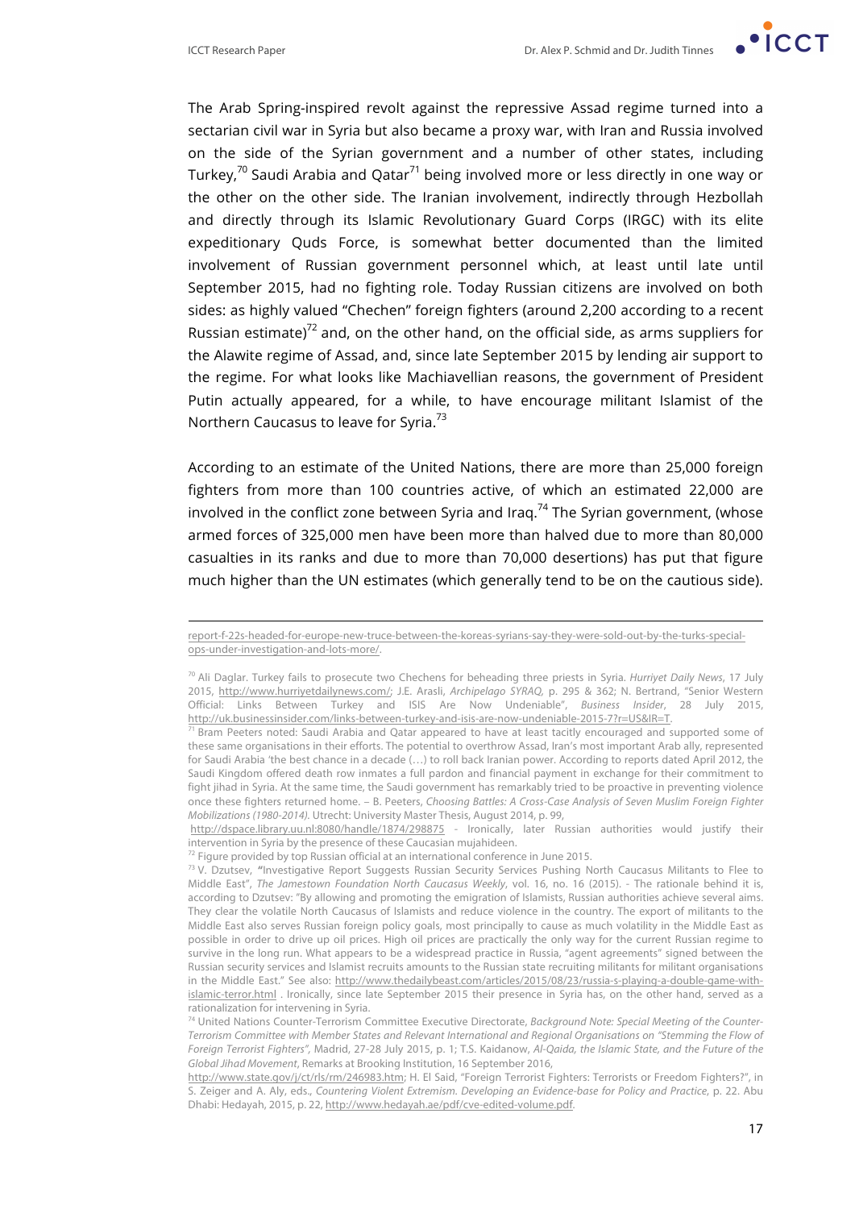The Arab Spring-inspired revolt against the repressive Assad regime turned into a sectarian civil war in Syria but also became a proxy war, with Iran and Russia involved on the side of the Syrian government and a number of other states, including Turkey,[70] Saudi Arabia and Qatar[71] being involved more or less directly in one way or the other on the other side. The Iranian involvement, indirectly through Hezbollah and directly through its Islamic Revolutionary Guard Corps (IRGC) with its elite expeditionary Quds Force, is somewhat better documented than the limited involvement of Russian government personnel which, at least until late until September 2015, had no fighting role. Today Russian citizens are involved on both sides: as highly valued "Chechen" foreign fighters (around 2,200 according to a recent Russian estimate)[72] and, on the other hand, on the official side, as arms suppliers for the Alawite regime of Assad, and, since late September 2015 by lending air support to the regime. For what looks like Machiavellian reasons, the government of President Putin actually appeared, for a while, to have encourage militant Islamist of the Northern Caucasus to leave for Syria.[73]

According to an estimate of the United Nations, there are more than 25,000 foreign fighters from more than 100 countries active, of which an estimated 22,000 are involved in the conflict zone between Syria and Iraq.[74] The Syrian government, (whose armed forces of 325,000 men have been more than halved due to more than 80,000 casualties in its ranks and due to more than 70,000 desertions) has put that figure much higher than the UN estimates (which generally tend to be on the cautious side).

---

report-f-22s-headed-for-europe-new-truce-between-the-koreas-syrians-say-they-were-sold-out-by-the-turks-special-ops-under-investigation-and-lots-more/.

[70] Ali Daglar. Turkey fails to prosecute two Chechens for beheading three priests in Syria. *Hurriyet Daily News*, 17 July 2015, http://www.hurriyetdailynews.com/; J.E. Arasli, *Archipelago SYRAQ*, p. 295 & 362; N. Bertrand, "Senior Western Official: Links Between Turkey and ISIS Are Now Undeniable", *Business Insider*, 28 July 2015, http://uk.businessinsider.com/links-between-turkey-and-isis-are-now-undeniable-2015-7?r=US&IR=T.

[71] Bram Peeters noted: Saudi Arabia and Qatar appeared to have at least tacitly encouraged and supported some of these same organisations in their efforts. The potential to overthrow Assad, Iran's most important Arab ally, represented for Saudi Arabia 'the best chance in a decade (…) to roll back Iranian power. According to reports dated April 2012, the Saudi Kingdom offered death row inmates a full pardon and financial payment in exchange for their commitment to fight jihad in Syria. At the same time, the Saudi government has remarkably tried to be proactive in preventing violence once these fighters returned home. – B. Peeters, *Choosing Battles: A Cross-Case Analysis of Seven Muslim Foreign Fighter Mobilizations (1980-2014)*. Utrecht: University Master Thesis, August 2014, p. 99, http://dspace.library.uu.nl:8080/handle/1874/298875 - Ironically, later Russian authorities would justify their intervention in Syria by the presence of these Caucasian mujahideen.

[72] Figure provided by top Russian official at an international conference in June 2015.

[73] V. Dzutsev, "Investigative Report Suggests Russian Security Services Pushing North Caucasus Militants to Flee to Middle East", *The Jamestown Foundation North Caucasus Weekly*, vol. 16, no. 16 (2015). - The rationale behind it is, according to Dzutsev: "By allowing and promoting the emigration of Islamists, Russian authorities achieve several aims. They clear the volatile North Caucasus of Islamists and reduce violence in the country. The export of militants to the Middle East also serves Russian foreign policy goals, most principally to cause as much volatility in the Middle East as possible in order to drive up oil prices. High oil prices are practically the only way for the current Russian regime to survive in the long run. What appears to be a widespread practice in Russia, "agent agreements" signed between the Russian security services and Islamist recruits amounts to the Russian state recruiting militants for militant organisations in the Middle East." See also: http://www.thedailybeast.com/articles/2015/08/23/russia-s-playing-a-double-game-with-islamic-terror.html . Ironically, since late September 2015 their presence in Syria has, on the other hand, served as a rationalization for intervening in Syria.

[74] United Nations Counter-Terrorism Committee Executive Directorate, *Background Note: Special Meeting of the Counter-Terrorism Committee with Member States and Relevant International and Regional Organisations on "Stemming the Flow of Foreign Terrorist Fighters"*, Madrid, 27-28 July 2015, p. 1; T.S. Kaidanow, *Al-Qaida, the Islamic State, and the Future of the Global Jihad Movement*, Remarks at Brooking Institution, 16 September 2016, http://www.state.gov/j/ct/rls/rm/246983.htm; H. El Said, "Foreign Terrorist Fighters: Terrorists or Freedom Fighters?", in S. Zeiger and A. Aly, eds., *Countering Violent Extremism. Developing an Evidence-base for Policy and Practice*, p. 22. Abu Dhabi: Hedayah, 2015, p. 22, http://www.hedayah.ae/pdf/cve-edited-volume.pdf.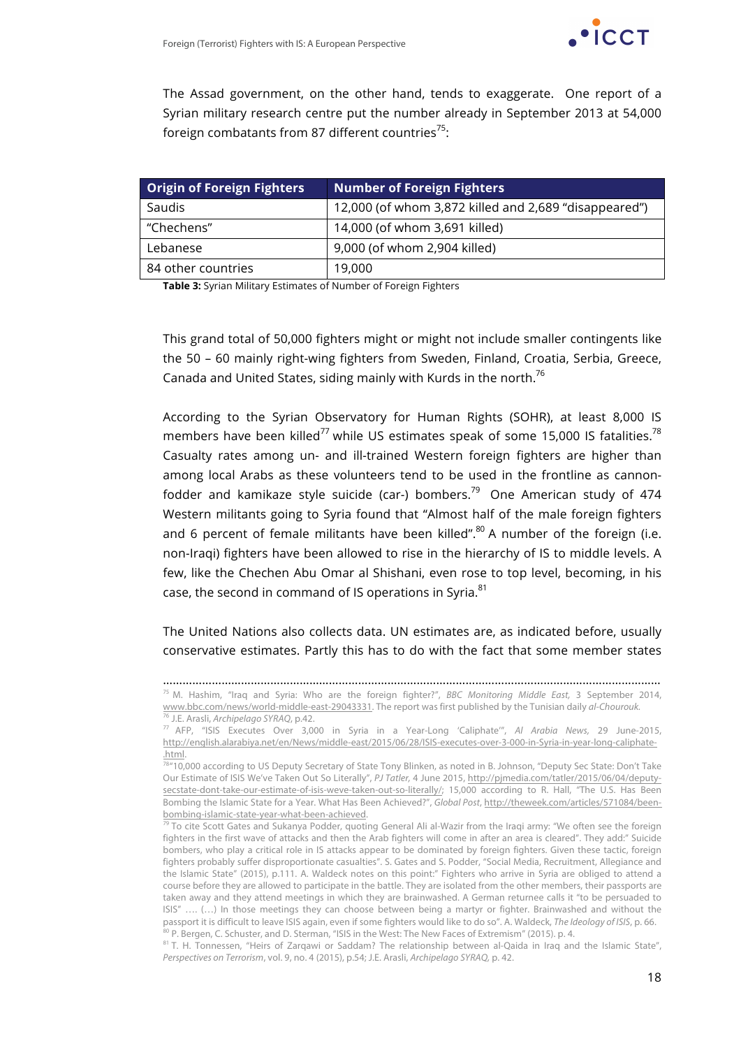The Assad government, on the other hand, tends to exaggerate. One report of a Syrian military research centre put the number already in September 2013 at 54,000 foreign combatants from 87 different countries[75]:

| Origin of Foreign Fighters | Number of Foreign Fighters |
|---|---|
| Saudis | 12,000 (of whom 3,872 killed and 2,689 "disappeared") |
| "Chechens" | 14,000 (of whom 3,691 killed) |
| Lebanese | 9,000 (of whom 2,904 killed) |
| 84 other countries | 19,000 |

**Table 3:** Syrian Military Estimates of Number of Foreign Fighters

This grand total of 50,000 fighters might or might not include smaller contingents like the 50 – 60 mainly right-wing fighters from Sweden, Finland, Croatia, Serbia, Greece, Canada and United States, siding mainly with Kurds in the north.[76]

According to the Syrian Observatory for Human Rights (SOHR), at least 8,000 IS members have been killed[77] while US estimates speak of some 15,000 IS fatalities.[78] Casualty rates among un- and ill-trained Western foreign fighters are higher than among local Arabs as these volunteers tend to be used in the frontline as cannon-fodder and kamikaze style suicide (car-) bombers.[79] One American study of 474 Western militants going to Syria found that "Almost half of the male foreign fighters and 6 percent of female militants have been killed".[80] A number of the foreign (i.e. non-Iraqi) fighters have been allowed to rise in the hierarchy of IS to middle levels. A few, like the Chechen Abu Omar al Shishani, even rose to top level, becoming, in his case, the second in command of IS operations in Syria.[81]

The United Nations also collects data. UN estimates are, as indicated before, usually conservative estimates. Partly this has to do with the fact that some member states

---

[75] M. Hashim, "Iraq and Syria: Who are the foreign fighter?", *BBC Monitoring Middle East,* 3 September 2014, www.bbc.com/news/world-middle-east-29043331. The report was first published by the Tunisian daily *al-Chourouk.*

[76] J.E. Arasli, *Archipelago SYRAQ*, p.42.

[77] AFP, "ISIS Executes Over 3,000 in Syria in a Year-Long 'Caliphate'", *Al Arabia News*, 29 June-2015, http://english.alarabiya.net/en/News/middle-east/2015/06/28/ISIS-executes-over-3-000-in-Syria-in-year-long-caliphate-.html.

[78] "10,000 according to US Deputy Secretary of State Tony Blinken, as noted in B. Johnson, "Deputy Sec State: Don't Take Our Estimate of ISIS We've Taken Out So Literally", *PJ Tatler,* 4 June 2015, http://pjmedia.com/tatler/2015/06/04/deputy-secstate-dont-take-our-estimate-of-isis-weve-taken-out-so-literally/; 15,000 according to R. Hall, "The U.S. Has Been Bombing the Islamic State for a Year. What Has Been Achieved?", *Global Post*, http://theweek.com/articles/571084/been-bombing-islamic-state-year-what-been-achieved.

[79] To cite Scott Gates and Sukanya Podder, quoting General Ali al-Wazir from the Iraqi army: "We often see the foreign fighters in the first wave of attacks and then the Arab fighters will come in after an area is cleared". They add:" Suicide bombers, who play a critical role in IS attacks appear to be dominated by foreign fighters. Given these tactic, foreign fighters probably suffer disproportionate casualties". S. Gates and S. Podder, "Social Media, Recruitment, Allegiance and the Islamic State" (2015), p.111. A. Waldeck notes on this point:" Fighters who arrive in Syria are obliged to attend a course before they are allowed to participate in the battle. They are isolated from the other members, their passports are taken away and they attend meetings in which they are brainwashed. A German returnee calls it "to be persuaded to ISIS" …. (…) In those meetings they can choose between being a martyr or fighter. Brainwashed and without the passport it is difficult to leave ISIS again, even if some fighters would like to do so". A. Waldeck, *The Ideology of ISIS*, p. 66.

[80] P. Bergen, C. Schuster, and D. Sterman, "ISIS in the West: The New Faces of Extremism" (2015). p. 4.

[81] T. H. Tonnessen, "Heirs of Zarqawi or Saddam? The relationship between al-Qaida in Iraq and the Islamic State", *Perspectives on Terrorism*, vol. 9, no. 4 (2015), p.54; J.E. Arasli, *Archipelago SYRAQ*, p. 42.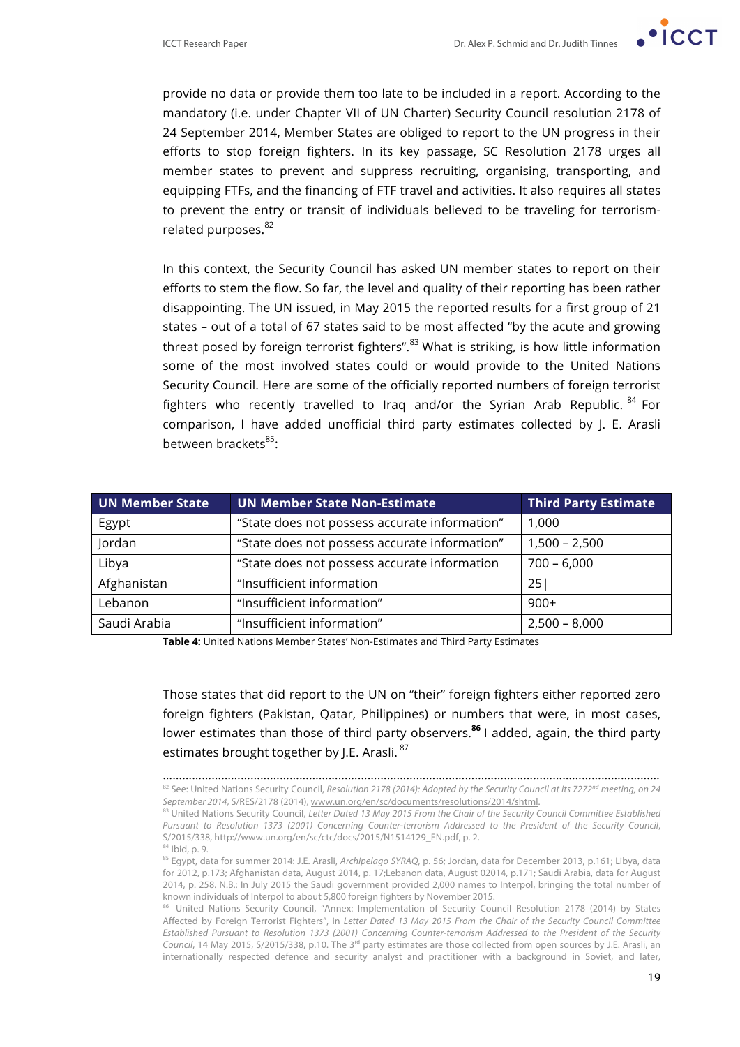provide no data or provide them too late to be included in a report. According to the mandatory (i.e. under Chapter VII of UN Charter) Security Council resolution 2178 of 24 September 2014, Member States are obliged to report to the UN progress in their efforts to stop foreign fighters. In its key passage, SC Resolution 2178 urges all member states to prevent and suppress recruiting, organising, transporting, and equipping FTFs, and the financing of FTF travel and activities. It also requires all states to prevent the entry or transit of individuals believed to be traveling for terrorism-related purposes.[82]

In this context, the Security Council has asked UN member states to report on their efforts to stem the flow. So far, the level and quality of their reporting has been rather disappointing. The UN issued, in May 2015 the reported results for a first group of 21 states – out of a total of 67 states said to be most affected "by the acute and growing threat posed by foreign terrorist fighters".[83] What is striking, is how little information some of the most involved states could or would provide to the United Nations Security Council. Here are some of the officially reported numbers of foreign terrorist fighters who recently travelled to Iraq and/or the Syrian Arab Republic. [84] For comparison, I have added unofficial third party estimates collected by J. E. Arasli between brackets[85]:

| UN Member State | UN Member State Non-Estimate | Third Party Estimate |
| --- | --- | --- |
| Egypt | "State does not possess accurate information" | 1,000 |
| Jordan | "State does not possess accurate information" | 1,500 – 2,500 |
| Libya | "State does not possess accurate information | 700 – 6,000 |
| Afghanistan | "Insufficient information | 25\| |
| Lebanon | "Insufficient information" | 900+ |
| Saudi Arabia | "Insufficient information" | 2,500 – 8,000 |

**Table 4:** United Nations Member States' Non-Estimates and Third Party Estimates

Those states that did report to the UN on "their" foreign fighters either reported zero foreign fighters (Pakistan, Qatar, Philippines) or numbers that were, in most cases, lower estimates than those of third party observers.**[86]** I added, again, the third party estimates brought together by J.E. Arasli. [87]

---

[82] See: United Nations Security Council, *Resolution 2178 (2014): Adopted by the Security Council at its 7272nd meeting, on 24 September 2014*, S/RES/2178 (2014), www.un.org/en/sc/documents/resolutions/2014/shtml.

[83] United Nations Security Council, *Letter Dated 13 May 2015 From the Chair of the Security Council Committee Established Pursuant to Resolution 1373 (2001) Concerning Counter-terrorism Addressed to the President of the Security Council*, S/2015/338, http://www.un.org/en/sc/ctc/docs/2015/N1514129_EN.pdf, p. 2.

[84] Ibid, p. 9.

[85] Egypt, data for summer 2014: J.E. Arasli, *Archipelago SYRAQ*, p. 56; Jordan, data for December 2013, p.161; Libya, data for 2012, p.173; Afghanistan data, August 2014, p. 17;Lebanon data, August 02014, p.171; Saudi Arabia, data for August 2014, p. 258. N.B.: In July 2015 the Saudi government provided 2,000 names to Interpol, bringing the total number of known individuals of Interpol to about 5,800 foreign fighters by November 2015.

[86] United Nations Security Council, "Annex: Implementation of Security Council Resolution 2178 (2014) by States Affected by Foreign Terrorist Fighters", in *Letter Dated 13 May 2015 From the Chair of the Security Council Committee Established Pursuant to Resolution 1373 (2001) Concerning Counter-terrorism Addressed to the President of the Security Council*, 14 May 2015, S/2015/338, p.10. The 3rd party estimates are those collected from open sources by J.E. Arasli, an internationally respected defence and security analyst and practitioner with a background in Soviet, and later,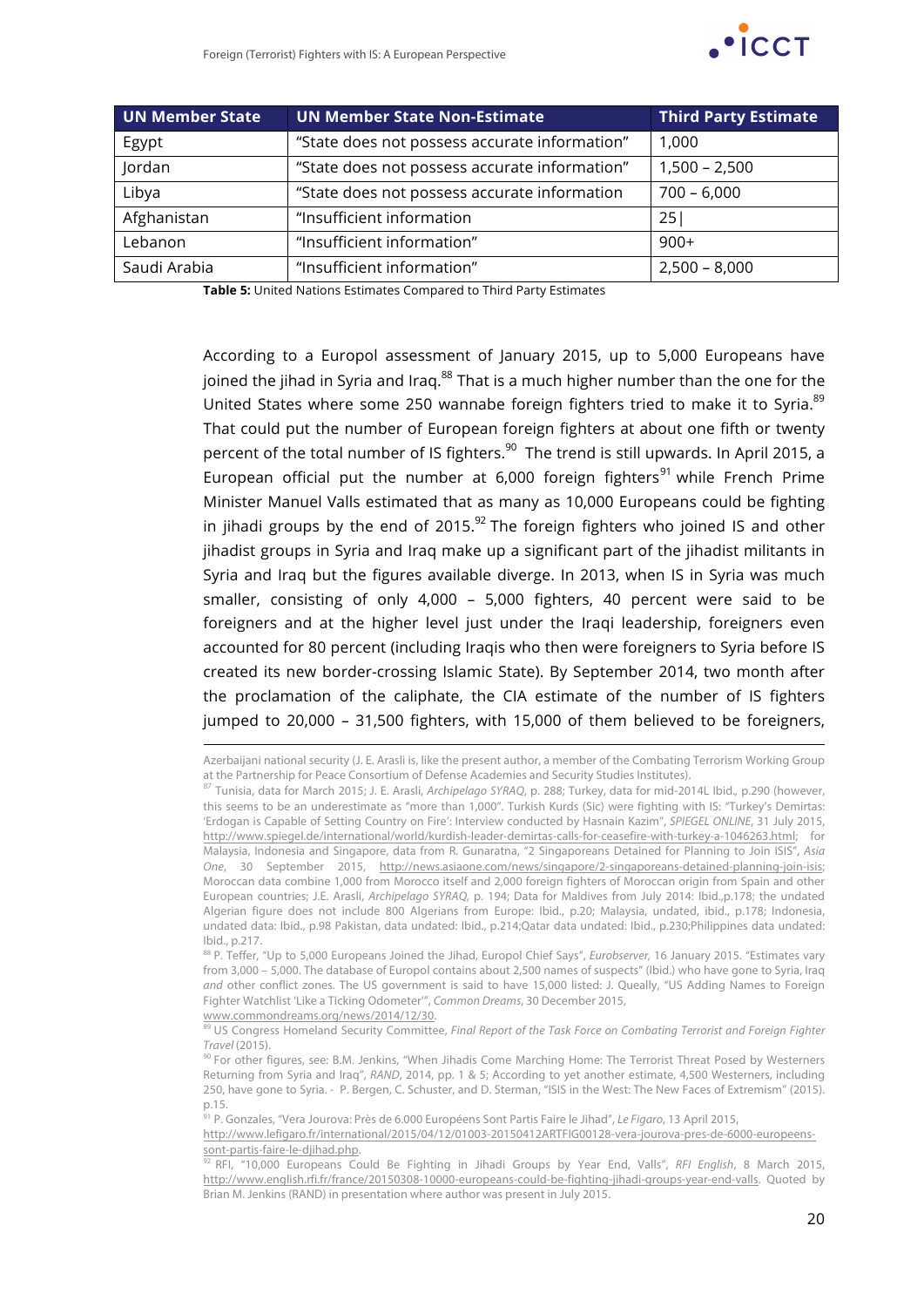| UN Member State | UN Member State Non-Estimate | Third Party Estimate |
|---|---|---|
| Egypt | "State does not possess accurate information" | 1,000 |
| Jordan | "State does not possess accurate information" | 1,500 – 2,500 |
| Libya | "State does not possess accurate information | 700 – 6,000 |
| Afghanistan | "Insufficient information | 25\| |
| Lebanon | "Insufficient information" | 900+ |
| Saudi Arabia | "Insufficient information" | 2,500 – 8,000 |

**Table 5:** United Nations Estimates Compared to Third Party Estimates

According to a Europol assessment of January 2015, up to 5,000 Europeans have joined the jihad in Syria and Iraq.[88] That is a much higher number than the one for the United States where some 250 wannabe foreign fighters tried to make it to Syria.[89] That could put the number of European foreign fighters at about one fifth or twenty percent of the total number of IS fighters.[90] The trend is still upwards. In April 2015, a European official put the number at 6,000 foreign fighters[91] while French Prime Minister Manuel Valls estimated that as many as 10,000 Europeans could be fighting in jihadi groups by the end of 2015.[92] The foreign fighters who joined IS and other jihadist groups in Syria and Iraq make up a significant part of the jihadist militants in Syria and Iraq but the figures available diverge. In 2013, when IS in Syria was much smaller, consisting of only 4,000 – 5,000 fighters, 40 percent were said to be foreigners and at the higher level just under the Iraqi leadership, foreigners even accounted for 80 percent (including Iraqis who then were foreigners to Syria before IS created its new border-crossing Islamic State). By September 2014, two month after the proclamation of the caliphate, the CIA estimate of the number of IS fighters jumped to 20,000 – 31,500 fighters, with 15,000 of them believed to be foreigners,

---

Azerbaijani national security (J. E. Arasli is, like the present author, a member of the Combating Terrorism Working Group at the Partnership for Peace Consortium of Defense Academies and Security Studies Institutes).

[87] Tunisia, data for March 2015; J. E. Arasli, *Archipelago SYRAQ*, p. 288; Turkey, data for mid-2014L Ibid., p.290 (however, this seems to be an underestimate as "more than 1,000". Turkish Kurds (Sic) were fighting with IS: "Turkey's Demirtas: 'Erdogan is Capable of Setting Country on Fire': Interview conducted by Hasnain Kazim", *SPIEGEL ONLINE*, 31 July 2015, http://www.spiegel.de/international/world/kurdish-leader-demirtas-calls-for-ceasefire-with-turkey-a-1046263.html; for Malaysia, Indonesia and Singapore, data from R. Gunaratna, "2 Singaporeans Detained for Planning to Join ISIS", *Asia One*, 30 September 2015, http://news.asiaone.com/news/singapore/2-singaporeans-detained-planning-join-isis; Moroccan data combine 1,000 from Morocco itself and 2,000 foreign fighters of Moroccan origin from Spain and other European countries; J.E. Arasli, *Archipelago SYRAQ,* p. 194; Data for Maldives from July 2014: Ibid.,p.178; the undated Algerian figure does not include 800 Algerians from Europe: Ibid., p.20; Malaysia, undated, ibid., p.178; Indonesia, undated data: Ibid., p.98 Pakistan, data undated: Ibid., p.214;Qatar data undated: Ibid., p.230;Philippines data undated: Ibid., p.217.

[88] P. Teffer, "Up to 5,000 Europeans Joined the Jihad, Europol Chief Says", *Eurobserver,* 16 January 2015. "Estimates vary from 3,000 – 5,000. The database of Europol contains about 2,500 names of suspects" (Ibid.) who have gone to Syria, Iraq *and* other conflict zones. The US government is said to have 15,000 listed: J. Queally, "US Adding Names to Foreign Fighter Watchlist 'Like a Ticking Odometer'", *Common Dreams*, 30 December 2015, www.commondreams.org/news/2014/12/30.

[89] US Congress Homeland Security Committee, *Final Report of the Task Force on Combating Terrorist and Foreign Fighter Travel* (2015).

[90] For other figures, see: B.M. Jenkins, "When Jihadis Come Marching Home: The Terrorist Threat Posed by Westerners Returning from Syria and Iraq", *RAND*, 2014, pp. 1 & 5; According to yet another estimate, 4,500 Westerners, including 250, have gone to Syria. - P. Bergen, C. Schuster, and D. Sterman, "ISIS in the West: The New Faces of Extremism" (2015). p.15.

[91] P. Gonzales, "Vera Jourova: Près de 6.000 Européens Sont Partis Faire le Jihad", *Le Figaro*, 13 April 2015, http://www.lefigaro.fr/international/2015/04/12/01003-20150412ARTFIG00128-vera-jourova-pres-de-6000-europeens-sont-partis-faire-le-djihad.php.

[92] RFI, "10,000 Europeans Could Be Fighting in Jihadi Groups by Year End, Valls", *RFI English*, 8 March 2015, http://www.english.rfi.fr/france/20150308-10000-europeans-could-be-fighting-jihadi-groups-year-end-valls. Quoted by Brian M. Jenkins (RAND) in presentation where author was present in July 2015.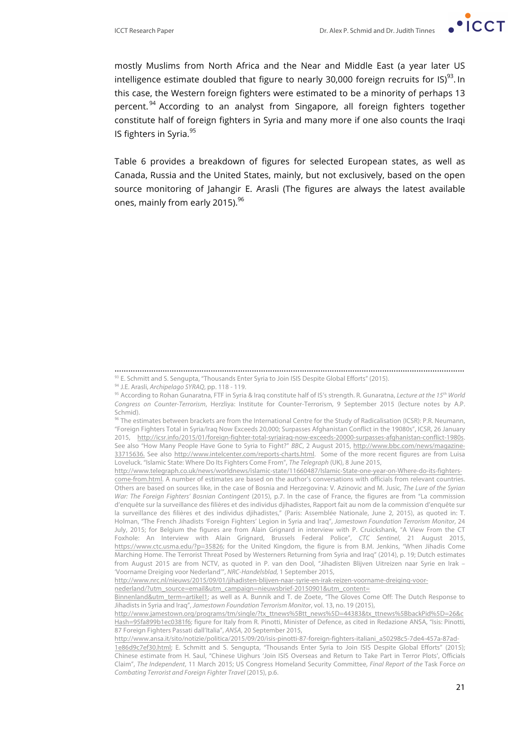mostly Muslims from North Africa and the Near and Middle East (a year later US intelligence estimate doubled that figure to nearly 30,000 foreign recruits for IS)[93]. In this case, the Western foreign fighters were estimated to be a minority of perhaps 13 percent.[94] According to an analyst from Singapore, all foreign fighters together constitute half of foreign fighters in Syria and many more if one also counts the Iraqi IS fighters in Syria.[95]

Table 6 provides a breakdown of figures for selected European states, as well as Canada, Russia and the United States, mainly, but not exclusively, based on the open source monitoring of Jahangir E. Arasli (The figures are always the latest available ones, mainly from early 2015).[96]

---

[93] E. Schmitt and S. Sengupta, "Thousands Enter Syria to Join ISIS Despite Global Efforts" (2015).

[94] J.E. Arasli, *Archipelago SYRAQ*, pp. 118 - 119.

[95] According to Rohan Gunaratna, FTF in Syria & Iraq constitute half of IS's strength. R. Gunaratna, *Lecture at the 15th World Congress on Counter-Terrorism*, Herzliya: Institute for Counter-Terrorism, 9 September 2015 (lecture notes by A.P. Schmid).

[96] The estimates between brackets are from the International Centre for the Study of Radicalisation (ICSR): P.R. Neumann, "Foreign Fighters Total in Syria/Iraq Now Exceeds 20,000; Surpasses Afghanistan Conflict in the 1980s", ICSR, 26 January 2015, http://icsr.info/2015/01/foreign-fighter-total-syriairaq-now-exceeds-20000-surpasses-afghanistan-conflict-1980s. See also "How Many People Have Gone to Syria to Fight?" *BBC*, 2 August 2015, http://www.bbc.com/news/magazine-33715636. See also http://www.intelcenter.com/reports-charts.html. Some of the more recent figures are from Luisa Loveluck. "Islamic State: Where Do Its Fighters Come From", *The Telegraph* (UK), 8 June 2015, http://www.telegraph.co.uk/news/worldnews/islamic-state/11660487/Islamic-State-one-year-on-Where-do-its-fighters-come-from.html. A number of estimates are based on the author's conversations with officials from relevant countries. Others are based on sources like, in the case of Bosnia and Herzegovina: V. Azinovic and M. Jusic, *The Lure of the Syrian War: The Foreign Fighters' Bosnian Contingent* (2015), p.7. In the case of France, the figures are from "La commission d'enquête sur la surveillance des filières et des individus djihadistes, Rapport fait au nom de la commission d'enquête sur la surveillance des filières et des individus djihadistes," (Paris: Assemblée Nationale, June 2, 2015), as quoted in: T. Holman, "The French Jihadists 'Foreign Fighters' Legion in Syria and Iraq", *Jamestown Foundation Terrorism Monitor*, 24 July, 2015; for Belgium the figures are from Alain Grignard in interview with P. Cruickshank, "A View From the CT Foxhole: An Interview with Alain Grignard, Brussels Federal Police", *CTC Sentinel*, 21 August 2015, https://www.ctc.usma.edu/?p=35826; for the United Kingdom, the figure is from B.M. Jenkins, "When Jihadis Come Marching Home. The Terrorist Threat Posed by Westerners Returning from Syria and Iraq" (2014), p. 19; Dutch estimates from August 2015 are from NCTV, as quoted in P. van den Dool, "Jihadisten Blijven Uitreizen naar Syrie en Irak – 'Voorname Dreiging voor Nederland'", *NRC-Handelsblad,* 1 September 2015, http://www.nrc.nl/nieuws/2015/09/01/jihadisten-blijven-naar-syrie-en-irak-reizen-voorname-dreiging-voor-nederland/?utm_source=email&utm_campaign=nieuwsbrief-20150901&utm_content=Binnenland&utm_term=artikel1; as well as A. Bunnik and T. de Zoete, "The Gloves Come Off: The Dutch Response to Jihadists in Syria and Iraq", *Jamestown Foundation Terrorism Monitor*, vol. 13, no. 19 (2015), http://www.jamestown.org/programs/tm/single/?tx_ttnews%5Btt_news%5D=44383&tx_ttnews%5BbackPid%5D=26&cHash=95fa899b1ec0381f6; figure for Italy from R. Pinotti, Minister of Defence, as cited in Redazione ANSA, "Isis: Pinotti, 87 Foreign Fighters Passati dall'Italia", *ANSA*, 20 September 2015, http://www.ansa.it/sito/notizie/politica/2015/09/20/isis-pinotti-87-foreign-fighters-italiani_a50298c5-7de4-457a-87ad-1e86d9c7ef30.html; E. Schmitt and S. Sengupta, "Thousands Enter Syria to Join ISIS Despite Global Efforts" (2015); Chinese estimate from H. Saul, "Chinese Uighurs 'Join ISIS Overseas and Return to Take Part in Terror Plots', Officials Claim", *The Independent*, 11 March 2015; US Congress Homeland Security Committee, *Final Report of the* Task Force *on Combating Terrorist and Foreign Fighter Travel* (2015), p.6.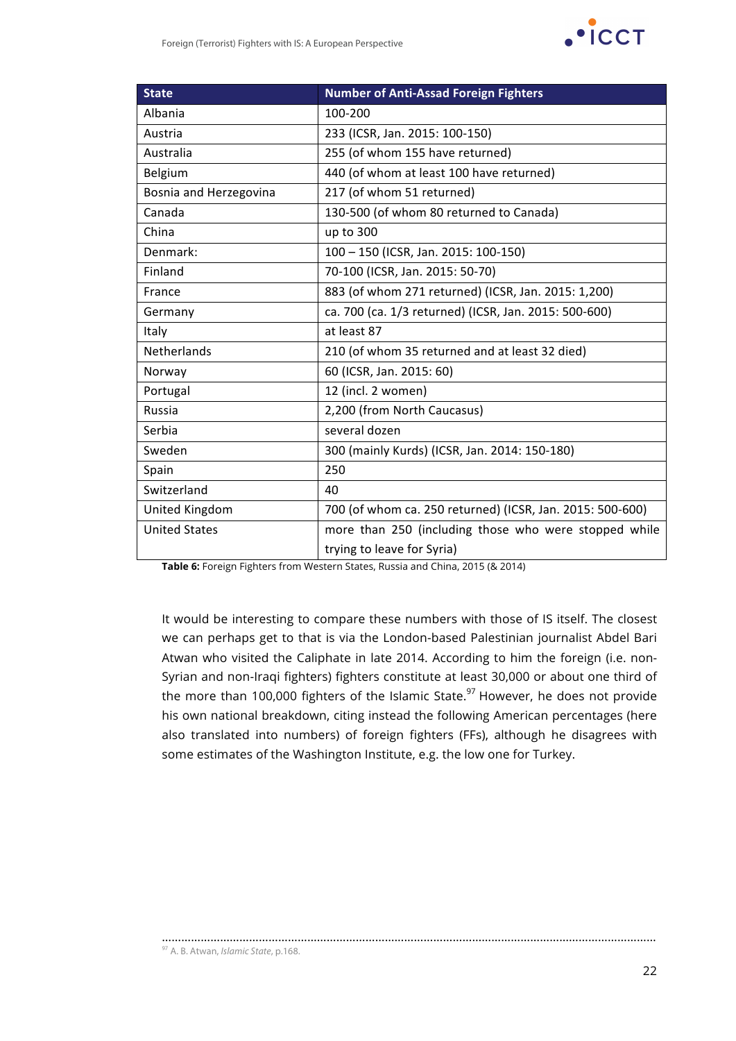| State | Number of Anti-Assad Foreign Fighters |
|---|---|
| Albania | 100-200 |
| Austria | 233 (ICSR, Jan. 2015: 100-150) |
| Australia | 255 (of whom 155 have returned) |
| Belgium | 440 (of whom at least 100 have returned) |
| Bosnia and Herzegovina | 217 (of whom 51 returned) |
| Canada | 130-500 (of whom 80 returned to Canada) |
| China | up to 300 |
| Denmark: | 100 – 150 (ICSR, Jan. 2015: 100-150) |
| Finland | 70-100 (ICSR, Jan. 2015: 50-70) |
| France | 883 (of whom 271 returned) (ICSR, Jan. 2015: 1,200) |
| Germany | ca. 700 (ca. 1/3 returned) (ICSR, Jan. 2015: 500-600) |
| Italy | at least 87 |
| Netherlands | 210 (of whom 35 returned and at least 32 died) |
| Norway | 60 (ICSR, Jan. 2015: 60) |
| Portugal | 12 (incl. 2 women) |
| Russia | 2,200 (from North Caucasus) |
| Serbia | several dozen |
| Sweden | 300 (mainly Kurds) (ICSR, Jan. 2014: 150-180) |
| Spain | 250 |
| Switzerland | 40 |
| United Kingdom | 700 (of whom ca. 250 returned) (ICSR, Jan. 2015: 500-600) |
| United States | more than 250 (including those who were stopped while trying to leave for Syria) |

**Table 6:** Foreign Fighters from Western States, Russia and China, 2015 (& 2014)

It would be interesting to compare these numbers with those of IS itself. The closest we can perhaps get to that is via the London-based Palestinian journalist Abdel Bari Atwan who visited the Caliphate in late 2014. According to him the foreign (i.e. non-Syrian and non-Iraqi fighters) fighters constitute at least 30,000 or about one third of the more than 100,000 fighters of the Islamic State.[97] However, he does not provide his own national breakdown, citing instead the following American percentages (here also translated into numbers) of foreign fighters (FFs), although he disagrees with some estimates of the Washington Institute, e.g. the low one for Turkey.

[97] A. B. Atwan, *Islamic State*, p.168.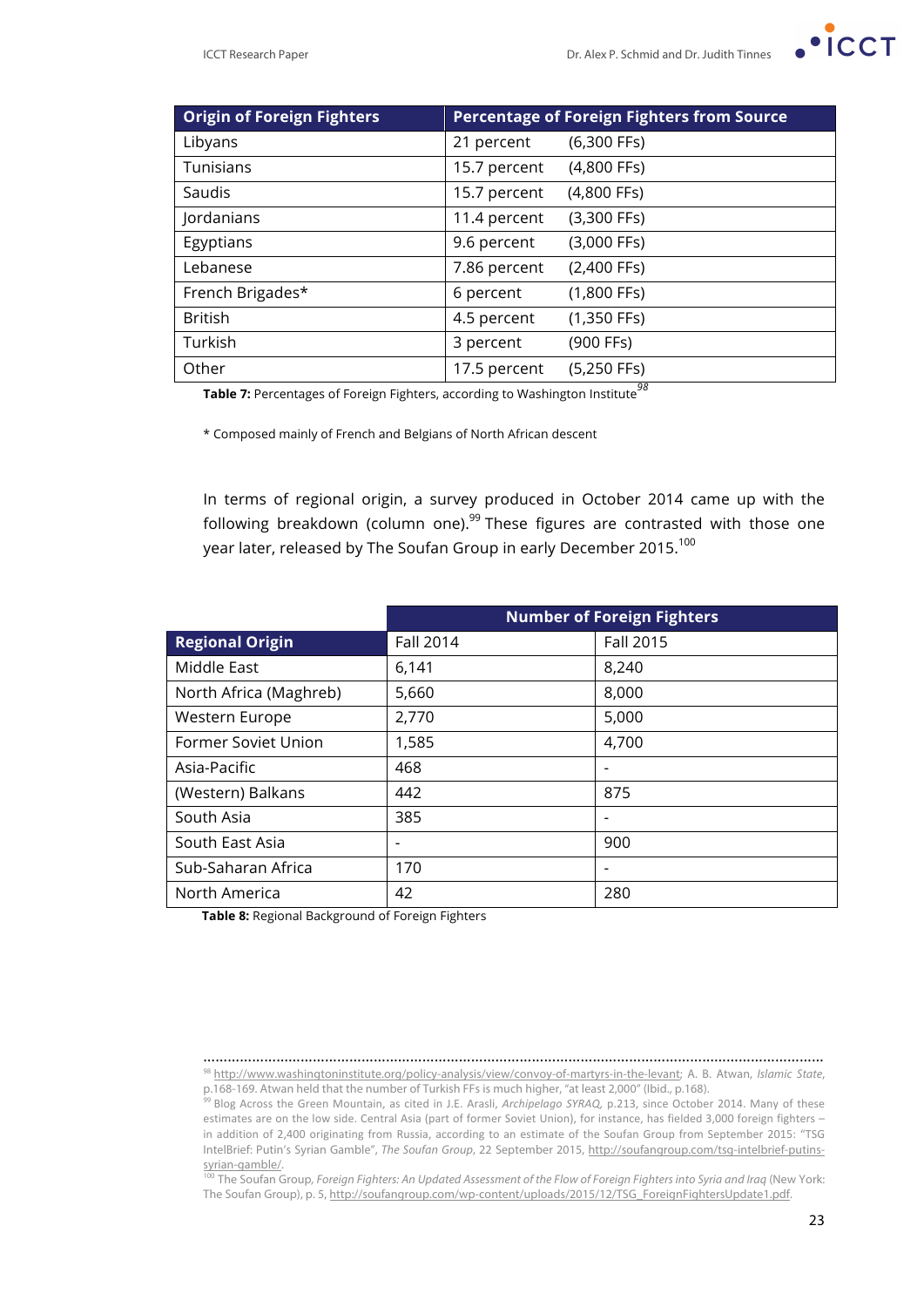| Origin of Foreign Fighters | Percentage of Foreign Fighters from Source |
|---|---|
| Libyans | 21 percent (6,300 FFs) |
| Tunisians | 15.7 percent (4,800 FFs) |
| Saudis | 15.7 percent (4,800 FFs) |
| Jordanians | 11.4 percent (3,300 FFs) |
| Egyptians | 9.6 percent (3,000 FFs) |
| Lebanese | 7.86 percent (2,400 FFs) |
| French Brigades* | 6 percent (1,800 FFs) |
| British | 4.5 percent (1,350 FFs) |
| Turkish | 3 percent (900 FFs) |
| Other | 17.5 percent (5,250 FFs) |

**Table 7:** Percentages of Foreign Fighters, according to Washington Institute[98]

\* Composed mainly of French and Belgians of North African descent

In terms of regional origin, a survey produced in October 2014 came up with the following breakdown (column one).[99] These figures are contrasted with those one year later, released by The Soufan Group in early December 2015.[100]

| | Number of Foreign Fighters | |
|---|---|---|
| **Regional Origin** | Fall 2014 | Fall 2015 |
| Middle East | 6,141 | 8,240 |
| North Africa (Maghreb) | 5,660 | 8,000 |
| Western Europe | 2,770 | 5,000 |
| Former Soviet Union | 1,585 | 4,700 |
| Asia-Pacific | 468 | - |
| (Western) Balkans | 442 | 875 |
| South Asia | 385 | - |
| South East Asia | - | 900 |
| Sub-Saharan Africa | 170 | - |
| North America | 42 | 280 |

**Table 8:** Regional Background of Foreign Fighters

---

[98] http://www.washingtoninstitute.org/policy-analysis/view/convoy-of-martyrs-in-the-levant; A. B. Atwan, *Islamic State*, p.168-169. Atwan held that the number of Turkish FFs is much higher, "at least 2,000" (Ibid., p.168).

[99] Blog Across the Green Mountain, as cited in J.E. Arasli, *Archipelago SYRAQ*, p.213, since October 2014. Many of these estimates are on the low side. Central Asia (part of former Soviet Union), for instance, has fielded 3,000 foreign fighters – in addition of 2,400 originating from Russia, according to an estimate of the Soufan Group from September 2015: "TSG IntelBrief: Putin's Syrian Gamble", *The Soufan Group*, 22 September 2015, http://soufangroup.com/tsg-intelbrief-putins-syrian-gamble/.

[100] The Soufan Group, *Foreign Fighters: An Updated Assessment of the Flow of Foreign Fighters into Syria and Iraq* (New York: The Soufan Group), p. 5, http://soufangroup.com/wp-content/uploads/2015/12/TSG_ForeignFightersUpdate1.pdf.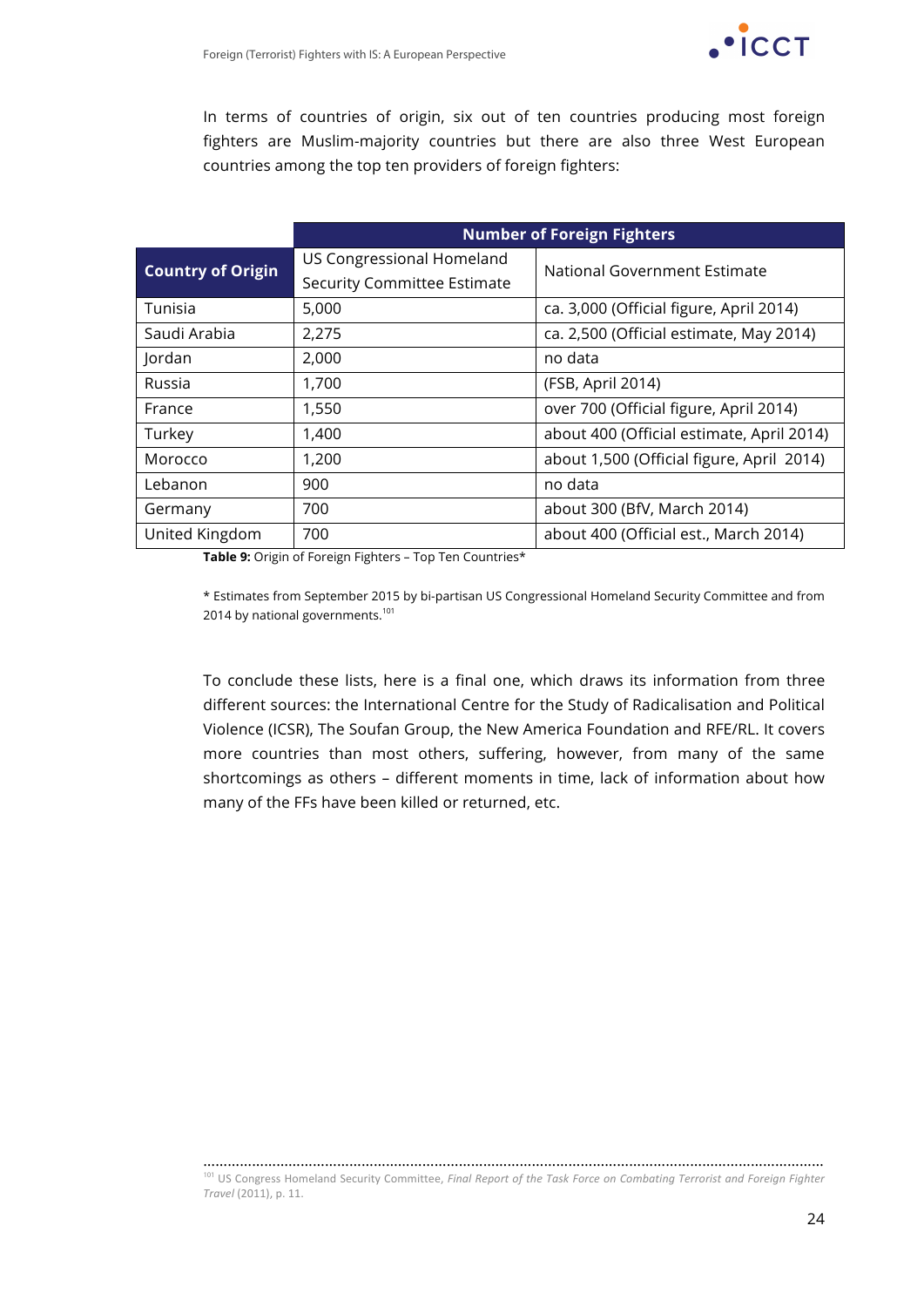In terms of countries of origin, six out of ten countries producing most foreign fighters are Muslim-majority countries but there are also three West European countries among the top ten providers of foreign fighters:

| | Number of Foreign Fighters | |
|---|---|---|
| **Country of Origin** | US Congressional Homeland Security Committee Estimate | National Government Estimate |
| Tunisia | 5,000 | ca. 3,000 (Official figure, April 2014) |
| Saudi Arabia | 2,275 | ca. 2,500 (Official estimate, May 2014) |
| Jordan | 2,000 | no data |
| Russia | 1,700 | (FSB, April 2014) |
| France | 1,550 | over 700 (Official figure, April 2014) |
| Turkey | 1,400 | about 400 (Official estimate, April 2014) |
| Morocco | 1,200 | about 1,500 (Official figure, April 2014) |
| Lebanon | 900 | no data |
| Germany | 700 | about 300 (BfV, March 2014) |
| United Kingdom | 700 | about 400 (Official est., March 2014) |

**Table 9:** Origin of Foreign Fighters – Top Ten Countries*

* Estimates from September 2015 by bi-partisan US Congressional Homeland Security Committee and from 2014 by national governments.[101]

To conclude these lists, here is a final one, which draws its information from three different sources: the International Centre for the Study of Radicalisation and Political Violence (ICSR), The Soufan Group, the New America Foundation and RFE/RL. It covers more countries than most others, suffering, however, from many of the same shortcomings as others – different moments in time, lack of information about how many of the FFs have been killed or returned, etc.

[101] US Congress Homeland Security Committee, *Final Report of the Task Force on Combating Terrorist and Foreign Fighter Travel* (2011), p. 11.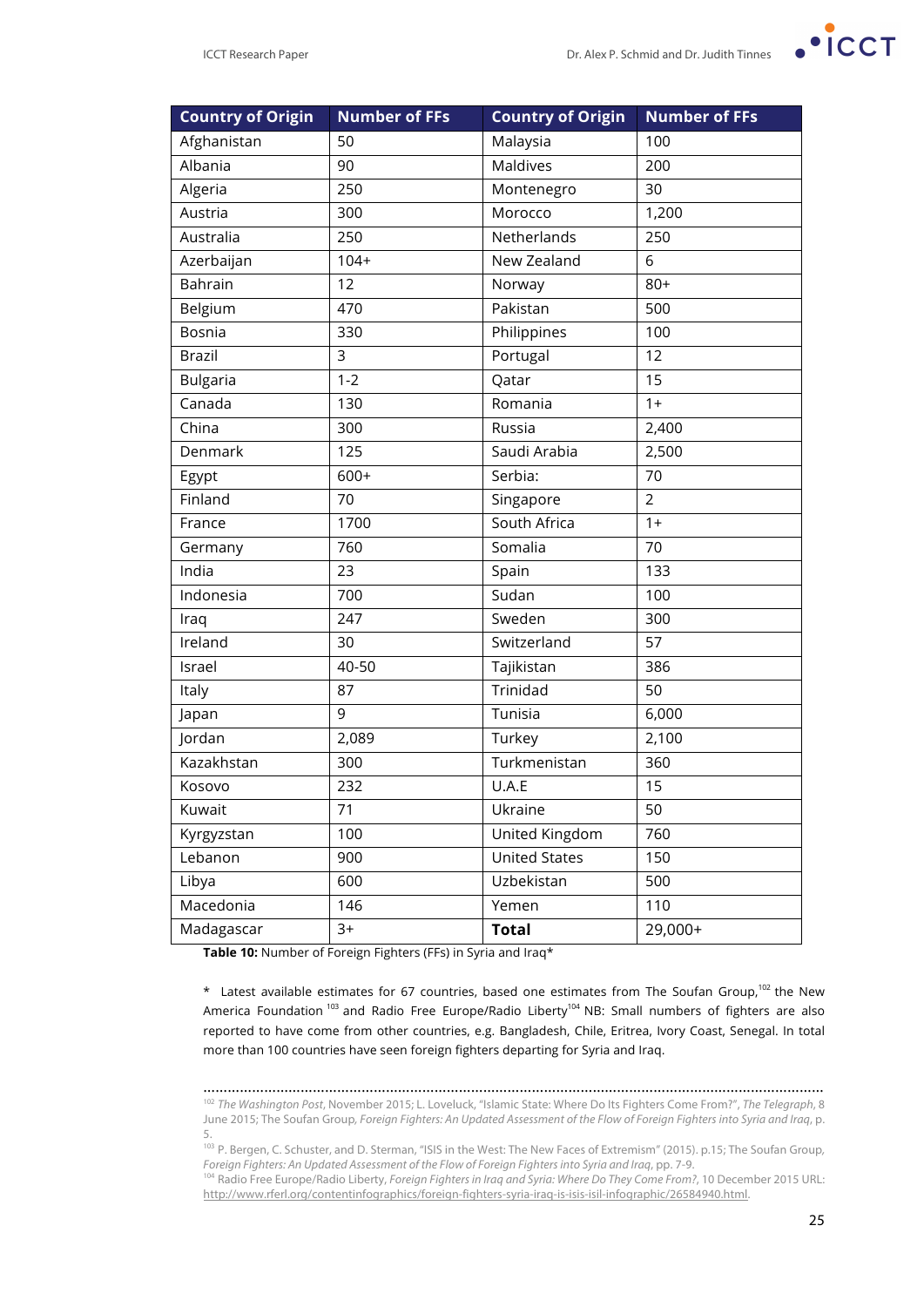| Country of Origin | Number of FFs | Country of Origin | Number of FFs |
|---|---|---|---|
| Afghanistan | 50 | Malaysia | 100 |
| Albania | 90 | Maldives | 200 |
| Algeria | 250 | Montenegro | 30 |
| Austria | 300 | Morocco | 1,200 |
| Australia | 250 | Netherlands | 250 |
| Azerbaijan | 104+ | New Zealand | 6 |
| Bahrain | 12 | Norway | 80+ |
| Belgium | 470 | Pakistan | 500 |
| Bosnia | 330 | Philippines | 100 |
| Brazil | 3 | Portugal | 12 |
| Bulgaria | 1-2 | Qatar | 15 |
| Canada | 130 | Romania | 1+ |
| China | 300 | Russia | 2,400 |
| Denmark | 125 | Saudi Arabia | 2,500 |
| Egypt | 600+ | Serbia: | 70 |
| Finland | 70 | Singapore | 2 |
| France | 1700 | South Africa | 1+ |
| Germany | 760 | Somalia | 70 |
| India | 23 | Spain | 133 |
| Indonesia | 700 | Sudan | 100 |
| Iraq | 247 | Sweden | 300 |
| Ireland | 30 | Switzerland | 57 |
| Israel | 40-50 | Tajikistan | 386 |
| Italy | 87 | Trinidad | 50 |
| Japan | 9 | Tunisia | 6,000 |
| Jordan | 2,089 | Turkey | 2,100 |
| Kazakhstan | 300 | Turkmenistan | 360 |
| Kosovo | 232 | U.A.E | 15 |
| Kuwait | 71 | Ukraine | 50 |
| Kyrgyzstan | 100 | United Kingdom | 760 |
| Lebanon | 900 | United States | 150 |
| Libya | 600 | Uzbekistan | 500 |
| Macedonia | 146 | Yemen | 110 |
| Madagascar | 3+ | **Total** | 29,000+ |

**Table 10:** Number of Foreign Fighters (FFs) in Syria and Iraq*

* Latest available estimates for 67 countries, based one estimates from The Soufan Group,[102] the New America Foundation [103] and Radio Free Europe/Radio Liberty[104] NB: Small numbers of fighters are also reported to have come from other countries, e.g. Bangladesh, Chile, Eritrea, Ivory Coast, Senegal. In total more than 100 countries have seen foreign fighters departing for Syria and Iraq.

---

[102] *The Washington Post*, November 2015; L. Loveluck, "Islamic State: Where Do Its Fighters Come From?", *The Telegraph*, 8 June 2015; The Soufan Group, *Foreign Fighters: An Updated Assessment of the Flow of Foreign Fighters into Syria and Iraq*, p. 5.

[103] P. Bergen, C. Schuster, and D. Sterman, "ISIS in the West: The New Faces of Extremism" (2015). p.15; The Soufan Group, *Foreign Fighters: An Updated Assessment of the Flow of Foreign Fighters into Syria and Iraq*, pp. 7-9.

[104] Radio Free Europe/Radio Liberty, *Foreign Fighters in Iraq and Syria: Where Do They Come From?*, 10 December 2015 URL: http://www.rferl.org/contentinfographics/foreign-fighters-syria-iraq-is-isis-isil-infographic/26584940.html.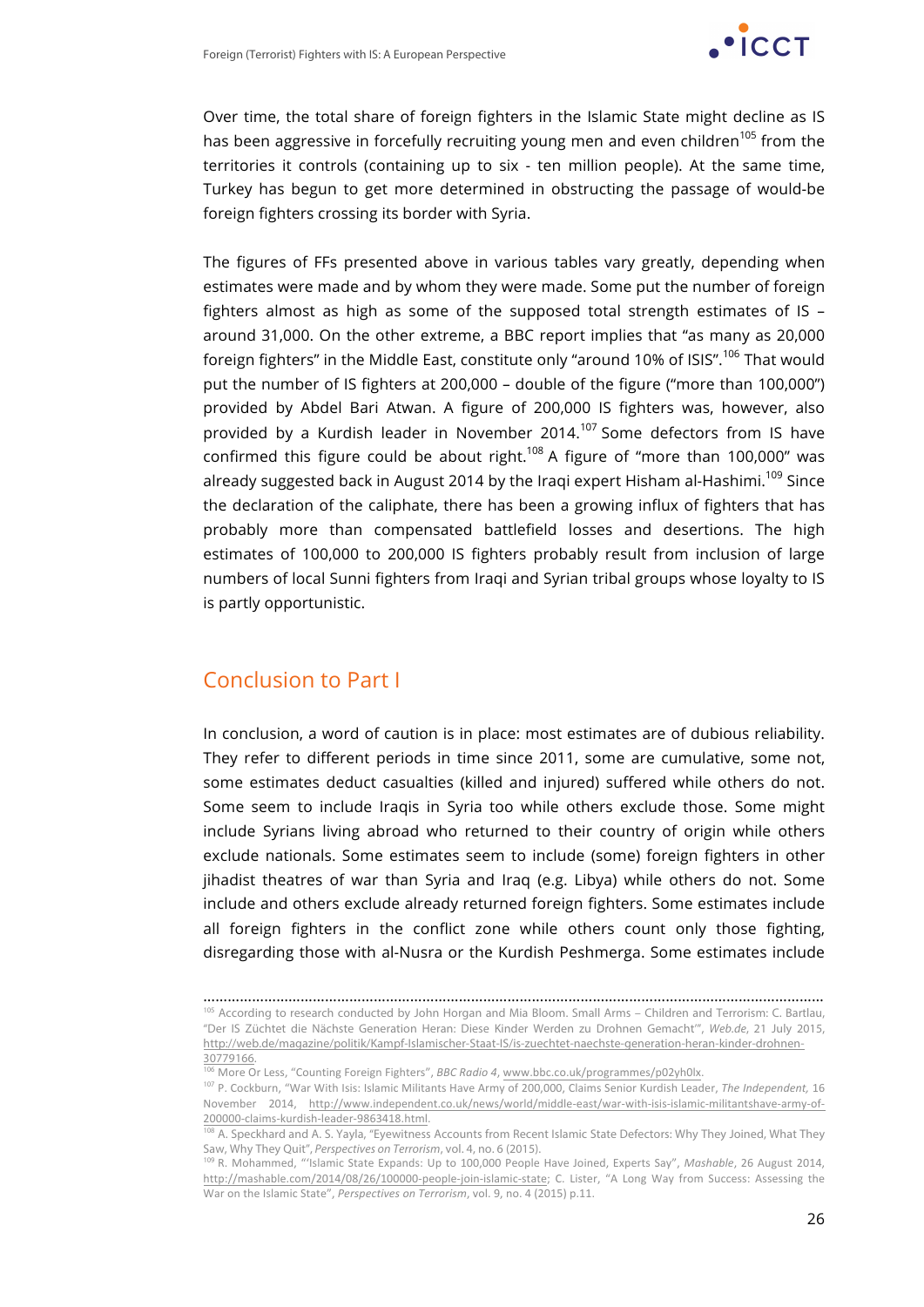Over time, the total share of foreign fighters in the Islamic State might decline as IS has been aggressive in forcefully recruiting young men and even children[105] from the territories it controls (containing up to six - ten million people). At the same time, Turkey has begun to get more determined in obstructing the passage of would-be foreign fighters crossing its border with Syria.

The figures of FFs presented above in various tables vary greatly, depending when estimates were made and by whom they were made. Some put the number of foreign fighters almost as high as some of the supposed total strength estimates of IS – around 31,000. On the other extreme, a BBC report implies that "as many as 20,000 foreign fighters" in the Middle East, constitute only "around 10% of ISIS".[106] That would put the number of IS fighters at 200,000 – double of the figure ("more than 100,000") provided by Abdel Bari Atwan. A figure of 200,000 IS fighters was, however, also provided by a Kurdish leader in November 2014.[107] Some defectors from IS have confirmed this figure could be about right.[108] A figure of "more than 100,000" was already suggested back in August 2014 by the Iraqi expert Hisham al-Hashimi.[109] Since the declaration of the caliphate, there has been a growing influx of fighters that has probably more than compensated battlefield losses and desertions. The high estimates of 100,000 to 200,000 IS fighters probably result from inclusion of large numbers of local Sunni fighters from Iraqi and Syrian tribal groups whose loyalty to IS is partly opportunistic.

## Conclusion to Part I

In conclusion, a word of caution is in place: most estimates are of dubious reliability. They refer to different periods in time since 2011, some are cumulative, some not, some estimates deduct casualties (killed and injured) suffered while others do not. Some seem to include Iraqis in Syria too while others exclude those. Some might include Syrians living abroad who returned to their country of origin while others exclude nationals. Some estimates seem to include (some) foreign fighters in other jihadist theatres of war than Syria and Iraq (e.g. Libya) while others do not. Some include and others exclude already returned foreign fighters. Some estimates include all foreign fighters in the conflict zone while others count only those fighting, disregarding those with al-Nusra or the Kurdish Peshmerga. Some estimates include

---

[105] According to research conducted by John Horgan and Mia Bloom. Small Arms – Children and Terrorism: C. Bartlau, "Der IS Züchtet die Nächste Generation Heran: Diese Kinder Werden zu Drohnen Gemacht", *Web.de*, 21 July 2015, http://web.de/magazine/politik/Kampf-Islamischer-Staat-IS/is-zuechtet-naechste-generation-heran-kinder-drohnen-30779166.

[106] More Or Less, "Counting Foreign Fighters", *BBC Radio 4*, www.bbc.co.uk/programmes/p02yh0lx.

[107] P. Cockburn, "War With Isis: Islamic Militants Have Army of 200,000, Claims Senior Kurdish Leader, *The Independent,* 16 November 2014, http://www.independent.co.uk/news/world/middle-east/war-with-isis-islamic-militantshave-army-of-200000-claims-kurdish-leader-9863418.html.

[108] A. Speckhard and A. S. Yayla, "Eyewitness Accounts from Recent Islamic State Defectors: Why They Joined, What They Saw, Why They Quit", *Perspectives on Terrorism*, vol. 4, no. 6 (2015).

[109] R. Mohammed, "'Islamic State Expands: Up to 100,000 People Have Joined, Experts Say", *Mashable*, 26 August 2014, http://mashable.com/2014/08/26/100000-people-join-islamic-state; C. Lister, "A Long Way from Success: Assessing the War on the Islamic State", *Perspectives on Terrorism*, vol. 9, no. 4 (2015) p.11.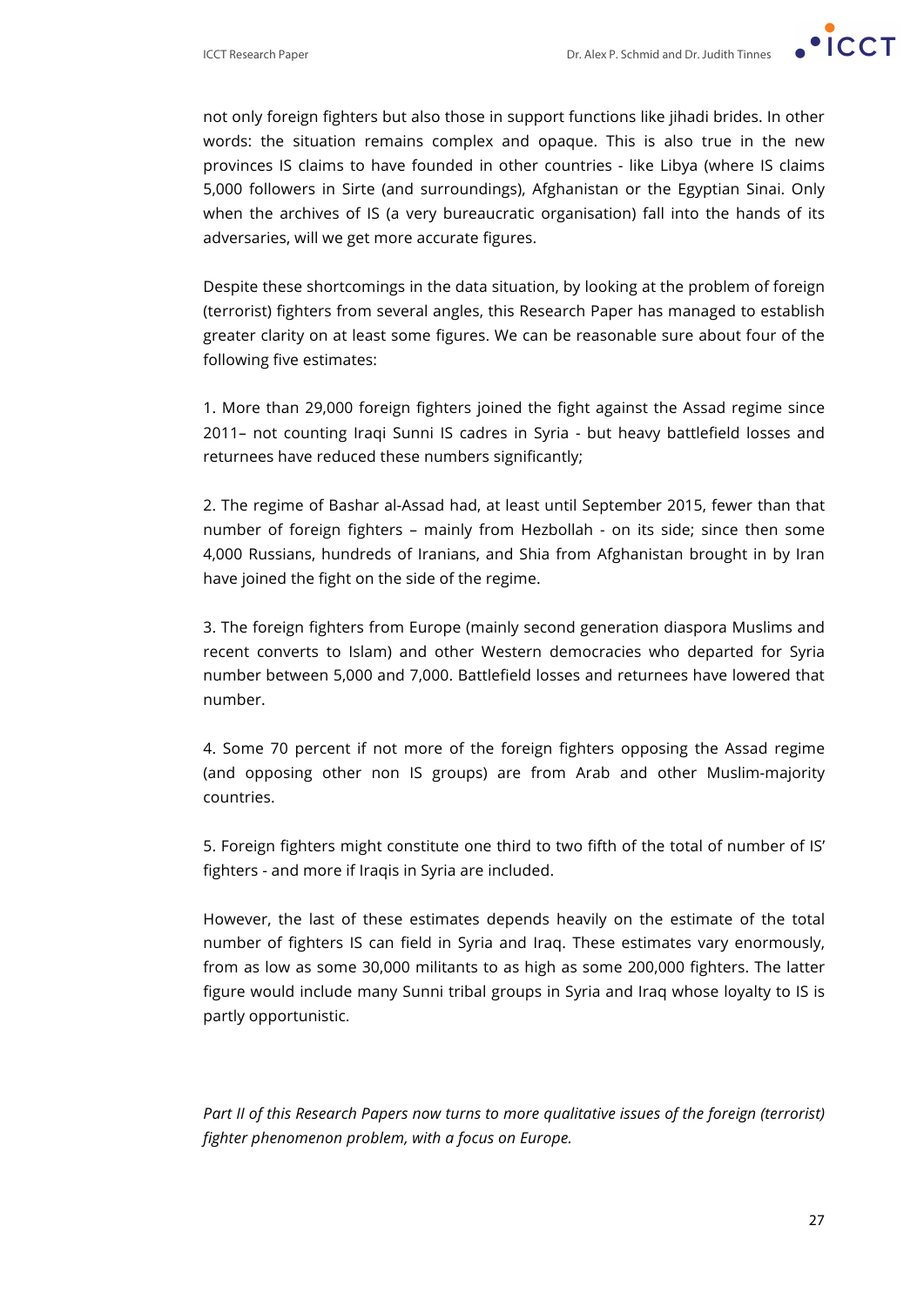not only foreign fighters but also those in support functions like jihadi brides. In other words: the situation remains complex and opaque. This is also true in the new provinces IS claims to have founded in other countries - like Libya (where IS claims 5,000 followers in Sirte (and surroundings), Afghanistan or the Egyptian Sinai. Only when the archives of IS (a very bureaucratic organisation) fall into the hands of its adversaries, will we get more accurate figures.

Despite these shortcomings in the data situation, by looking at the problem of foreign (terrorist) fighters from several angles, this Research Paper has managed to establish greater clarity on at least some figures. We can be reasonable sure about four of the following five estimates:

1. More than 29,000 foreign fighters joined the fight against the Assad regime since 2011– not counting Iraqi Sunni IS cadres in Syria - but heavy battlefield losses and returnees have reduced these numbers significantly;

2. The regime of Bashar al-Assad had, at least until September 2015, fewer than that number of foreign fighters – mainly from Hezbollah - on its side; since then some 4,000 Russians, hundreds of Iranians, and Shia from Afghanistan brought in by Iran have joined the fight on the side of the regime.

3. The foreign fighters from Europe (mainly second generation diaspora Muslims and recent converts to Islam) and other Western democracies who departed for Syria number between 5,000 and 7,000. Battlefield losses and returnees have lowered that number.

4. Some 70 percent if not more of the foreign fighters opposing the Assad regime (and opposing other non IS groups) are from Arab and other Muslim-majority countries.

5. Foreign fighters might constitute one third to two fifth of the total of number of IS' fighters - and more if Iraqis in Syria are included.

However, the last of these estimates depends heavily on the estimate of the total number of fighters IS can field in Syria and Iraq. These estimates vary enormously, from as low as some 30,000 militants to as high as some 200,000 fighters. The latter figure would include many Sunni tribal groups in Syria and Iraq whose loyalty to IS is partly opportunistic.

*Part II of this Research Papers now turns to more qualitative issues of the foreign (terrorist) fighter phenomenon problem, with a focus on Europe.*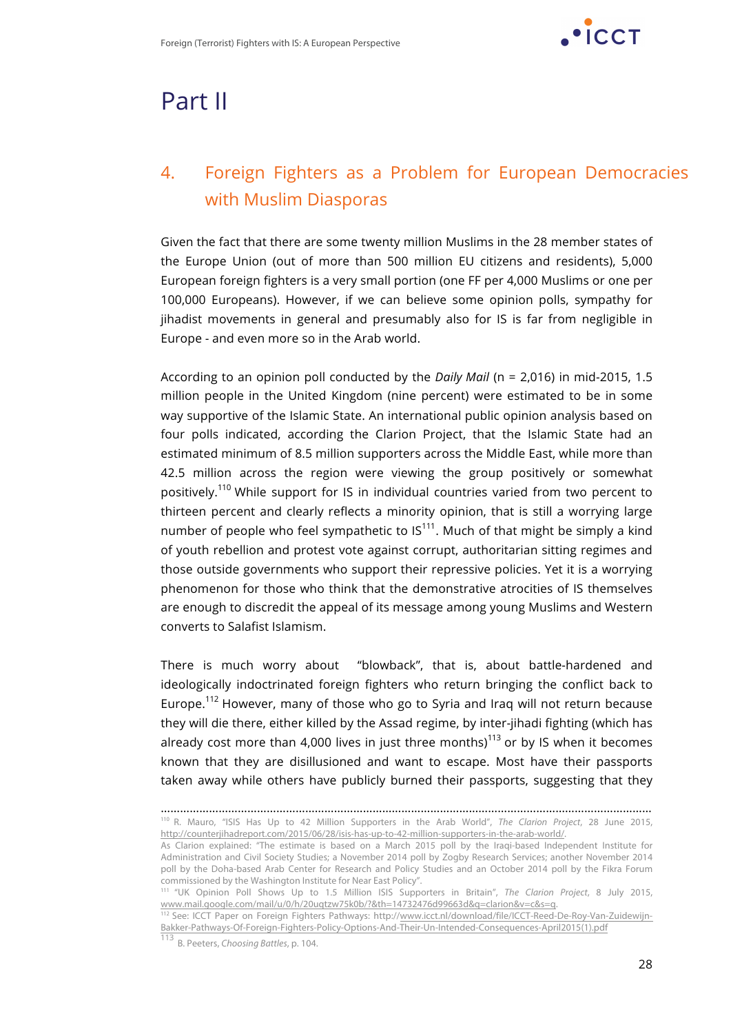# Part II

## 4. Foreign Fighters as a Problem for European Democracies with Muslim Diasporas

Given the fact that there are some twenty million Muslims in the 28 member states of the Europe Union (out of more than 500 million EU citizens and residents), 5,000 European foreign fighters is a very small portion (one FF per 4,000 Muslims or one per 100,000 Europeans). However, if we can believe some opinion polls, sympathy for jihadist movements in general and presumably also for IS is far from negligible in Europe - and even more so in the Arab world.

According to an opinion poll conducted by the *Daily Mail* (n = 2,016) in mid-2015, 1.5 million people in the United Kingdom (nine percent) were estimated to be in some way supportive of the Islamic State. An international public opinion analysis based on four polls indicated, according the Clarion Project, that the Islamic State had an estimated minimum of 8.5 million supporters across the Middle East, while more than 42.5 million across the region were viewing the group positively or somewhat positively.[110] While support for IS in individual countries varied from two percent to thirteen percent and clearly reflects a minority opinion, that is still a worrying large number of people who feel sympathetic to IS[111]. Much of that might be simply a kind of youth rebellion and protest vote against corrupt, authoritarian sitting regimes and those outside governments who support their repressive policies. Yet it is a worrying phenomenon for those who think that the demonstrative atrocities of IS themselves are enough to discredit the appeal of its message among young Muslims and Western converts to Salafist Islamism.

There is much worry about "blowback", that is, about battle-hardened and ideologically indoctrinated foreign fighters who return bringing the conflict back to Europe.[112] However, many of those who go to Syria and Iraq will not return because they will die there, either killed by the Assad regime, by inter-jihadi fighting (which has already cost more than 4,000 lives in just three months)[113] or by IS when it becomes known that they are disillusioned and want to escape. Most have their passports taken away while others have publicly burned their passports, suggesting that they

---

[110] R. Mauro, "ISIS Has Up to 42 Million Supporters in the Arab World", *The Clarion Project*, 28 June 2015, http://counterjihadreport.com/2015/06/28/isis-has-up-to-42-million-supporters-in-the-arab-world/.
As Clarion explained: "The estimate is based on a March 2015 poll by the Iraqi-based Independent Institute for Administration and Civil Society Studies; a November 2014 poll by Zogby Research Services; another November 2014 poll by the Doha-based Arab Center for Research and Policy Studies and an October 2014 poll by the Fikra Forum commissioned by the Washington Institute for Near East Policy".

[111] "UK Opinion Poll Shows Up to 1.5 Million ISIS Supporters in Britain", *The Clarion Project*, 8 July 2015, www.mail.google.com/mail/u/0/h/20uqtzw75k0b/?&th=14732476d99663d&q=clarion&v=c&s=q.

[112] See: ICCT Paper on Foreign Fighters Pathways: http://www.icct.nl/download/file/ICCT-Reed-De-Roy-Van-Zuidewijn-Bakker-Pathways-Of-Foreign-Fighters-Policy-Options-And-Their-Un-Intended-Consequences-April2015(1).pdf

[113] B. Peeters, *Choosing Battles*, p. 104.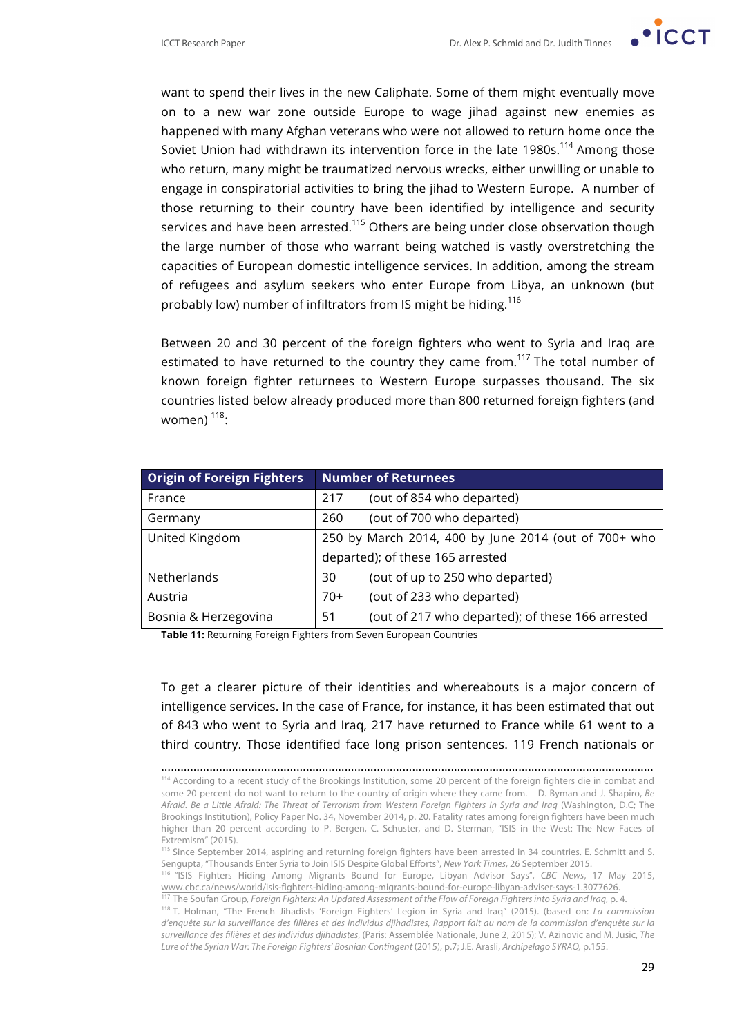want to spend their lives in the new Caliphate. Some of them might eventually move on to a new war zone outside Europe to wage jihad against new enemies as happened with many Afghan veterans who were not allowed to return home once the Soviet Union had withdrawn its intervention force in the late 1980s.[114] Among those who return, many might be traumatized nervous wrecks, either unwilling or unable to engage in conspiratorial activities to bring the jihad to Western Europe. A number of those returning to their country have been identified by intelligence and security services and have been arrested.[115] Others are being under close observation though the large number of those who warrant being watched is vastly overstretching the capacities of European domestic intelligence services. In addition, among the stream of refugees and asylum seekers who enter Europe from Libya, an unknown (but probably low) number of infiltrators from IS might be hiding.[116]

Between 20 and 30 percent of the foreign fighters who went to Syria and Iraq are estimated to have returned to the country they came from.[117] The total number of known foreign fighter returnees to Western Europe surpasses thousand. The six countries listed below already produced more than 800 returned foreign fighters (and women) [118]:

| Origin of Foreign Fighters | Number of Returnees |
|---|---|
| France | 217 (out of 854 who departed) |
| Germany | 260 (out of 700 who departed) |
| United Kingdom | 250 by March 2014, 400 by June 2014 (out of 700+ who departed); of these 165 arrested |
| Netherlands | 30 (out of up to 250 who departed) |
| Austria | 70+ (out of 233 who departed) |
| Bosnia & Herzegovina | 51 (out of 217 who departed); of these 166 arrested |

**Table 11:** Returning Foreign Fighters from Seven European Countries

To get a clearer picture of their identities and whereabouts is a major concern of intelligence services. In the case of France, for instance, it has been estimated that out of 843 who went to Syria and Iraq, 217 have returned to France while 61 went to a third country. Those identified face long prison sentences. 119 French nationals or

---

[114] According to a recent study of the Brookings Institution, some 20 percent of the foreign fighters die in combat and some 20 percent do not want to return to the country of origin where they came from. – D. Byman and J. Shapiro, *Be Afraid. Be a Little Afraid: The Threat of Terrorism from Western Foreign Fighters in Syria and Iraq* (Washington, D.C; The Brookings Institution), Policy Paper No. 34, November 2014, p. 20. Fatality rates among foreign fighters have been much higher than 20 percent according to P. Bergen, C. Schuster, and D. Sterman, "ISIS in the West: The New Faces of Extremism" (2015).

[115] Since September 2014, aspiring and returning foreign fighters have been arrested in 34 countries. E. Schmitt and S. Sengupta, "Thousands Enter Syria to Join ISIS Despite Global Efforts", *New York Times*, 26 September 2015.

[116] "ISIS Fighters Hiding Among Migrants Bound for Europe, Libyan Advisor Says", *CBC News*, 17 May 2015, www.cbc.ca/news/world/isis-fighters-hiding-among-migrants-bound-for-europe-libyan-adviser-says-1.3077626.

[117] The Soufan Group, *Foreign Fighters: An Updated Assessment of the Flow of Foreign Fighters into Syria and Iraq*, p. 4.

[118] T. Holman, "The French Jihadists 'Foreign Fighters' Legion in Syria and Iraq" (2015). (based on: *La commission d'enquête sur la surveillance des filières et des individus djihadistes, Rapport fait au nom de la commission d'enquête sur la surveillance des filières et des individus djihadistes*, (Paris: Assemblée Nationale, June 2, 2015); V. Azinovic and M. Jusic, *The Lure of the Syrian War: The Foreign Fighters' Bosnian Contingent* (2015), p.7; J.E. Arasli, *Archipelago SYRAQ*, p.155.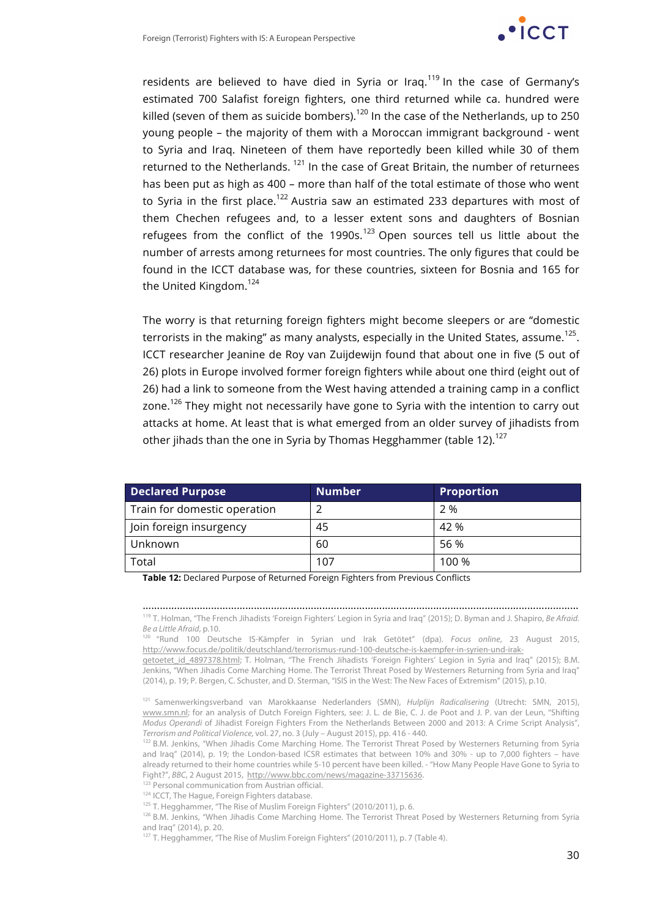residents are believed to have died in Syria or Iraq.[119] In the case of Germany's estimated 700 Salafist foreign fighters, one third returned while ca. hundred were killed (seven of them as suicide bombers).[120] In the case of the Netherlands, up to 250 young people – the majority of them with a Moroccan immigrant background - went to Syria and Iraq. Nineteen of them have reportedly been killed while 30 of them returned to the Netherlands. [121] In the case of Great Britain, the number of returnees has been put as high as 400 – more than half of the total estimate of those who went to Syria in the first place.[122] Austria saw an estimated 233 departures with most of them Chechen refugees and, to a lesser extent sons and daughters of Bosnian refugees from the conflict of the 1990s.[123] Open sources tell us little about the number of arrests among returnees for most countries. The only figures that could be found in the ICCT database was, for these countries, sixteen for Bosnia and 165 for the United Kingdom.[124]

The worry is that returning foreign fighters might become sleepers or are "domestic terrorists in the making" as many analysts, especially in the United States, assume.[125]. ICCT researcher Jeanine de Roy van Zuijdewijn found that about one in five (5 out of 26) plots in Europe involved former foreign fighters while about one third (eight out of 26) had a link to someone from the West having attended a training camp in a conflict zone.[126] They might not necessarily have gone to Syria with the intention to carry out attacks at home. At least that is what emerged from an older survey of jihadists from other jihads than the one in Syria by Thomas Hegghammer (table 12).[127]

| Declared Purpose | Number | Proportion |
|---|---|---|
| Train for domestic operation | 2 | 2 % |
| Join foreign insurgency | 45 | 42 % |
| Unknown | 60 | 56 % |
| Total | 107 | 100 % |

**Table 12:** Declared Purpose of Returned Foreign Fighters from Previous Conflicts

---

[119] T. Holman, "The French Jihadists 'Foreign Fighters' Legion in Syria and Iraq" (2015); D. Byman and J. Shapiro, *Be Afraid. Be a Little Afraid*, p.10.

[120] "Rund 100 Deutsche IS-Kämpfer in Syrian und Irak Getötet" (dpa). *Focus online*, 23 August 2015, http://www.focus.de/politik/deutschland/terrorismus-rund-100-deutsche-is-kaempfer-in-syrien-und-irak-getoetet_id_4897378.html; T. Holman, "The French Jihadists 'Foreign Fighters' Legion in Syria and Iraq" (2015); B.M. Jenkins, "When Jihadis Come Marching Home. The Terrorist Threat Posed by Westerners Returning from Syria and Iraq" (2014), p. 19; P. Bergen, C. Schuster, and D. Sterman, "ISIS in the West: The New Faces of Extremism" (2015), p.10.

[121] Samenwerkingsverband van Marokkaanse Nederlanders (SMN), *Hulplijn Radicalisering* (Utrecht: SMN, 2015), www.smn.nl; for an analysis of Dutch Foreign Fighters, see: J. L. de Bie, C. J. de Poot and J. P. van der Leun, "Shifting *Modus Operandi* of Jihadist Foreign Fighters From the Netherlands Between 2000 and 2013: A Crime Script Analysis", *Terrorism and Political Violence,* vol. 27, no. 3 (July – August 2015), pp. 416 - 440.

[122] B.M. Jenkins, "When Jihadis Come Marching Home. The Terrorist Threat Posed by Westerners Returning from Syria and Iraq" (2014), p. 19; the London-based ICSR estimates that between 10% and 30% - up to 7,000 fighters – have already returned to their home countries while 5-10 percent have been killed. - "How Many People Have Gone to Syria to Fight?", *BBC*, 2 August 2015, http://www.bbc.com/news/magazine-33715636.

[123] Personal communication from Austrian official.

[124] ICCT, The Hague, Foreign Fighters database.

[125] T. Hegghammer, "The Rise of Muslim Foreign Fighters" (2010/2011), p. 6.

[126] B.M. Jenkins, "When Jihadis Come Marching Home. The Terrorist Threat Posed by Westerners Returning from Syria and Iraq" (2014), p. 20.

[127] T. Hegghammer, "The Rise of Muslim Foreign Fighters" (2010/2011), p. 7 (Table 4).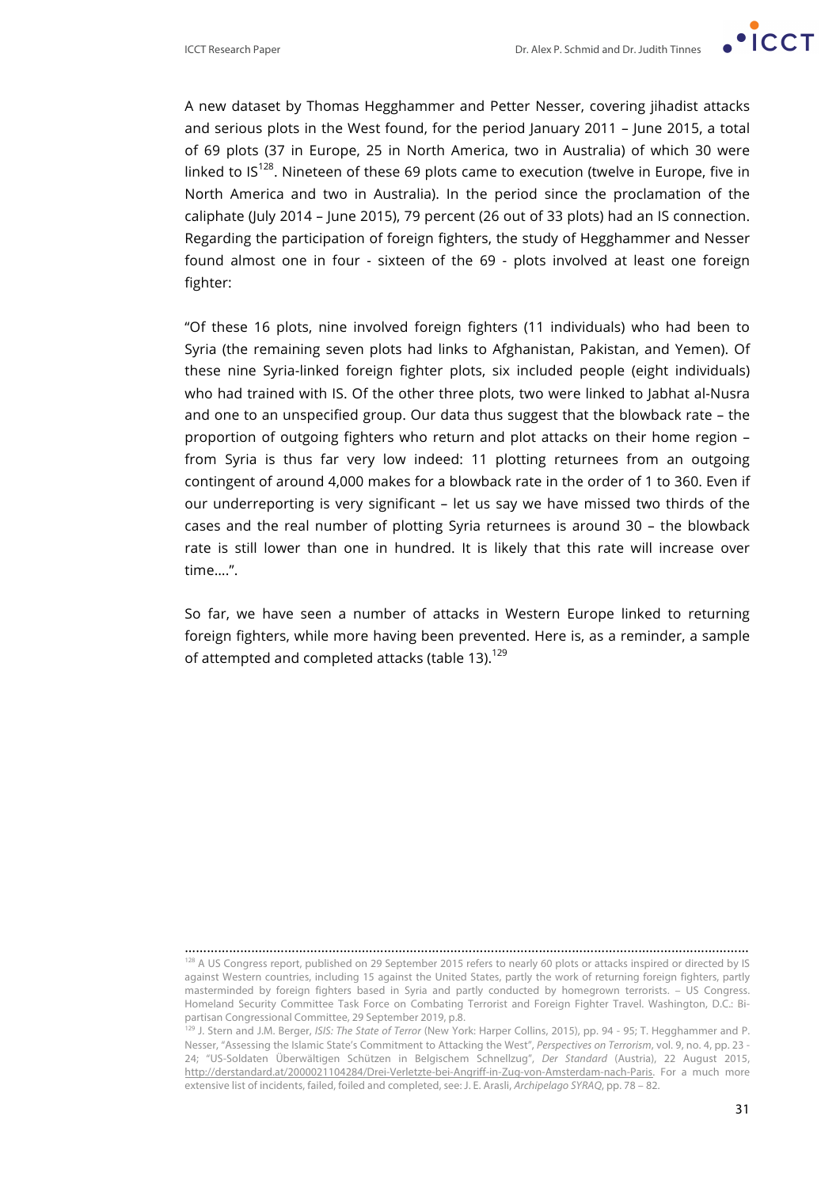A new dataset by Thomas Hegghammer and Petter Nesser, covering jihadist attacks and serious plots in the West found, for the period January 2011 – June 2015, a total of 69 plots (37 in Europe, 25 in North America, two in Australia) of which 30 were linked to IS[128]. Nineteen of these 69 plots came to execution (twelve in Europe, five in North America and two in Australia). In the period since the proclamation of the caliphate (July 2014 – June 2015), 79 percent (26 out of 33 plots) had an IS connection. Regarding the participation of foreign fighters, the study of Hegghammer and Nesser found almost one in four - sixteen of the 69 - plots involved at least one foreign fighter:

"Of these 16 plots, nine involved foreign fighters (11 individuals) who had been to Syria (the remaining seven plots had links to Afghanistan, Pakistan, and Yemen). Of these nine Syria-linked foreign fighter plots, six included people (eight individuals) who had trained with IS. Of the other three plots, two were linked to Jabhat al-Nusra and one to an unspecified group. Our data thus suggest that the blowback rate – the proportion of outgoing fighters who return and plot attacks on their home region – from Syria is thus far very low indeed: 11 plotting returnees from an outgoing contingent of around 4,000 makes for a blowback rate in the order of 1 to 360. Even if our underreporting is very significant – let us say we have missed two thirds of the cases and the real number of plotting Syria returnees is around 30 – the blowback rate is still lower than one in hundred. It is likely that this rate will increase over time….".

So far, we have seen a number of attacks in Western Europe linked to returning foreign fighters, while more having been prevented. Here is, as a reminder, a sample of attempted and completed attacks (table 13).[129]

---

[128] A US Congress report, published on 29 September 2015 refers to nearly 60 plots or attacks inspired or directed by IS against Western countries, including 15 against the United States, partly the work of returning foreign fighters, partly masterminded by foreign fighters based in Syria and partly conducted by homegrown terrorists. – US Congress. Homeland Security Committee Task Force on Combating Terrorist and Foreign Fighter Travel. Washington, D.C.: Bi-partisan Congressional Committee, 29 September 2019, p.8.

[129] J. Stern and J.M. Berger, *ISIS: The State of Terror* (New York: Harper Collins, 2015), pp. 94 - 95; T. Hegghammer and P. Nesser, "Assessing the Islamic State's Commitment to Attacking the West", *Perspectives on Terrorism*, vol. 9, no. 4, pp. 23 - 24; "US-Soldaten Überwältigen Schützen in Belgischem Schnellzug", *Der Standard* (Austria), 22 August 2015, http://derstandard.at/2000021104284/Drei-Verletzte-bei-Angriff-in-Zug-von-Amsterdam-nach-Paris. For a much more extensive list of incidents, failed, foiled and completed, see: J. E. Arasli, *Archipelago SYRAQ*, pp. 78 – 82.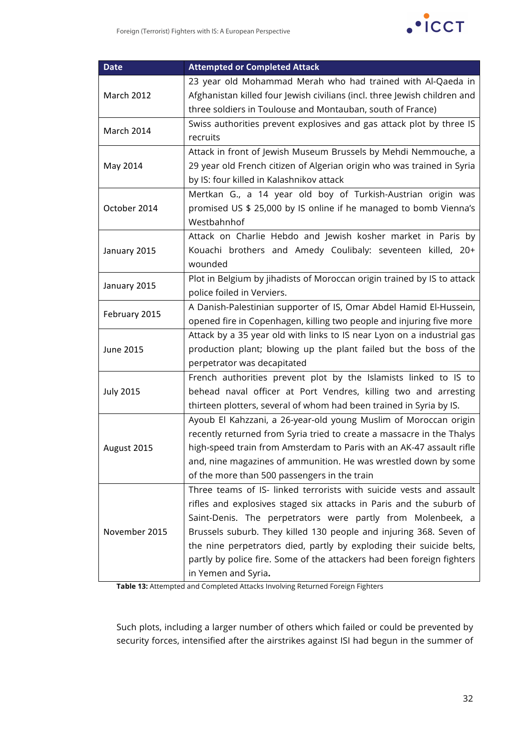| Date | Attempted or Completed Attack |
| --- | --- |
| March 2012 | 23 year old Mohammad Merah who had trained with Al-Qaeda in Afghanistan killed four Jewish civilians (incl. three Jewish children and three soldiers in Toulouse and Montauban, south of France) |
| March 2014 | Swiss authorities prevent explosives and gas attack plot by three IS recruits |
| May 2014 | Attack in front of Jewish Museum Brussels by Mehdi Nemmouche, a 29 year old French citizen of Algerian origin who was trained in Syria by IS: four killed in Kalashnikov attack |
| October 2014 | Mertkan G., a 14 year old boy of Turkish-Austrian origin was promised US $ 25,000 by IS online if he managed to bomb Vienna's Westbahnhof |
| January 2015 | Attack on Charlie Hebdo and Jewish kosher market in Paris by Kouachi brothers and Amedy Coulibaly: seventeen killed, 20+ wounded |
| January 2015 | Plot in Belgium by jihadists of Moroccan origin trained by IS to attack police foiled in Verviers. |
| February 2015 | A Danish-Palestinian supporter of IS, Omar Abdel Hamid El-Hussein, opened fire in Copenhagen, killing two people and injuring five more |
| June 2015 | Attack by a 35 year old with links to IS near Lyon on a industrial gas production plant; blowing up the plant failed but the boss of the perpetrator was decapitated |
| July 2015 | French authorities prevent plot by the Islamists linked to IS to behead naval officer at Port Vendres, killing two and arresting thirteen plotters, several of whom had been trained in Syria by IS. |
| August 2015 | Ayoub El Kahzzani, a 26-year-old young Muslim of Moroccan origin recently returned from Syria tried to create a massacre in the Thalys high-speed train from Amsterdam to Paris with an AK-47 assault rifle and, nine magazines of ammunition. He was wrestled down by some of the more than 500 passengers in the train |
| November 2015 | Three teams of IS- linked terrorists with suicide vests and assault rifles and explosives staged six attacks in Paris and the suburb of Saint-Denis. The perpetrators were partly from Molenbeek, a Brussels suburb. They killed 130 people and injuring 368. Seven of the nine perpetrators died, partly by exploding their suicide belts, partly by police fire. Some of the attackers had been foreign fighters in Yemen and Syria**.** |

**Table 13:** Attempted and Completed Attacks Involving Returned Foreign Fighters

Such plots, including a larger number of others which failed or could be prevented by security forces, intensified after the airstrikes against ISI had begun in the summer of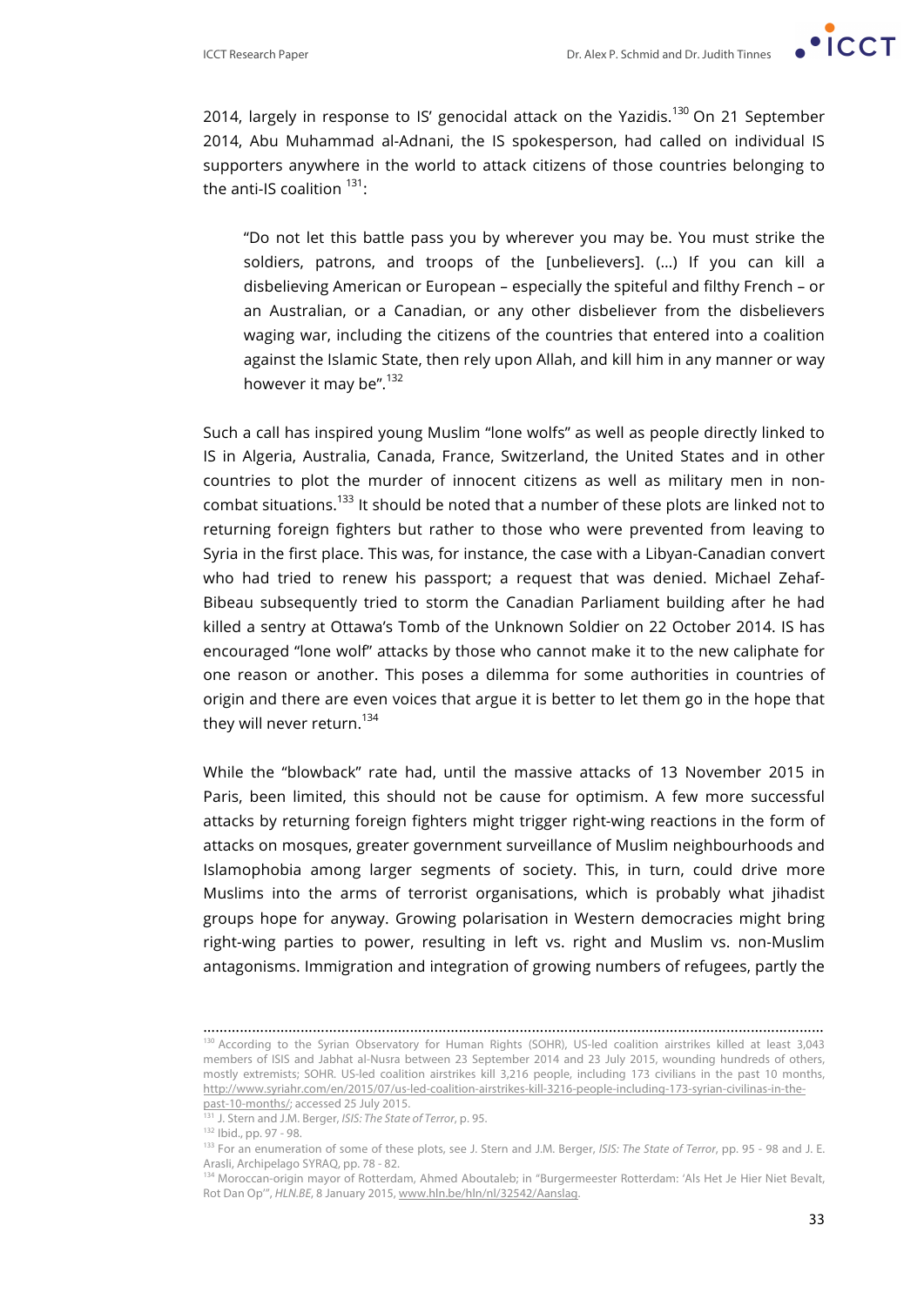2014, largely in response to IS' genocidal attack on the Yazidis.[130] On 21 September 2014, Abu Muhammad al-Adnani, the IS spokesperson, had called on individual IS supporters anywhere in the world to attack citizens of those countries belonging to the anti-IS coalition [131]:

> "Do not let this battle pass you by wherever you may be. You must strike the soldiers, patrons, and troops of the [unbelievers]. (…) If you can kill a disbelieving American or European – especially the spiteful and filthy French – or an Australian, or a Canadian, or any other disbeliever from the disbelievers waging war, including the citizens of the countries that entered into a coalition against the Islamic State, then rely upon Allah, and kill him in any manner or way however it may be".[132]

Such a call has inspired young Muslim "lone wolfs" as well as people directly linked to IS in Algeria, Australia, Canada, France, Switzerland, the United States and in other countries to plot the murder of innocent citizens as well as military men in non-combat situations.[133] It should be noted that a number of these plots are linked not to returning foreign fighters but rather to those who were prevented from leaving to Syria in the first place. This was, for instance, the case with a Libyan-Canadian convert who had tried to renew his passport; a request that was denied. Michael Zehaf-Bibeau subsequently tried to storm the Canadian Parliament building after he had killed a sentry at Ottawa's Tomb of the Unknown Soldier on 22 October 2014. IS has encouraged "lone wolf" attacks by those who cannot make it to the new caliphate for one reason or another. This poses a dilemma for some authorities in countries of origin and there are even voices that argue it is better to let them go in the hope that they will never return.[134]

While the "blowback" rate had, until the massive attacks of 13 November 2015 in Paris, been limited, this should not be cause for optimism. A few more successful attacks by returning foreign fighters might trigger right-wing reactions in the form of attacks on mosques, greater government surveillance of Muslim neighbourhoods and Islamophobia among larger segments of society. This, in turn, could drive more Muslims into the arms of terrorist organisations, which is probably what jihadist groups hope for anyway. Growing polarisation in Western democracies might bring right-wing parties to power, resulting in left vs. right and Muslim vs. non-Muslim antagonisms. Immigration and integration of growing numbers of refugees, partly the

---

[130] According to the Syrian Observatory for Human Rights (SOHR), US-led coalition airstrikes killed at least 3,043 members of ISIS and Jabhat al-Nusra between 23 September 2014 and 23 July 2015, wounding hundreds of others, mostly extremists; SOHR. US-led coalition airstrikes kill 3,216 people, including 173 civilians in the past 10 months, http://www.syriahr.com/en/2015/07/us-led-coalition-airstrikes-kill-3216-people-including-173-syrian-civilinas-in-the-past-10-months/; accessed 25 July 2015.

[131] J. Stern and J.M. Berger, *ISIS: The State of Terror*, p. 95.

[132] Ibid., pp. 97 - 98.

[133] For an enumeration of some of these plots, see J. Stern and J.M. Berger, *ISIS: The State of Terror*, pp. 95 - 98 and J. E. Arasli, Archipelago SYRAQ, pp. 78 - 82.

[134] Moroccan-origin mayor of Rotterdam, Ahmed Aboutaleb; in "Burgermeester Rotterdam: 'Als Het Je Hier Niet Bevalt, Rot Dan Op'", *HLN.BE*, 8 January 2015, www.hln.be/hln/nl/32542/Aanslag.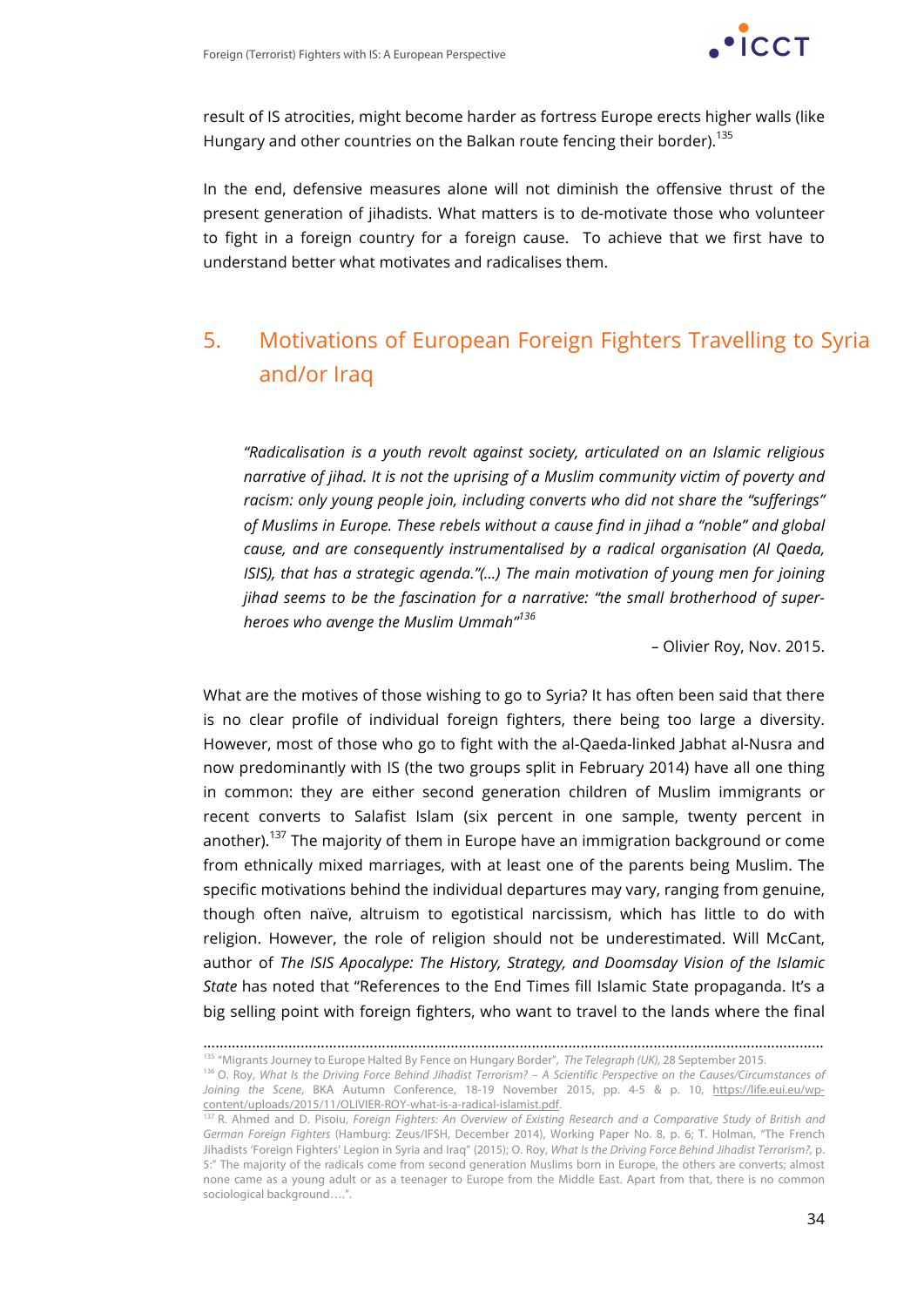result of IS atrocities, might become harder as fortress Europe erects higher walls (like Hungary and other countries on the Balkan route fencing their border).[135]

In the end, defensive measures alone will not diminish the offensive thrust of the present generation of jihadists. What matters is to de-motivate those who volunteer to fight in a foreign country for a foreign cause. To achieve that we first have to understand better what motivates and radicalises them.

## 5. Motivations of European Foreign Fighters Travelling to Syria and/or Iraq

> *"Radicalisation is a youth revolt against society, articulated on an Islamic religious narrative of jihad. It is not the uprising of a Muslim community victim of poverty and racism: only young people join, including converts who did not share the "sufferings" of Muslims in Europe. These rebels without a cause find in jihad a "noble" and global cause, and are consequently instrumentalised by a radical organisation (Al Qaeda, ISIS), that has a strategic agenda."(…) The main motivation of young men for joining jihad seems to be the fascination for a narrative: "the small brotherhood of super-heroes who avenge the Muslim Ummah"*[136]
>
> – Olivier Roy, Nov. 2015.

What are the motives of those wishing to go to Syria? It has often been said that there is no clear profile of individual foreign fighters, there being too large a diversity. However, most of those who go to fight with the al-Qaeda-linked Jabhat al-Nusra and now predominantly with IS (the two groups split in February 2014) have all one thing in common: they are either second generation children of Muslim immigrants or recent converts to Salafist Islam (six percent in one sample, twenty percent in another).[137] The majority of them in Europe have an immigration background or come from ethnically mixed marriages, with at least one of the parents being Muslim. The specific motivations behind the individual departures may vary, ranging from genuine, though often naïve, altruism to egotistical narcissism, which has little to do with religion. However, the role of religion should not be underestimated. Will McCant, author of *The ISIS Apocalypse: The History, Strategy, and Doomsday Vision of the Islamic State* has noted that "References to the End Times fill Islamic State propaganda. It's a big selling point with foreign fighters, who want to travel to the lands where the final

---

[135] "Migrants Journey to Europe Halted By Fence on Hungary Border", *The Telegraph (UK)*, 28 September 2015.

[136] O. Roy, *What Is the Driving Force Behind Jihadist Terrorism? – A Scientific Perspective on the Causes/Circumstances of Joining the Scene*, BKA Autumn Conference, 18-19 November 2015, pp. 4-5 & p. 10, https://life.eui.eu/wp-content/uploads/2015/11/OLIVIER-ROY-what-is-a-radical-islamist.pdf.

[137] R. Ahmed and D. Pisoiu, *Foreign Fighters: An Overview of Existing Research and a Comparative Study of British and German Foreign Fighters* (Hamburg: Zeus/IFSH, December 2014), Working Paper No. 8, p. 6; T. Holman, "The French Jihadists 'Foreign Fighters' Legion in Syria and Iraq" (2015); O. Roy, *What Is the Driving Force Behind Jihadist Terrorism?*, p. 5:" The majority of the radicals come from second generation Muslims born in Europe, the others are converts; almost none came as a young adult or as a teenager to Europe from the Middle East. Apart from that, there is no common sociological background….".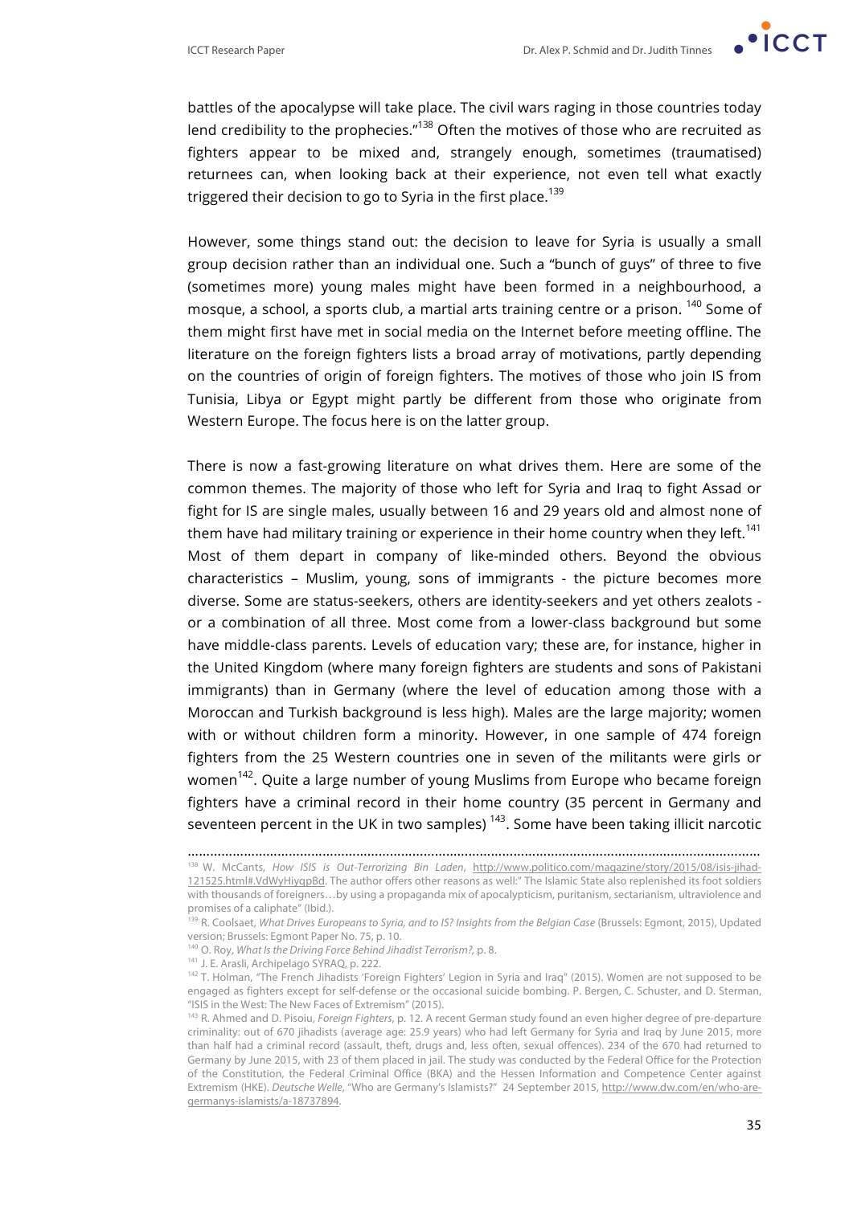battles of the apocalypse will take place. The civil wars raging in those countries today lend credibility to the prophecies."[138] Often the motives of those who are recruited as fighters appear to be mixed and, strangely enough, sometimes (traumatised) returnees can, when looking back at their experience, not even tell what exactly triggered their decision to go to Syria in the first place.[139]

However, some things stand out: the decision to leave for Syria is usually a small group decision rather than an individual one. Such a "bunch of guys" of three to five (sometimes more) young males might have been formed in a neighbourhood, a mosque, a school, a sports club, a martial arts training centre or a prison. [140] Some of them might first have met in social media on the Internet before meeting offline. The literature on the foreign fighters lists a broad array of motivations, partly depending on the countries of origin of foreign fighters. The motives of those who join IS from Tunisia, Libya or Egypt might partly be different from those who originate from Western Europe. The focus here is on the latter group.

There is now a fast-growing literature on what drives them. Here are some of the common themes. The majority of those who left for Syria and Iraq to fight Assad or fight for IS are single males, usually between 16 and 29 years old and almost none of them have had military training or experience in their home country when they left.[141] Most of them depart in company of like-minded others. Beyond the obvious characteristics – Muslim, young, sons of immigrants - the picture becomes more diverse. Some are status-seekers, others are identity-seekers and yet others zealots - or a combination of all three. Most come from a lower-class background but some have middle-class parents. Levels of education vary; these are, for instance, higher in the United Kingdom (where many foreign fighters are students and sons of Pakistani immigrants) than in Germany (where the level of education among those with a Moroccan and Turkish background is less high). Males are the large majority; women with or without children form a minority. However, in one sample of 474 foreign fighters from the 25 Western countries one in seven of the militants were girls or women[142]. Quite a large number of young Muslims from Europe who became foreign fighters have a criminal record in their home country (35 percent in Germany and seventeen percent in the UK in two samples) [143]. Some have been taking illicit narcotic

---

[138] W. McCants, *How ISIS is Out-Terrorizing Bin Laden*, http://www.politico.com/magazine/story/2015/08/isis-jihad-121525.html#.VdWyHiyqpBd. The author offers other reasons as well:" The Islamic State also replenished its foot soldiers with thousands of foreigners…by using a propaganda mix of apocalypticism, puritanism, sectarianism, ultraviolence and promises of a caliphate" (Ibid.).

[139] R. Coolsaet, *What Drives Europeans to Syria, and to IS? Insights from the Belgian Case* (Brussels: Egmont, 2015), Updated version; Brussels: Egmont Paper No. 75, p. 10.

[140] O. Roy, *What Is the Driving Force Behind Jihadist Terrorism?*, p. 8.

[141] J. E. Arasli, Archipelago SYRAQ, p. 222.

[142] T. Holman, "The French Jihadists 'Foreign Fighters' Legion in Syria and Iraq" (2015). Women are not supposed to be engaged as fighters except for self-defense or the occasional suicide bombing. P. Bergen, C. Schuster, and D. Sterman, "ISIS in the West: The New Faces of Extremism" (2015).

[143] R. Ahmed and D. Pisoiu, *Foreign Fighters*, p. 12. A recent German study found an even higher degree of pre-departure criminality: out of 670 jihadists (average age: 25.9 years) who had left Germany for Syria and Iraq by June 2015, more than half had a criminal record (assault, theft, drugs and, less often, sexual offences). 234 of the 670 had returned to Germany by June 2015, with 23 of them placed in jail. The study was conducted by the Federal Office for the Protection of the Constitution, the Federal Criminal Office (BKA) and the Hessen Information and Competence Center against Extremism (HKE). *Deutsche Welle*, "Who are Germany's Islamists?" 24 September 2015, http://www.dw.com/en/who-are-germanys-islamists/a-18737894.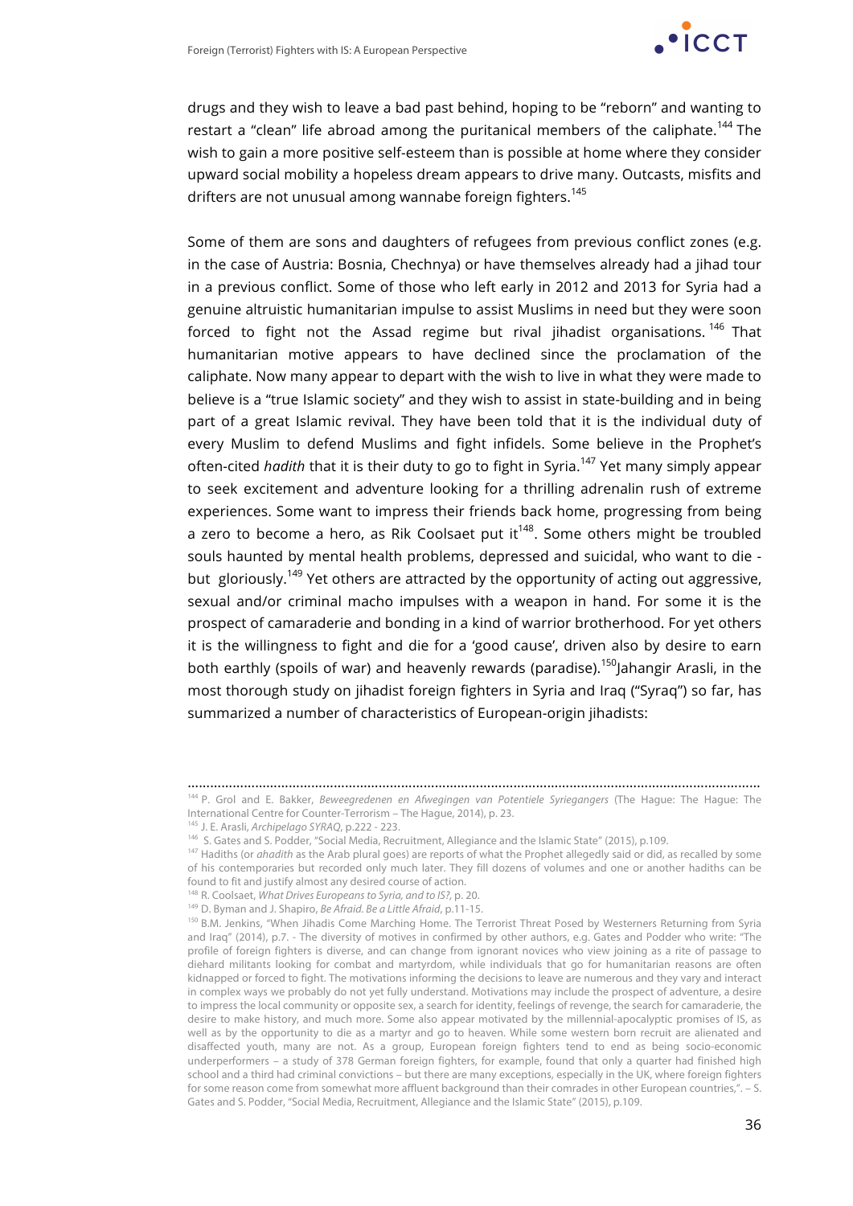drugs and they wish to leave a bad past behind, hoping to be "reborn" and wanting to restart a "clean" life abroad among the puritanical members of the caliphate.[144] The wish to gain a more positive self-esteem than is possible at home where they consider upward social mobility a hopeless dream appears to drive many. Outcasts, misfits and drifters are not unusual among wannabe foreign fighters.[145]

Some of them are sons and daughters of refugees from previous conflict zones (e.g. in the case of Austria: Bosnia, Chechnya) or have themselves already had a jihad tour in a previous conflict. Some of those who left early in 2012 and 2013 for Syria had a genuine altruistic humanitarian impulse to assist Muslims in need but they were soon forced to fight not the Assad regime but rival jihadist organisations.[146] That humanitarian motive appears to have declined since the proclamation of the caliphate. Now many appear to depart with the wish to live in what they were made to believe is a "true Islamic society" and they wish to assist in state-building and in being part of a great Islamic revival. They have been told that it is the individual duty of every Muslim to defend Muslims and fight infidels. Some believe in the Prophet's often-cited *hadith* that it is their duty to go to fight in Syria.[147] Yet many simply appear to seek excitement and adventure looking for a thrilling adrenalin rush of extreme experiences. Some want to impress their friends back home, progressing from being a zero to become a hero, as Rik Coolsaet put it[148]. Some others might be troubled souls haunted by mental health problems, depressed and suicidal, who want to die - but gloriously.[149] Yet others are attracted by the opportunity of acting out aggressive, sexual and/or criminal macho impulses with a weapon in hand. For some it is the prospect of camaraderie and bonding in a kind of warrior brotherhood. For yet others it is the willingness to fight and die for a 'good cause', driven also by desire to earn both earthly (spoils of war) and heavenly rewards (paradise).[150] Jahangir Arasli, in the most thorough study on jihadist foreign fighters in Syria and Iraq ("Syraq") so far, has summarized a number of characteristics of European-origin jihadists:

---

[144] P. Grol and E. Bakker, *Beweegredenen en Afwegingen van Potentiele Syriegangers* (The Hague: The Hague: The International Centre for Counter-Terrorism – The Hague, 2014), p. 23.

[145] J. E. Arasli, *Archipelago SYRAQ*, p.222 - 223.

[146] S. Gates and S. Podder, "Social Media, Recruitment, Allegiance and the Islamic State" (2015), p.109.

[147] Hadiths (or *ahadith* as the Arab plural goes) are reports of what the Prophet allegedly said or did, as recalled by some of his contemporaries but recorded only much later. They fill dozens of volumes and one or another hadiths can be found to fit and justify almost any desired course of action.

[148] R. Coolsaet, *What Drives Europeans to Syria, and to IS?*, p. 20.

[149] D. Byman and J. Shapiro, *Be Afraid. Be a Little Afraid*, p.11-15.

[150] B.M. Jenkins, "When Jihadis Come Marching Home. The Terrorist Threat Posed by Westerners Returning from Syria and Iraq" (2014), p.7. - The diversity of motives in confirmed by other authors, e.g. Gates and Podder who write: "The profile of foreign fighters is diverse, and can change from ignorant novices who view joining as a rite of passage to diehard militants looking for combat and martyrdom, while individuals that go for humanitarian reasons are often kidnapped or forced to fight. The motivations informing the decisions to leave are numerous and they vary and interact in complex ways we probably do not yet fully understand. Motivations may include the prospect of adventure, a desire to impress the local community or opposite sex, a search for identity, feelings of revenge, the search for camaraderie, the desire to make history, and much more. Some also appear motivated by the millennial-apocalyptic promises of IS, as well as by the opportunity to die as a martyr and go to heaven. While some western born recruit are alienated and disaffected youth, many are not. As a group, European foreign fighters tend to end as being socio-economic underperformers – a study of 378 German foreign fighters, for example, found that only a quarter had finished high school and a third had criminal convictions – but there are many exceptions, especially in the UK, where foreign fighters for some reason come from somewhat more affluent background than their comrades in other European countries,". – S. Gates and S. Podder, "Social Media, Recruitment, Allegiance and the Islamic State" (2015), p.109.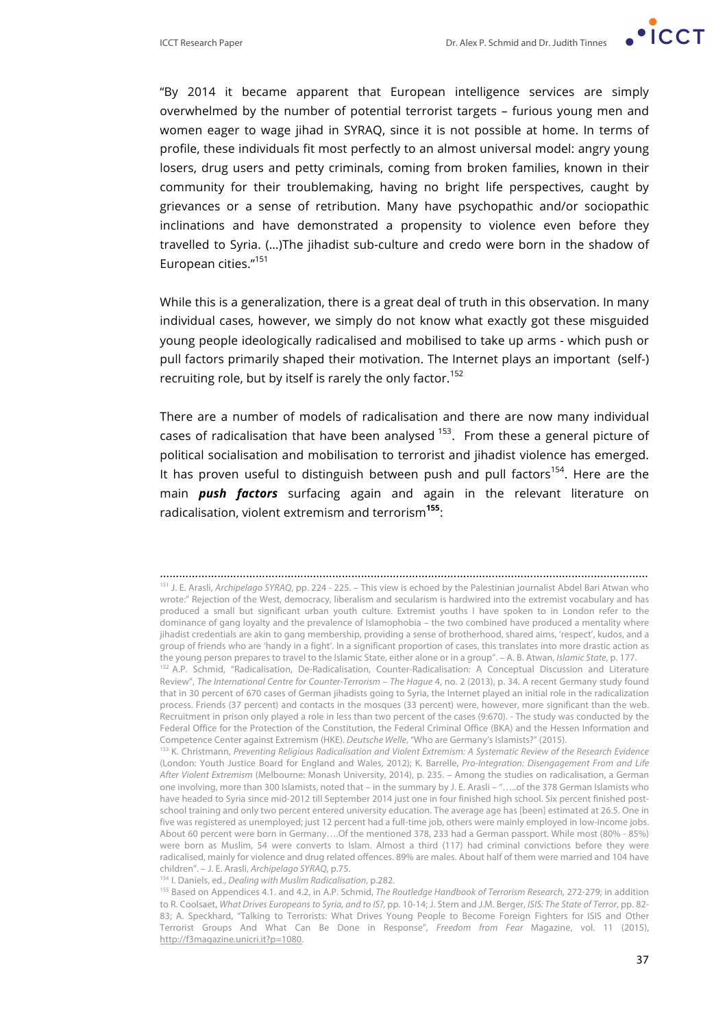"By 2014 it became apparent that European intelligence services are simply overwhelmed by the number of potential terrorist targets – furious young men and women eager to wage jihad in SYRAQ, since it is not possible at home. In terms of profile, these individuals fit most perfectly to an almost universal model: angry young losers, drug users and petty criminals, coming from broken families, known in their community for their troublemaking, having no bright life perspectives, caught by grievances or a sense of retribution. Many have psychopathic and/or sociopathic inclinations and have demonstrated a propensity to violence even before they travelled to Syria. (...)The jihadist sub-culture and credo were born in the shadow of European cities."[151]

While this is a generalization, there is a great deal of truth in this observation. In many individual cases, however, we simply do not know what exactly got these misguided young people ideologically radicalised and mobilised to take up arms - which push or pull factors primarily shaped their motivation. The Internet plays an important (self-) recruiting role, but by itself is rarely the only factor.[152]

There are a number of models of radicalisation and there are now many individual cases of radicalisation that have been analysed [153]. From these a general picture of political socialisation and mobilisation to terrorist and jihadist violence has emerged. It has proven useful to distinguish between push and pull factors[154]. Here are the main ***push factors*** surfacing again and again in the relevant literature on radicalisation, violent extremism and terrorism[155]:

---

[151] J. E. Arasli, *Archipelago SYRAQ*, pp. 224 - 225. – This view is echoed by the Palestinian journalist Abdel Bari Atwan who wrote:" Rejection of the West, democracy, liberalism and secularism is hardwired into the extremist vocabulary and has produced a small but significant urban youth culture. Extremist youths I have spoken to in London refer to the dominance of gang loyalty and the prevalence of Islamophobia – the two combined have produced a mentality where jihadist credentials are akin to gang membership, providing a sense of brotherhood, shared aims, 'respect', kudos, and a group of friends who are 'handy in a fight'. In a significant proportion of cases, this translates into more drastic action as the young person prepares to travel to the Islamic State, either alone or in a group". – A. B. Atwan, *Islamic State*, p. 177.

[152] A.P. Schmid, "Radicalisation, De-Radicalisation, Counter-Radicalisation: A Conceptual Discussion and Literature Review", *The International Centre for Counter-Terrorism – The Hague* 4, no. 2 (2013), p. 34. A recent Germany study found that in 30 percent of 670 cases of German jihadists going to Syria, the Internet played an initial role in the radicalization process. Friends (37 percent) and contacts in the mosques (33 percent) were, however, more significant than the web. Recruitment in prison only played a role in less than two percent of the cases (9:670). - The study was conducted by the Federal Office for the Protection of the Constitution, the Federal Criminal Office (BKA) and the Hessen Information and Competence Center against Extremism (HKE). *Deutsche Welle*, "Who are Germany's Islamists?" (2015).

[153] K. Christmann, *Preventing Religious Radicalisation and Violent Extremism: A Systematic Review of the Research Evidence* (London: Youth Justice Board for England and Wales, 2012); K. Barrelle, *Pro-Integration: Disengagement From and Life After Violent Extremism* (Melbourne: Monash University, 2014), p. 235. – Among the studies on radicalisation, a German one involving, more than 300 Islamists, noted that – in the summary by J. E. Arasli – "…..of the 378 German Islamists who have headed to Syria since mid-2012 till September 2014 just one in four finished high school. Six percent finished post-school training and only two percent entered university education. The average age has [been] estimated at 26.5. One in five was registered as unemployed; just 12 percent had a full-time job, others were mainly employed in low-income jobs. About 60 percent were born in Germany….Of the mentioned 378, 233 had a German passport. While most (80% - 85%) were born as Muslim, 54 were converts to Islam. Almost a third (117) had criminal convictions before they were radicalised, mainly for violence and drug related offences. 89% are males. About half of them were married and 104 have children". – J. E. Arasli, *Archipelago SYRAQ*, p.75.

[154] I. Daniels, ed., *Dealing with Muslim Radicalisation*, p.282.

[155] Based on Appendices 4.1. and 4.2, in A.P. Schmid, *The Routledge Handbook of Terrorism Research,* 272-279; in addition to R. Coolsaet, *What Drives Europeans to Syria, and to IS?*, pp. 10-14; J. Stern and J.M. Berger, *ISIS: The State of Terror*, pp. 82-83; A. Speckhard, "Talking to Terrorists: What Drives Young People to Become Foreign Fighters for ISIS and Other Terrorist Groups And What Can Be Done in Response", *Freedom from Fear* Magazine, vol. 11 (2015), http://f3magazine.unicri.it?p=1080.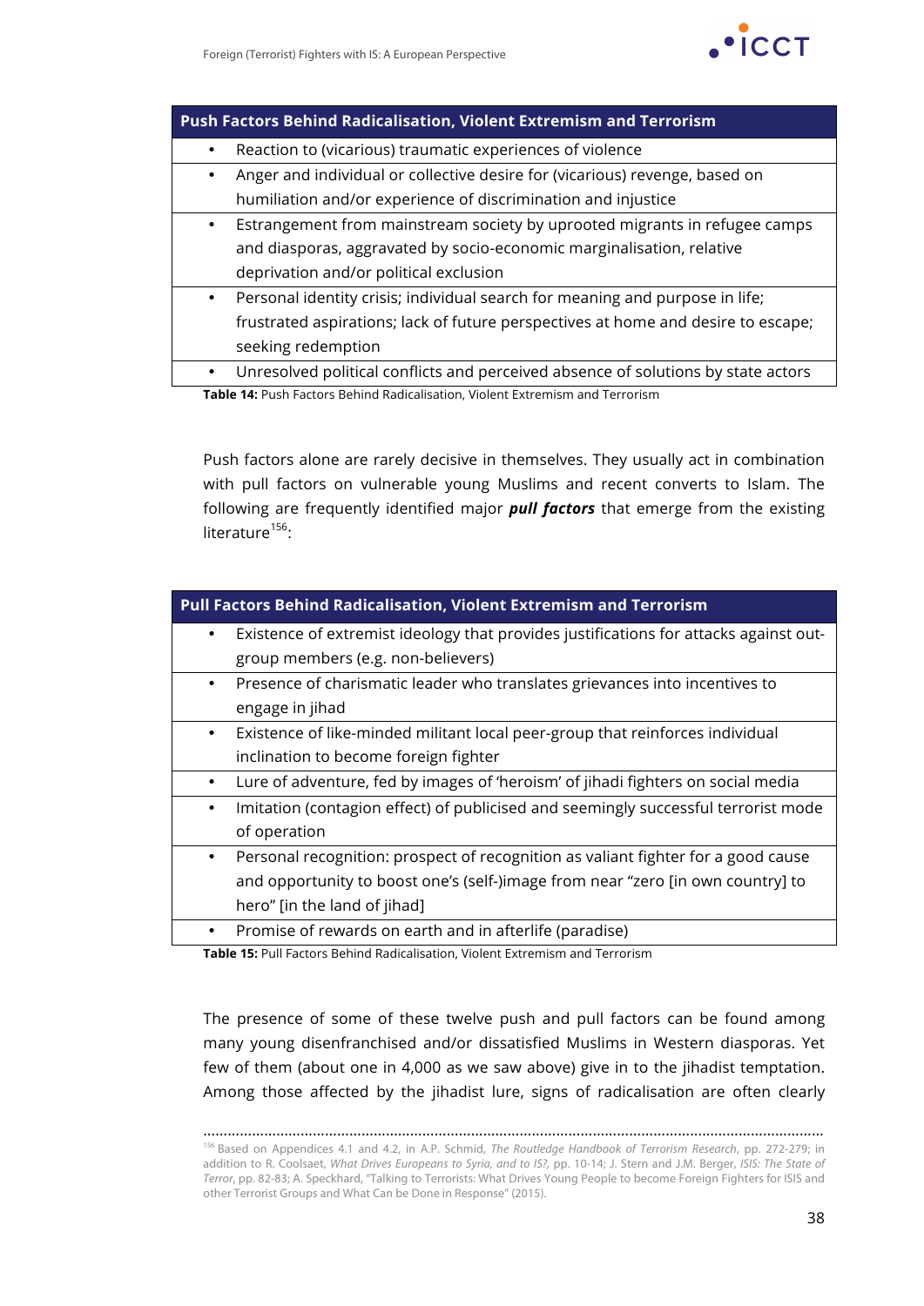| Push Factors Behind Radicalisation, Violent Extremism and Terrorism |
|---|
| • Reaction to (vicarious) traumatic experiences of violence |
| • Anger and individual or collective desire for (vicarious) revenge, based on humiliation and/or experience of discrimination and injustice |
| • Estrangement from mainstream society by uprooted migrants in refugee camps and diasporas, aggravated by socio-economic marginalisation, relative deprivation and/or political exclusion |
| • Personal identity crisis; individual search for meaning and purpose in life; frustrated aspirations; lack of future perspectives at home and desire to escape; seeking redemption |
| • Unresolved political conflicts and perceived absence of solutions by state actors |

**Table 14:** Push Factors Behind Radicalisation, Violent Extremism and Terrorism

Push factors alone are rarely decisive in themselves. They usually act in combination with pull factors on vulnerable young Muslims and recent converts to Islam. The following are frequently identified major ***pull factors*** that emerge from the existing literature[156]:

| Pull Factors Behind Radicalisation, Violent Extremism and Terrorism |
|---|
| • Existence of extremist ideology that provides justifications for attacks against out-group members (e.g. non-believers) |
| • Presence of charismatic leader who translates grievances into incentives to engage in jihad |
| • Existence of like-minded militant local peer-group that reinforces individual inclination to become foreign fighter |
| • Lure of adventure, fed by images of 'heroism' of jihadi fighters on social media |
| • Imitation (contagion effect) of publicised and seemingly successful terrorist mode of operation |
| • Personal recognition: prospect of recognition as valiant fighter for a good cause and opportunity to boost one's (self-)image from near "zero [in own country] to hero" [in the land of jihad] |
| • Promise of rewards on earth and in afterlife (paradise) |

**Table 15:** Pull Factors Behind Radicalisation, Violent Extremism and Terrorism

The presence of some of these twelve push and pull factors can be found among many young disenfranchised and/or dissatisfied Muslims in Western diasporas. Yet few of them (about one in 4,000 as we saw above) give in to the jihadist temptation. Among those affected by the jihadist lure, signs of radicalisation are often clearly

[156] Based on Appendices 4.1 and 4.2, in A.P. Schmid, *The Routledge Handbook of Terrorism Research*, pp. 272-279; in addition to R. Coolsaet, *What Drives Europeans to Syria, and to IS?*, pp. 10-14; J. Stern and J.M. Berger, *ISIS: The State of Terror*, pp. 82-83; A. Speckhard, "Talking to Terrorists: What Drives Young People to become Foreign Fighters for ISIS and other Terrorist Groups and What Can be Done in Response" (2015).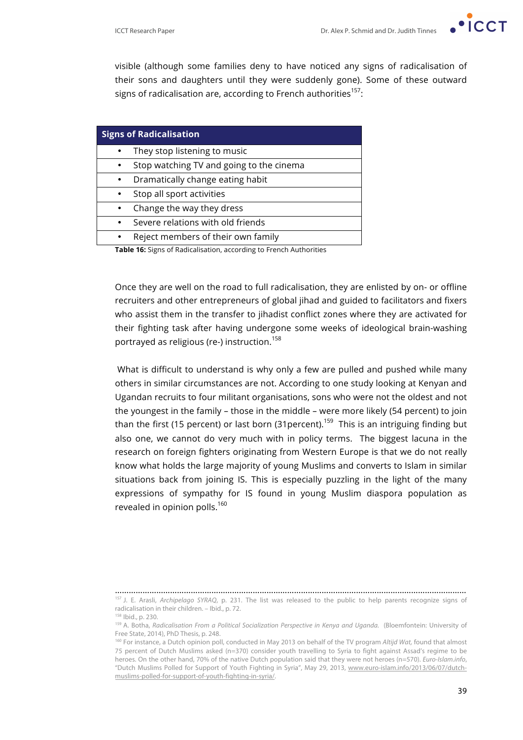visible (although some families deny to have noticed any signs of radicalisation of their sons and daughters until they were suddenly gone). Some of these outward signs of radicalisation are, according to French authorities[157]:

| Signs of Radicalisation |
|---|
| • They stop listening to music |
| • Stop watching TV and going to the cinema |
| • Dramatically change eating habit |
| • Stop all sport activities |
| • Change the way they dress |
| • Severe relations with old friends |
| • Reject members of their own family |

**Table 16:** Signs of Radicalisation, according to French Authorities

Once they are well on the road to full radicalisation, they are enlisted by on- or offline recruiters and other entrepreneurs of global jihad and guided to facilitators and fixers who assist them in the transfer to jihadist conflict zones where they are activated for their fighting task after having undergone some weeks of ideological brain-washing portrayed as religious (re-) instruction.[158]

What is difficult to understand is why only a few are pulled and pushed while many others in similar circumstances are not. According to one study looking at Kenyan and Ugandan recruits to four militant organisations, sons who were not the oldest and not the youngest in the family – those in the middle – were more likely (54 percent) to join than the first (15 percent) or last born (31percent).[159] This is an intriguing finding but also one, we cannot do very much with in policy terms. The biggest lacuna in the research on foreign fighters originating from Western Europe is that we do not really know what holds the large majority of young Muslims and converts to Islam in similar situations back from joining IS. This is especially puzzling in the light of the many expressions of sympathy for IS found in young Muslim diaspora population as revealed in opinion polls.[160]

---

[157] J. E. Arasli, *Archipelago SYRAQ*, p. 231. The list was released to the public to help parents recognize signs of radicalisation in their children. – Ibid., p. 72.

[158] Ibid., p. 230.

[159] A. Botha, *Radicalisation From a Political Socialization Perspective in Kenya and Uganda.* (Bloemfontein: University of Free State, 2014), PhD Thesis, p. 248.

[160] For instance, a Dutch opinion poll, conducted in May 2013 on behalf of the TV program *Altijd Wat,* found that almost 75 percent of Dutch Muslims asked (n=370) consider youth travelling to Syria to fight against Assad's regime to be heroes. On the other hand, 70% of the native Dutch population said that they were not heroes (n=570). *Euro-Islam.info*, "Dutch Muslims Polled for Support of Youth Fighting in Syria", May 29, 2013, www.euro-islam.info/2013/06/07/dutch-muslims-polled-for-support-of-youth-fighting-in-syria/.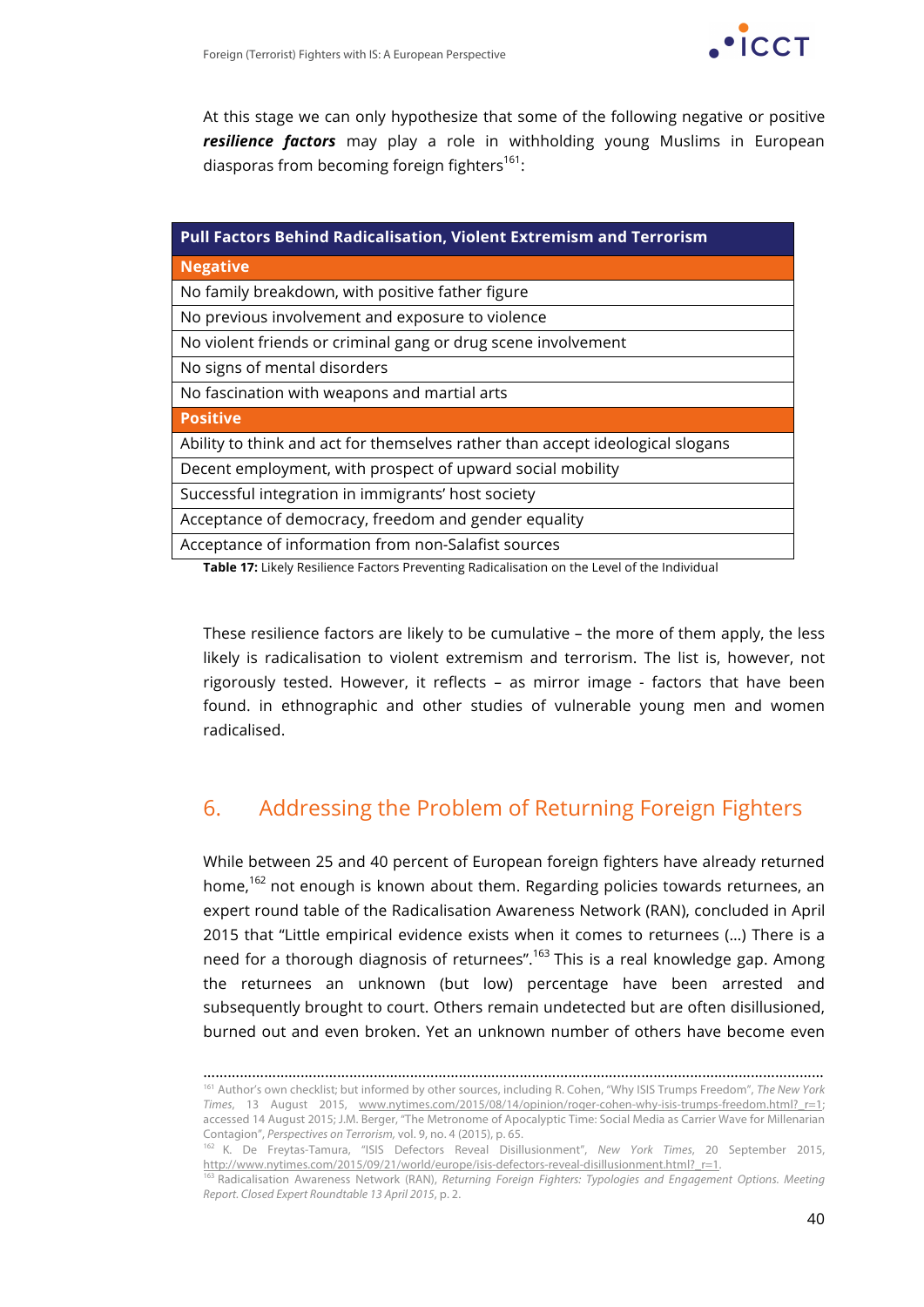At this stage we can only hypothesize that some of the following negative or positive ***resilience factors*** may play a role in withholding young Muslims in European diasporas from becoming foreign fighters[161]:

| Pull Factors Behind Radicalisation, Violent Extremism and Terrorism |
|---|
| **Negative** |
| No family breakdown, with positive father figure |
| No previous involvement and exposure to violence |
| No violent friends or criminal gang or drug scene involvement |
| No signs of mental disorders |
| No fascination with weapons and martial arts |
| **Positive** |
| Ability to think and act for themselves rather than accept ideological slogans |
| Decent employment, with prospect of upward social mobility |
| Successful integration in immigrants' host society |
| Acceptance of democracy, freedom and gender equality |
| Acceptance of information from non-Salafist sources |

**Table 17:** Likely Resilience Factors Preventing Radicalisation on the Level of the Individual

These resilience factors are likely to be cumulative – the more of them apply, the less likely is radicalisation to violent extremism and terrorism. The list is, however, not rigorously tested. However, it reflects – as mirror image - factors that have been found. in ethnographic and other studies of vulnerable young men and women radicalised.

## 6. Addressing the Problem of Returning Foreign Fighters

While between 25 and 40 percent of European foreign fighters have already returned home,[162] not enough is known about them. Regarding policies towards returnees, an expert round table of the Radicalisation Awareness Network (RAN), concluded in April 2015 that "Little empirical evidence exists when it comes to returnees (…) There is a need for a thorough diagnosis of returnees".[163] This is a real knowledge gap. Among the returnees an unknown (but low) percentage have been arrested and subsequently brought to court. Others remain undetected but are often disillusioned, burned out and even broken. Yet an unknown number of others have become even

---

[161] Author's own checklist; but informed by other sources, including R. Cohen, "Why ISIS Trumps Freedom", *The New York Times*, 13 August 2015, www.nytimes.com/2015/08/14/opinion/roger-cohen-why-isis-trumps-freedom.html?_r=1; accessed 14 August 2015; J.M. Berger, "The Metronome of Apocalyptic Time: Social Media as Carrier Wave for Millenarian Contagion", *Perspectives on Terrorism*, vol. 9, no. 4 (2015), p. 65.

[162] K. De Freytas-Tamura, "ISIS Defectors Reveal Disillusionment", *New York Times*, 20 September 2015, http://www.nytimes.com/2015/09/21/world/europe/isis-defectors-reveal-disillusionment.html?_r=1.

[163] Radicalisation Awareness Network (RAN), *Returning Foreign Fighters: Typologies and Engagement Options. Meeting Report. Closed Expert Roundtable 13 April 2015*, p. 2.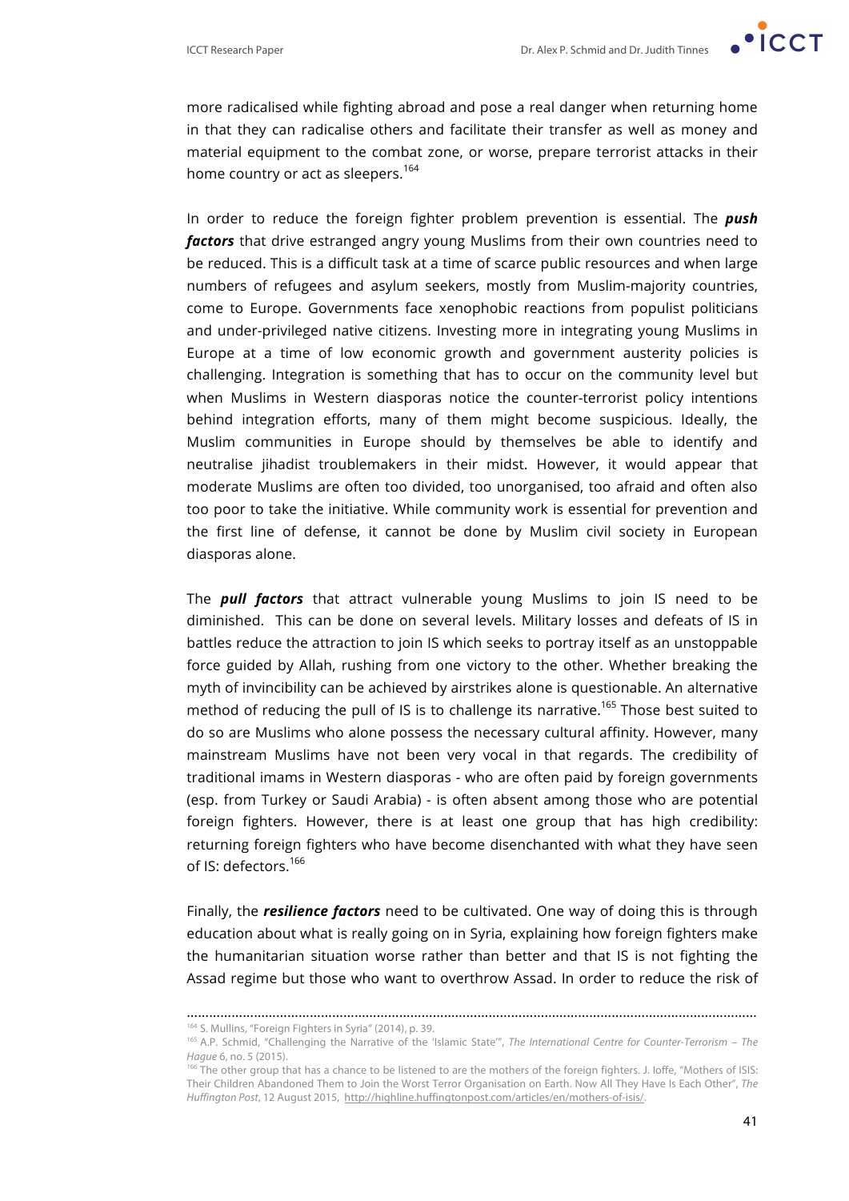more radicalised while fighting abroad and pose a real danger when returning home in that they can radicalise others and facilitate their transfer as well as money and material equipment to the combat zone, or worse, prepare terrorist attacks in their home country or act as sleepers.[164]

In order to reduce the foreign fighter problem prevention is essential. The ***push factors*** that drive estranged angry young Muslims from their own countries need to be reduced. This is a difficult task at a time of scarce public resources and when large numbers of refugees and asylum seekers, mostly from Muslim-majority countries, come to Europe. Governments face xenophobic reactions from populist politicians and under-privileged native citizens. Investing more in integrating young Muslims in Europe at a time of low economic growth and government austerity policies is challenging. Integration is something that has to occur on the community level but when Muslims in Western diasporas notice the counter-terrorist policy intentions behind integration efforts, many of them might become suspicious. Ideally, the Muslim communities in Europe should by themselves be able to identify and neutralise jihadist troublemakers in their midst. However, it would appear that moderate Muslims are often too divided, too unorganised, too afraid and often also too poor to take the initiative. While community work is essential for prevention and the first line of defense, it cannot be done by Muslim civil society in European diasporas alone.

The ***pull factors*** that attract vulnerable young Muslims to join IS need to be diminished. This can be done on several levels. Military losses and defeats of IS in battles reduce the attraction to join IS which seeks to portray itself as an unstoppable force guided by Allah, rushing from one victory to the other. Whether breaking the myth of invincibility can be achieved by airstrikes alone is questionable. An alternative method of reducing the pull of IS is to challenge its narrative.[165] Those best suited to do so are Muslims who alone possess the necessary cultural affinity. However, many mainstream Muslims have not been very vocal in that regards. The credibility of traditional imams in Western diasporas - who are often paid by foreign governments (esp. from Turkey or Saudi Arabia) - is often absent among those who are potential foreign fighters. However, there is at least one group that has high credibility: returning foreign fighters who have become disenchanted with what they have seen of IS: defectors.[166]

Finally, the ***resilience factors*** need to be cultivated. One way of doing this is through education about what is really going on in Syria, explaining how foreign fighters make the humanitarian situation worse rather than better and that IS is not fighting the Assad regime but those who want to overthrow Assad. In order to reduce the risk of

---

[164] S. Mullins, "Foreign Fighters in Syria" (2014), p. 39.

[165] A.P. Schmid, "Challenging the Narrative of the 'Islamic State'", *The International Centre for Counter-Terrorism – The Hague* 6, no. 5 (2015).

[166] The other group that has a chance to be listened to are the mothers of the foreign fighters. J. Ioffe, "Mothers of ISIS: Their Children Abandoned Them to Join the Worst Terror Organisation on Earth. Now All They Have Is Each Other", *The Huffington Post*, 12 August 2015, http://highline.huffingtonpost.com/articles/en/mothers-of-isis/.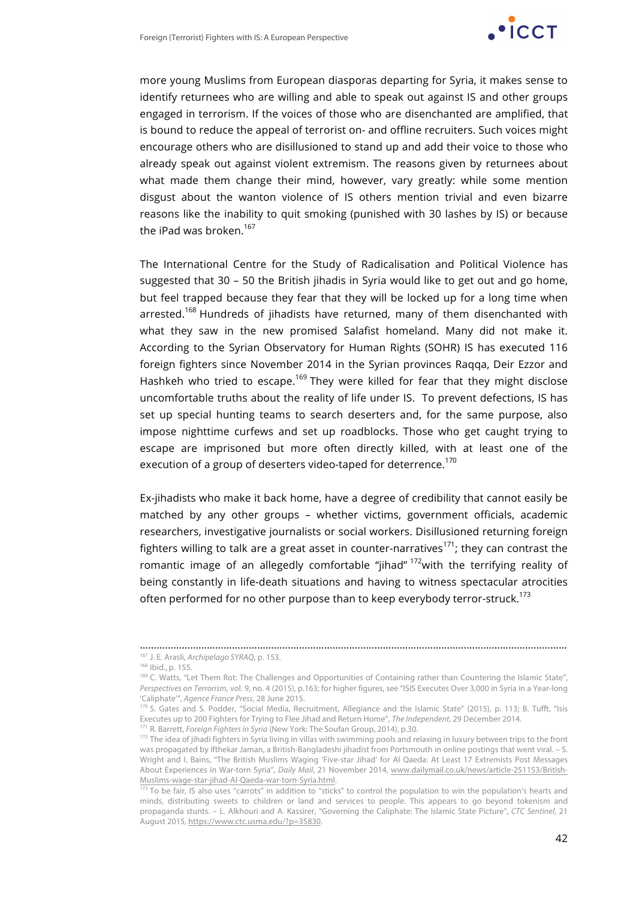more young Muslims from European diasporas departing for Syria, it makes sense to identify returnees who are willing and able to speak out against IS and other groups engaged in terrorism. If the voices of those who are disenchanted are amplified, that is bound to reduce the appeal of terrorist on- and offline recruiters. Such voices might encourage others who are disillusioned to stand up and add their voice to those who already speak out against violent extremism. The reasons given by returnees about what made them change their mind, however, vary greatly: while some mention disgust about the wanton violence of IS others mention trivial and even bizarre reasons like the inability to quit smoking (punished with 30 lashes by IS) or because the iPad was broken.[167]

The International Centre for the Study of Radicalisation and Political Violence has suggested that 30 – 50 the British jihadis in Syria would like to get out and go home, but feel trapped because they fear that they will be locked up for a long time when arrested.[168] Hundreds of jihadists have returned, many of them disenchanted with what they saw in the new promised Salafist homeland. Many did not make it. According to the Syrian Observatory for Human Rights (SOHR) IS has executed 116 foreign fighters since November 2014 in the Syrian provinces Raqqa, Deir Ezzor and Hashkeh who tried to escape.[169] They were killed for fear that they might disclose uncomfortable truths about the reality of life under IS. To prevent defections, IS has set up special hunting teams to search deserters and, for the same purpose, also impose nighttime curfews and set up roadblocks. Those who get caught trying to escape are imprisoned but more often directly killed, with at least one of the execution of a group of deserters video-taped for deterrence.[170]

Ex-jihadists who make it back home, have a degree of credibility that cannot easily be matched by any other groups – whether victims, government officials, academic researchers, investigative journalists or social workers. Disillusioned returning foreign fighters willing to talk are a great asset in counter-narratives[171]; they can contrast the romantic image of an allegedly comfortable "jihad" [172]with the terrifying reality of being constantly in life-death situations and having to witness spectacular atrocities often performed for no other purpose than to keep everybody terror-struck.[173]

---

[167] J. E. Arasli, *Archipelago SYRAQ*, p. 153.

[168] Ibid., p. 155.

[169] C. Watts, "Let Them Rot: The Challenges and Opportunities of Containing rather than Countering the Islamic State", *Perspectives on Terrorism*, vol. 9, no. 4 (2015), p.163; for higher figures, see "ISIS Executes Over 3,000 in Syria in a Year-long 'Caliphate'", *Agence France Press*, 28 June 2015.

[170] S. Gates and S. Podder, "Social Media, Recruitment, Allegiance and the Islamic State" (2015), p. 113; B. Tufft, "Isis Executes up to 200 Fighters for Trying to Flee Jihad and Return Home", *The Independent*, 29 December 2014.

[171] R. Barrett, *Foreign Fighters in Syria* (New York: The Soufan Group, 2014), p.30.

[172] The idea of jihadi fighters in Syria living in villas with swimming pools and relaxing in luxury between trips to the front was propagated by Ifthekar Jaman, a British-Bangladeshi jihadist from Portsmouth in online postings that went viral. – S. Wright and I. Bains, "The British Muslims Waging 'Five-star Jihad' for Al Qaeda: At Least 17 Extremists Post Messages About Experiences in War-torn Syria", *Daily Mail*, 21 November 2014, www.dailymail.co.uk/news/article-251153/British-Muslims-wage-star-jihad-Al-Qaeda-war-torn-Syria.html.

[173] To be fair, IS also uses "carrots" in addition to "sticks" to control the population to win the population's hearts and minds, distributing sweets to children or land and services to people. This appears to go beyond tokenism and propaganda stunts. – L. Alkhouri and A. Kassirer, "Governing the Caliphate: The Islamic State Picture", *CTC Sentinel*, 21 August 2015, https://www.ctc.usma.edu/?p=35830.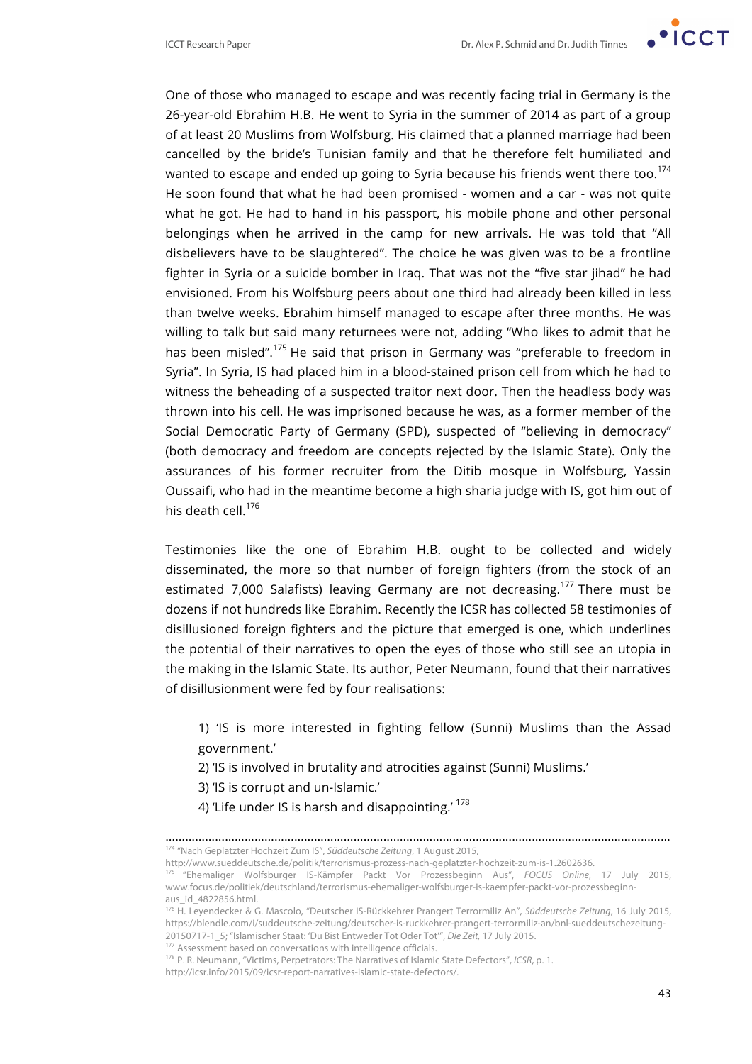One of those who managed to escape and was recently facing trial in Germany is the 26-year-old Ebrahim H.B. He went to Syria in the summer of 2014 as part of a group of at least 20 Muslims from Wolfsburg. His claimed that a planned marriage had been cancelled by the bride's Tunisian family and that he therefore felt humiliated and wanted to escape and ended up going to Syria because his friends went there too.[174] He soon found that what he had been promised - women and a car - was not quite what he got. He had to hand in his passport, his mobile phone and other personal belongings when he arrived in the camp for new arrivals. He was told that "All disbelievers have to be slaughtered". The choice he was given was to be a frontline fighter in Syria or a suicide bomber in Iraq. That was not the "five star jihad" he had envisioned. From his Wolfsburg peers about one third had already been killed in less than twelve weeks. Ebrahim himself managed to escape after three months. He was willing to talk but said many returnees were not, adding "Who likes to admit that he has been misled".[175] He said that prison in Germany was "preferable to freedom in Syria". In Syria, IS had placed him in a blood-stained prison cell from which he had to witness the beheading of a suspected traitor next door. Then the headless body was thrown into his cell. He was imprisoned because he was, as a former member of the Social Democratic Party of Germany (SPD), suspected of "believing in democracy" (both democracy and freedom are concepts rejected by the Islamic State). Only the assurances of his former recruiter from the Ditib mosque in Wolfsburg, Yassin Oussaifi, who had in the meantime become a high sharia judge with IS, got him out of his death cell.[176]

Testimonies like the one of Ebrahim H.B. ought to be collected and widely disseminated, the more so that number of foreign fighters (from the stock of an estimated 7,000 Salafists) leaving Germany are not decreasing.[177] There must be dozens if not hundreds like Ebrahim. Recently the ICSR has collected 58 testimonies of disillusioned foreign fighters and the picture that emerged is one, which underlines the potential of their narratives to open the eyes of those who still see an utopia in the making in the Islamic State. Its author, Peter Neumann, found that their narratives of disillusionment were fed by four realisations:

> 1) 'IS is more interested in fighting fellow (Sunni) Muslims than the Assad government.'
> 2) 'IS is involved in brutality and atrocities against (Sunni) Muslims.'
> 3) 'IS is corrupt and un-Islamic.'
> 4) 'Life under IS is harsh and disappointing.'[178]

---

[174] "Nach Geplatzter Hochzeit Zum IS", *Süddeutsche Zeitung*, 1 August 2015, http://www.sueddeutsche.de/politik/terrorismus-prozess-nach-geplatzter-hochzeit-zum-is-1.2602636.

[175] "Ehemaliger Wolfsburger IS-Kämpfer Packt Vor Prozessbeginn Aus", *FOCUS Online*, 17 July 2015, www.focus.de/politiek/deutschland/terrorismus-ehemaliger-wolfsburger-is-kaempfer-packt-vor-prozessbeginn-aus_id_4822856.html.

[176] H. Leyendecker & G. Mascolo, "Deutscher IS-Rückkehrer Prangert Terrormiliz An", *Süddeutsche Zeitung*, 16 July 2015, https://blendle.com/i/suddeutsche-zeitung/deutscher-is-ruckkehrer-prangert-terrormiliz-an/bnl-sueddeutschezeitung-20150717-1_5; "Islamischer Staat: 'Du Bist Entweder Tot Oder Tot'", *Die Zeit,* 17 July 2015.

[177] Assessment based on conversations with intelligence officials.

[178] P. R. Neumann, "Victims, Perpetrators: The Narratives of Islamic State Defectors", *ICSR*, p. 1. http://icsr.info/2015/09/icsr-report-narratives-islamic-state-defectors/.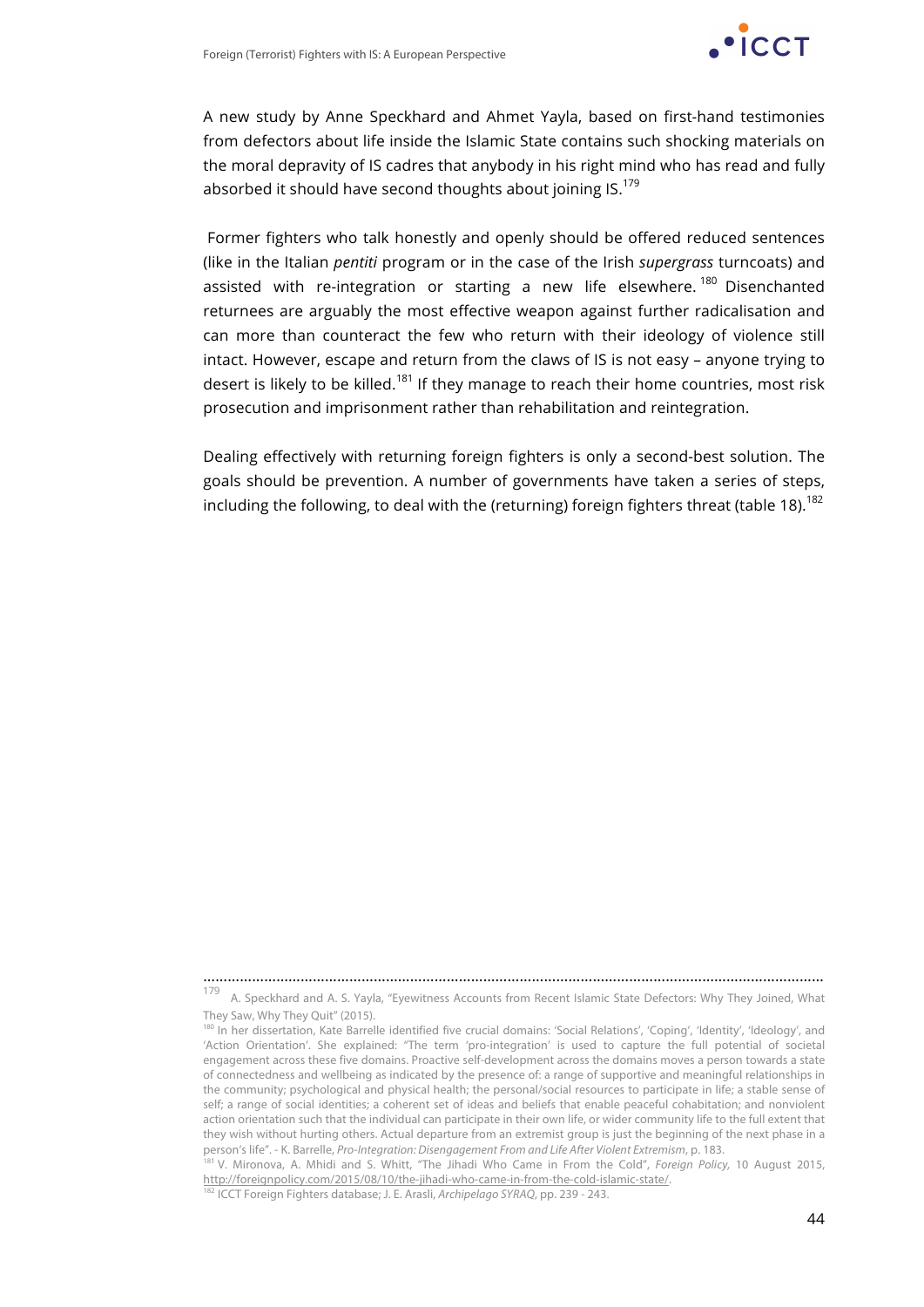A new study by Anne Speckhard and Ahmet Yayla, based on first-hand testimonies from defectors about life inside the Islamic State contains such shocking materials on the moral depravity of IS cadres that anybody in his right mind who has read and fully absorbed it should have second thoughts about joining IS.[179]

Former fighters who talk honestly and openly should be offered reduced sentences (like in the Italian *pentiti* program or in the case of the Irish *supergrass* turncoats) and assisted with re-integration or starting a new life elsewhere.[180] Disenchanted returnees are arguably the most effective weapon against further radicalisation and can more than counteract the few who return with their ideology of violence still intact. However, escape and return from the claws of IS is not easy – anyone trying to desert is likely to be killed.[181] If they manage to reach their home countries, most risk prosecution and imprisonment rather than rehabilitation and reintegration.

Dealing effectively with returning foreign fighters is only a second-best solution. The goals should be prevention. A number of governments have taken a series of steps, including the following, to deal with the (returning) foreign fighters threat (table 18).[182]

---

[179] A. Speckhard and A. S. Yayla, "Eyewitness Accounts from Recent Islamic State Defectors: Why They Joined, What They Saw, Why They Quit" (2015).

[180] In her dissertation, Kate Barrelle identified five crucial domains: 'Social Relations', 'Coping', 'Identity', 'Ideology', and 'Action Orientation'. She explained: "The term 'pro-integration' is used to capture the full potential of societal engagement across these five domains. Proactive self-development across the domains moves a person towards a state of connectedness and wellbeing as indicated by the presence of: a range of supportive and meaningful relationships in the community; psychological and physical health; the personal/social resources to participate in life; a stable sense of self; a range of social identities; a coherent set of ideas and beliefs that enable peaceful cohabitation; and nonviolent action orientation such that the individual can participate in their own life, or wider community life to the full extent that they wish without hurting others. Actual departure from an extremist group is just the beginning of the next phase in a person's life". - K. Barrelle, *Pro-Integration: Disengagement From and Life After Violent Extremism*, p. 183.

[181] V. Mironova, A. Mhidi and S. Whitt, "The Jihadi Who Came in From the Cold", *Foreign Policy*, 10 August 2015, http://foreignpolicy.com/2015/08/10/the-jihadi-who-came-in-from-the-cold-islamic-state/.

[182] ICCT Foreign Fighters database; J. E. Arasli, *Archipelago SYRAQ*, pp. 239 - 243.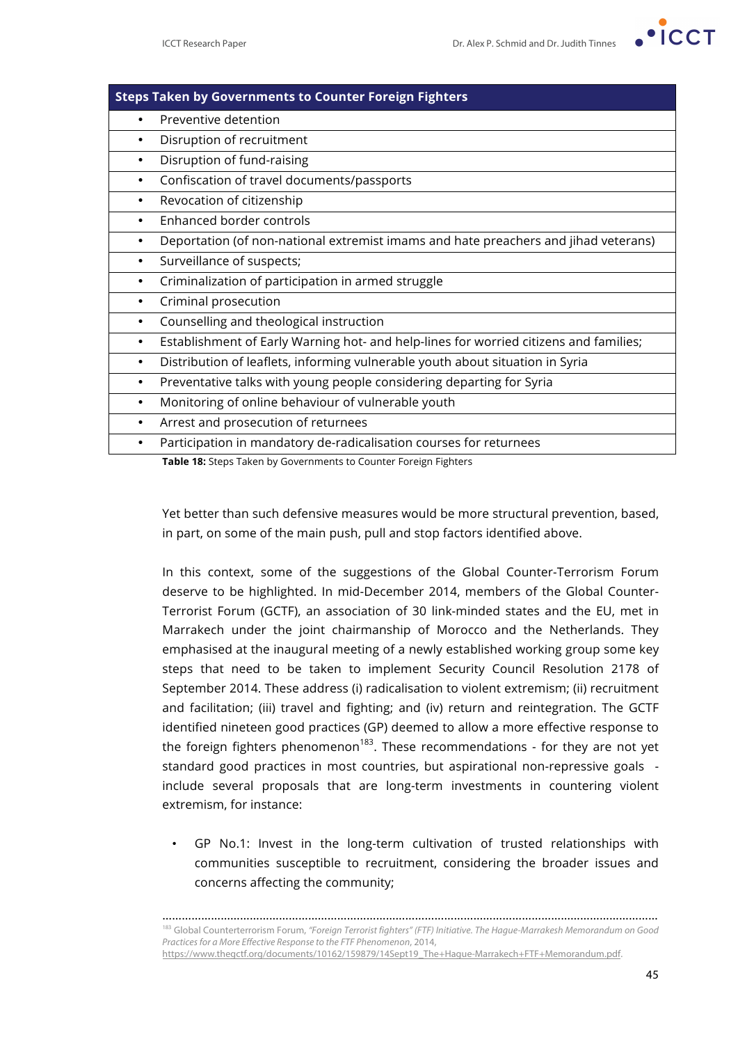| Steps Taken by Governments to Counter Foreign Fighters |
|---|
| • Preventive detention |
| • Disruption of recruitment |
| • Disruption of fund-raising |
| • Confiscation of travel documents/passports |
| • Revocation of citizenship |
| • Enhanced border controls |
| • Deportation (of non-national extremist imams and hate preachers and jihad veterans) |
| • Surveillance of suspects; |
| • Criminalization of participation in armed struggle |
| • Criminal prosecution |
| • Counselling and theological instruction |
| • Establishment of Early Warning hot- and help-lines for worried citizens and families; |
| • Distribution of leaflets, informing vulnerable youth about situation in Syria |
| • Preventative talks with young people considering departing for Syria |
| • Monitoring of online behaviour of vulnerable youth |
| • Arrest and prosecution of returnees |
| • Participation in mandatory de-radicalisation courses for returnees |

**Table 18:** Steps Taken by Governments to Counter Foreign Fighters

Yet better than such defensive measures would be more structural prevention, based, in part, on some of the main push, pull and stop factors identified above.

In this context, some of the suggestions of the Global Counter-Terrorism Forum deserve to be highlighted. In mid-December 2014, members of the Global Counter-Terrorist Forum (GCTF), an association of 30 link-minded states and the EU, met in Marrakech under the joint chairmanship of Morocco and the Netherlands. They emphasised at the inaugural meeting of a newly established working group some key steps that need to be taken to implement Security Council Resolution 2178 of September 2014. These address (i) radicalisation to violent extremism; (ii) recruitment and facilitation; (iii) travel and fighting; and (iv) return and reintegration. The GCTF identified nineteen good practices (GP) deemed to allow a more effective response to the foreign fighters phenomenon[183]. These recommendations - for they are not yet standard good practices in most countries, but aspirational non-repressive goals - include several proposals that are long-term investments in countering violent extremism, for instance:

- GP No.1: Invest in the long-term cultivation of trusted relationships with communities susceptible to recruitment, considering the broader issues and concerns affecting the community;

[183] Global Counterterrorism Forum, *"Foreign Terrorist fighters" (FTF) Initiative. The Hague-Marrakesh Memorandum on Good Practices for a More Effective Response to the FTF Phenomenon*, 2014, https://www.thegctf.org/documents/10162/159879/14Sept19_The+Hague-Marrakech+FTF+Memorandum.pdf.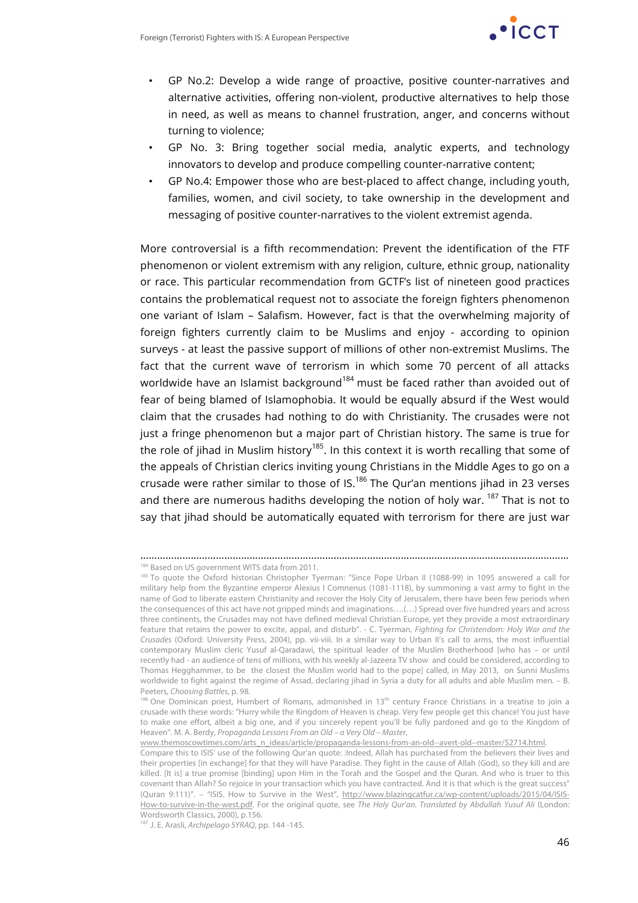- GP No.2: Develop a wide range of proactive, positive counter-narratives and alternative activities, offering non-violent, productive alternatives to help those in need, as well as means to channel frustration, anger, and concerns without turning to violence;
- GP No. 3: Bring together social media, analytic experts, and technology innovators to develop and produce compelling counter-narrative content;
- GP No.4: Empower those who are best-placed to affect change, including youth, families, women, and civil society, to take ownership in the development and messaging of positive counter-narratives to the violent extremist agenda.

More controversial is a fifth recommendation: Prevent the identification of the FTF phenomenon or violent extremism with any religion, culture, ethnic group, nationality or race. This particular recommendation from GCTF's list of nineteen good practices contains the problematical request not to associate the foreign fighters phenomenon one variant of Islam – Salafism. However, fact is that the overwhelming majority of foreign fighters currently claim to be Muslims and enjoy - according to opinion surveys - at least the passive support of millions of other non-extremist Muslims. The fact that the current wave of terrorism in which some 70 percent of all attacks worldwide have an Islamist background[184] must be faced rather than avoided out of fear of being blamed of Islamophobia. It would be equally absurd if the West would claim that the crusades had nothing to do with Christianity. The crusades were not just a fringe phenomenon but a major part of Christian history. The same is true for the role of jihad in Muslim history[185]. In this context it is worth recalling that some of the appeals of Christian clerics inviting young Christians in the Middle Ages to go on a crusade were rather similar to those of IS.[186] The Qur'an mentions jihad in 23 verses and there are numerous hadiths developing the notion of holy war. [187] That is not to say that jihad should be automatically equated with terrorism for there are just war

---

[184] Based on US government WITS data from 2011.

[185] To quote the Oxford historian Christopher Tyerman: "Since Pope Urban II (1088-99) in 1095 answered a call for military help from the Byzantine emperor Alexius I Comnenus (1081-1118), by summoning a vast army to fight in the name of God to liberate eastern Christianity and recover the Holy City of Jerusalem, there have been few periods when the consequences of this act have not gripped minds and imaginations….(…) Spread over five hundred years and across three continents, the Crusades may not have defined medieval Christian Europe, yet they provide a most extraordinary feature that retains the power to excite, appal, and disturb". - C. Tyerman, *Fighting for Christendom: Holy War and the Crusades* (Oxford: University Press, 2004), pp. vii-viii. In a similar way to Urban II's call to arms, the most influential contemporary Muslim cleric Yusuf al-Qaradawi, the spiritual leader of the Muslim Brotherhood [who has – or until recently had - an audience of tens of millions, with his weekly al-Jazeera TV show and could be considered, according to Thomas Hegghammer, to be the closest the Muslim world had to the pope] called, in May 2013, on Sunni Muslims worldwide to fight against the regime of Assad, declaring jihad in Syria a duty for all adults and able Muslim men. – B. Peeters, *Choosing Battles*, p. 98.

[186] One Dominican priest, Humbert of Romans, admonished in 13th century France Christians in a treatise to join a crusade with these words: "Hurry while the Kingdom of Heaven is cheap. Very few people get this chance! You just have to make one effort, albeit a big one, and if you sincerely repent you'll be fully pardoned and go to the Kingdom of Heaven". M. A. Berdy, *Propaganda Lessons From an Old – a Very Old – Master*, www.themoscowtimes.com/arts_n_ideas/article/propaganda-lessons-from-an-old--avert-old--master/52714.html. Compare this to ISIS' use of the following Qur'an quote: :Indeed, Allah has purchased from the believers their lives and their properties [in exchange] for that they will have Paradise. They fight in the cause of Allah (God), so they kill and are killed. [It is] a true promise [binding] upon Him in the Torah and the Gospel and the Quran. And who is truer to this covenant than Allah? So rejoice in your transaction which you have contracted. And it is that which is the great success" (Quran 9:111)". – "ISIS. How to Survive in the West", http://www.blazingcatfur.ca/wp-content/uploads/2015/04/ISIS-How-to-survive-in-the-west.pdf. For the original quote, see *The Holy Qur'an. Translated by Abdullah Yusuf Ali* (London: Wordsworth Classics, 2000), p.156.

[187] J. E. Arasli, *Archipelago SYRAQ*, pp. 144 -145.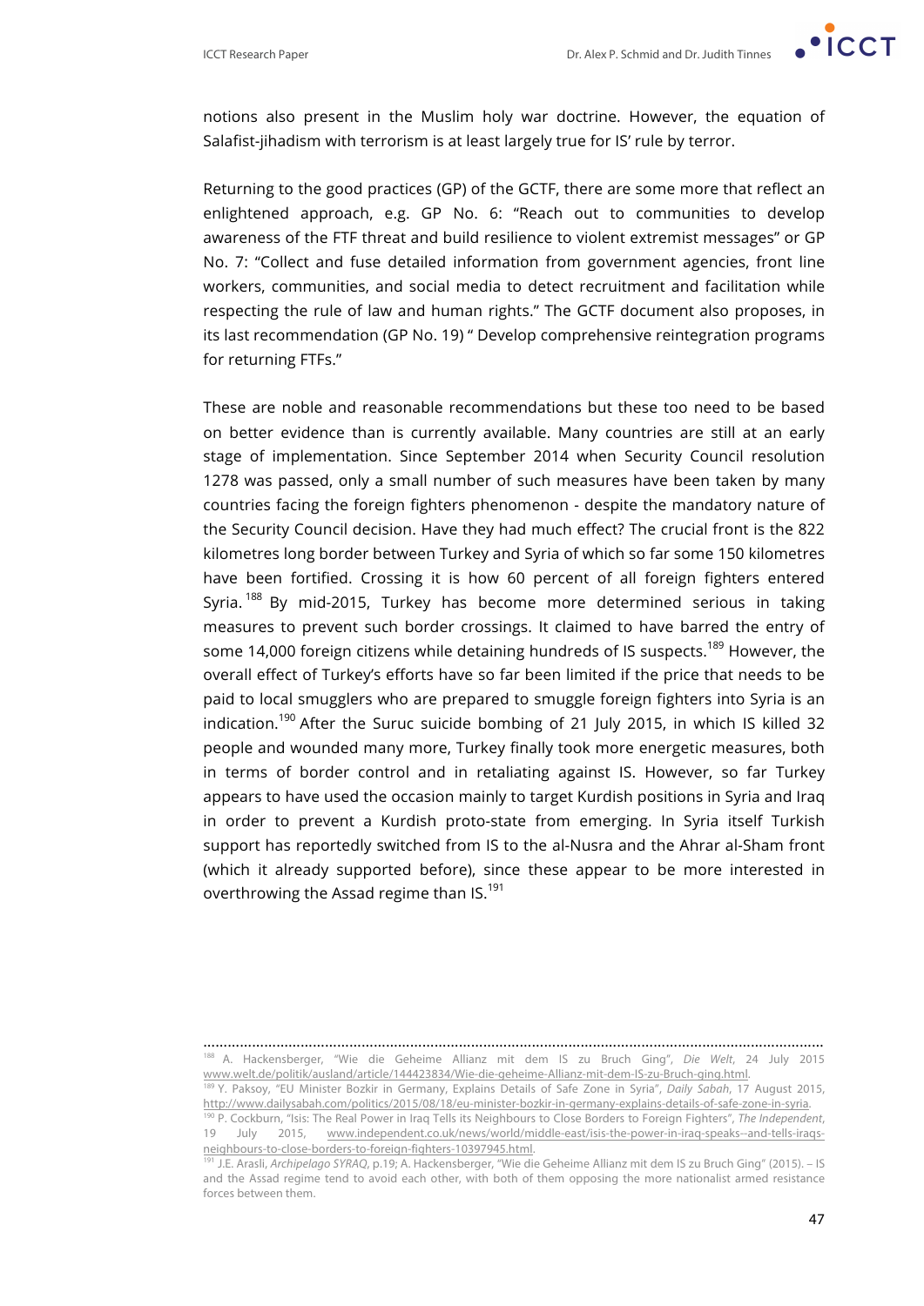notions also present in the Muslim holy war doctrine. However, the equation of Salafist-jihadism with terrorism is at least largely true for IS' rule by terror.

Returning to the good practices (GP) of the GCTF, there are some more that reflect an enlightened approach, e.g. GP No. 6: "Reach out to communities to develop awareness of the FTF threat and build resilience to violent extremist messages" or GP No. 7: "Collect and fuse detailed information from government agencies, front line workers, communities, and social media to detect recruitment and facilitation while respecting the rule of law and human rights." The GCTF document also proposes, in its last recommendation (GP No. 19) " Develop comprehensive reintegration programs for returning FTFs."

These are noble and reasonable recommendations but these too need to be based on better evidence than is currently available. Many countries are still at an early stage of implementation. Since September 2014 when Security Council resolution 1278 was passed, only a small number of such measures have been taken by many countries facing the foreign fighters phenomenon - despite the mandatory nature of the Security Council decision. Have they had much effect? The crucial front is the 822 kilometres long border between Turkey and Syria of which so far some 150 kilometres have been fortified. Crossing it is how 60 percent of all foreign fighters entered Syria.[188] By mid-2015, Turkey has become more determined serious in taking measures to prevent such border crossings. It claimed to have barred the entry of some 14,000 foreign citizens while detaining hundreds of IS suspects.[189] However, the overall effect of Turkey's efforts have so far been limited if the price that needs to be paid to local smugglers who are prepared to smuggle foreign fighters into Syria is an indication.[190] After the Suruc suicide bombing of 21 July 2015, in which IS killed 32 people and wounded many more, Turkey finally took more energetic measures, both in terms of border control and in retaliating against IS. However, so far Turkey appears to have used the occasion mainly to target Kurdish positions in Syria and Iraq in order to prevent a Kurdish proto-state from emerging. In Syria itself Turkish support has reportedly switched from IS to the al-Nusra and the Ahrar al-Sham front (which it already supported before), since these appear to be more interested in overthrowing the Assad regime than IS.[191]

---

[188] A. Hackensberger, "Wie die Geheime Allianz mit dem IS zu Bruch Ging", *Die Welt*, 24 July 2015 www.welt.de/politik/ausland/article/144423834/Wie-die-geheime-Allianz-mit-dem-IS-zu-Bruch-ging.html.

[189] Y. Paksoy, "EU Minister Bozkir in Germany, Explains Details of Safe Zone in Syria", *Daily Sabah*, 17 August 2015, http://www.dailysabah.com/politics/2015/08/18/eu-minister-bozkir-in-germany-explains-details-of-safe-zone-in-syria.

[190] P. Cockburn, "Isis: The Real Power in Iraq Tells its Neighbours to Close Borders to Foreign Fighters", *The Independent*, 19 July 2015, www.independent.co.uk/news/world/middle-east/isis-the-power-in-iraq-speaks--and-tells-iraqs-neighbours-to-close-borders-to-foreign-fighters-10397945.html.

[191] J.E. Arasli, *Archipelago SYRAQ*, p.19; A. Hackensberger, "Wie die Geheime Allianz mit dem IS zu Bruch Ging" (2015). – IS and the Assad regime tend to avoid each other, with both of them opposing the more nationalist armed resistance forces between them.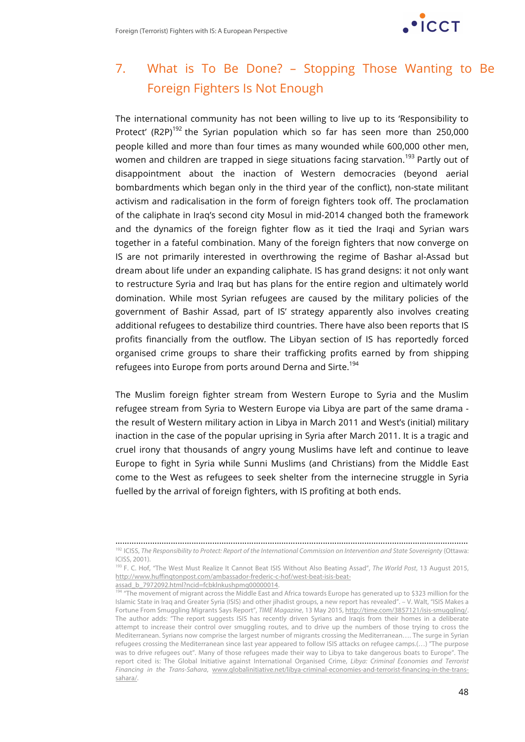## 7. What is To Be Done? – Stopping Those Wanting to Be Foreign Fighters Is Not Enough

The international community has not been willing to live up to its 'Responsibility to Protect' (R2P)[192] the Syrian population which so far has seen more than 250,000 people killed and more than four times as many wounded while 600,000 other men, women and children are trapped in siege situations facing starvation.[193] Partly out of disappointment about the inaction of Western democracies (beyond aerial bombardments which began only in the third year of the conflict), non-state militant activism and radicalisation in the form of foreign fighters took off. The proclamation of the caliphate in Iraq's second city Mosul in mid-2014 changed both the framework and the dynamics of the foreign fighter flow as it tied the Iraqi and Syrian wars together in a fateful combination. Many of the foreign fighters that now converge on IS are not primarily interested in overthrowing the regime of Bashar al-Assad but dream about life under an expanding caliphate. IS has grand designs: it not only want to restructure Syria and Iraq but has plans for the entire region and ultimately world domination. While most Syrian refugees are caused by the military policies of the government of Bashir Assad, part of IS' strategy apparently also involves creating additional refugees to destabilize third countries. There have also been reports that IS profits financially from the outflow. The Libyan section of IS has reportedly forced organised crime groups to share their trafficking profits earned by from shipping refugees into Europe from ports around Derna and Sirte.[194]

The Muslim foreign fighter stream from Western Europe to Syria and the Muslim refugee stream from Syria to Western Europe via Libya are part of the same drama - the result of Western military action in Libya in March 2011 and West's (initial) military inaction in the case of the popular uprising in Syria after March 2011. It is a tragic and cruel irony that thousands of angry young Muslims have left and continue to leave Europe to fight in Syria while Sunni Muslims (and Christians) from the Middle East come to the West as refugees to seek shelter from the internecine struggle in Syria fuelled by the arrival of foreign fighters, with IS profiting at both ends.

---

[192] ICISS, *The Responsibility to Protect: Report of the International Commission on Intervention and State Sovereignty* (Ottawa: ICISS, 2001).

[193] F. C. Hof, "The West Must Realize It Cannot Beat ISIS Without Also Beating Assad", *The World Post*, 13 August 2015, http://www.huffingtonpost.com/ambassador-frederic-c-hof/west-beat-isis-beat-assad_b_7972092.html?ncid=fcbklnkushpmg00000014.

[194] "The movement of migrant across the Middle East and Africa towards Europe has generated up to $323 million for the Islamic State in Iraq and Greater Syria (ISIS) and other jihadist groups, a new report has revealed". – V. Walt, "ISIS Makes a Fortune From Smuggling Migrants Says Report", *TIME Magazine*, 13 May 2015, http://time.com/3857121/isis-smuggling/. The author adds: "The report suggests ISIS has recently driven Syrians and Iraqis from their homes in a deliberate attempt to increase their control over smuggling routes, and to drive up the numbers of those trying to cross the Mediterranean. Syrians now comprise the largest number of migrants crossing the Mediterranean…. The surge in Syrian refugees crossing the Mediterranean since last year appeared to follow ISIS attacks on refugee camps.(…) "The purpose was to drive refugees out". Many of those refugees made their way to Libya to take dangerous boats to Europe". The report cited is: The Global Initiative against International Organised Crime, *Libya: Criminal Economies and Terrorist Financing in the Trans-Sahara*, www.globalinitiative.net/libya-criminal-economies-and-terrorist-financing-in-the-trans-sahara/.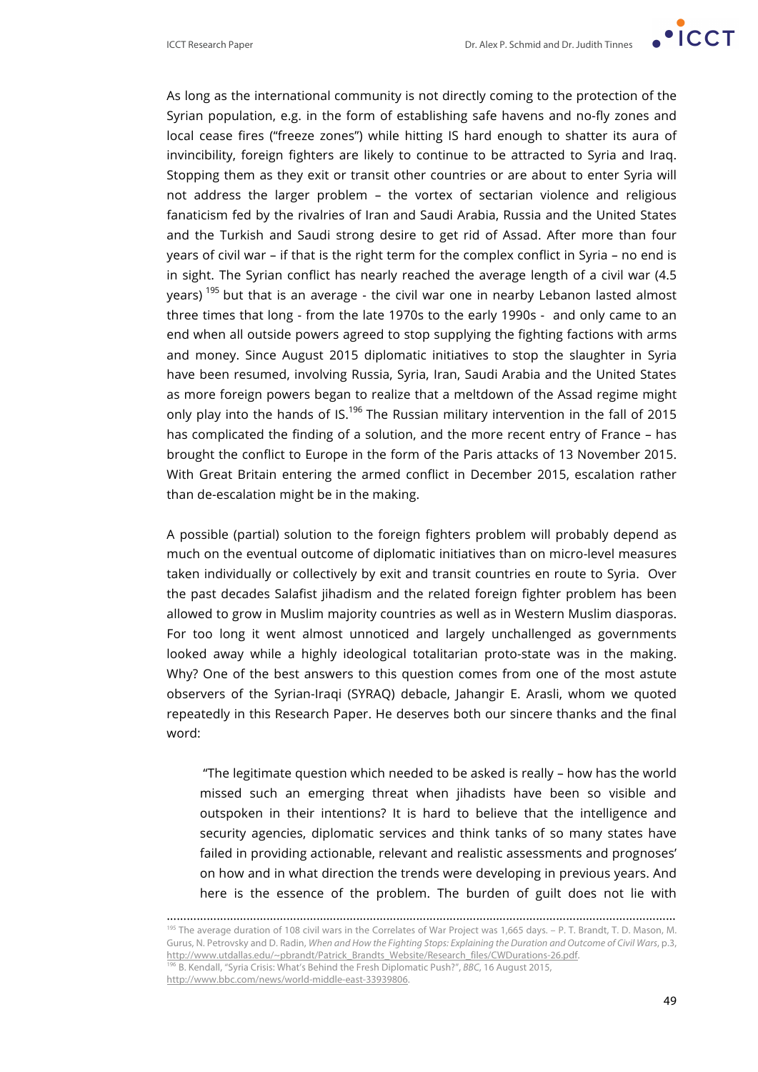As long as the international community is not directly coming to the protection of the Syrian population, e.g. in the form of establishing safe havens and no-fly zones and local cease fires ("freeze zones") while hitting IS hard enough to shatter its aura of invincibility, foreign fighters are likely to continue to be attracted to Syria and Iraq. Stopping them as they exit or transit other countries or are about to enter Syria will not address the larger problem – the vortex of sectarian violence and religious fanaticism fed by the rivalries of Iran and Saudi Arabia, Russia and the United States and the Turkish and Saudi strong desire to get rid of Assad. After more than four years of civil war – if that is the right term for the complex conflict in Syria – no end is in sight. The Syrian conflict has nearly reached the average length of a civil war (4.5 years) [195] but that is an average - the civil war one in nearby Lebanon lasted almost three times that long - from the late 1970s to the early 1990s - and only came to an end when all outside powers agreed to stop supplying the fighting factions with arms and money. Since August 2015 diplomatic initiatives to stop the slaughter in Syria have been resumed, involving Russia, Syria, Iran, Saudi Arabia and the United States as more foreign powers began to realize that a meltdown of the Assad regime might only play into the hands of IS.[196] The Russian military intervention in the fall of 2015 has complicated the finding of a solution, and the more recent entry of France – has brought the conflict to Europe in the form of the Paris attacks of 13 November 2015. With Great Britain entering the armed conflict in December 2015, escalation rather than de-escalation might be in the making.

A possible (partial) solution to the foreign fighters problem will probably depend as much on the eventual outcome of diplomatic initiatives than on micro-level measures taken individually or collectively by exit and transit countries en route to Syria. Over the past decades Salafist jihadism and the related foreign fighter problem has been allowed to grow in Muslim majority countries as well as in Western Muslim diasporas. For too long it went almost unnoticed and largely unchallenged as governments looked away while a highly ideological totalitarian proto-state was in the making. Why? One of the best answers to this question comes from one of the most astute observers of the Syrian-Iraqi (SYRAQ) debacle, Jahangir E. Arasli, whom we quoted repeatedly in this Research Paper. He deserves both our sincere thanks and the final word:

> "The legitimate question which needed to be asked is really – how has the world missed such an emerging threat when jihadists have been so visible and outspoken in their intentions? It is hard to believe that the intelligence and security agencies, diplomatic services and think tanks of so many states have failed in providing actionable, relevant and realistic assessments and prognoses' on how and in what direction the trends were developing in previous years. And here is the essence of the problem. The burden of guilt does not lie with

---

[195] The average duration of 108 civil wars in the Correlates of War Project was 1,665 days. – P. T. Brandt, T. D. Mason, M. Gurus, N. Petrovsky and D. Radin, *When and How the Fighting Stops: Explaining the Duration and Outcome of Civil Wars*, p.3, http://www.utdallas.edu/~pbrandt/Patrick_Brandts_Website/Research_files/CWDurations-26.pdf.

[196] B. Kendall, "Syria Crisis: What's Behind the Fresh Diplomatic Push?", *BBC*, 16 August 2015, http://www.bbc.com/news/world-middle-east-33939806.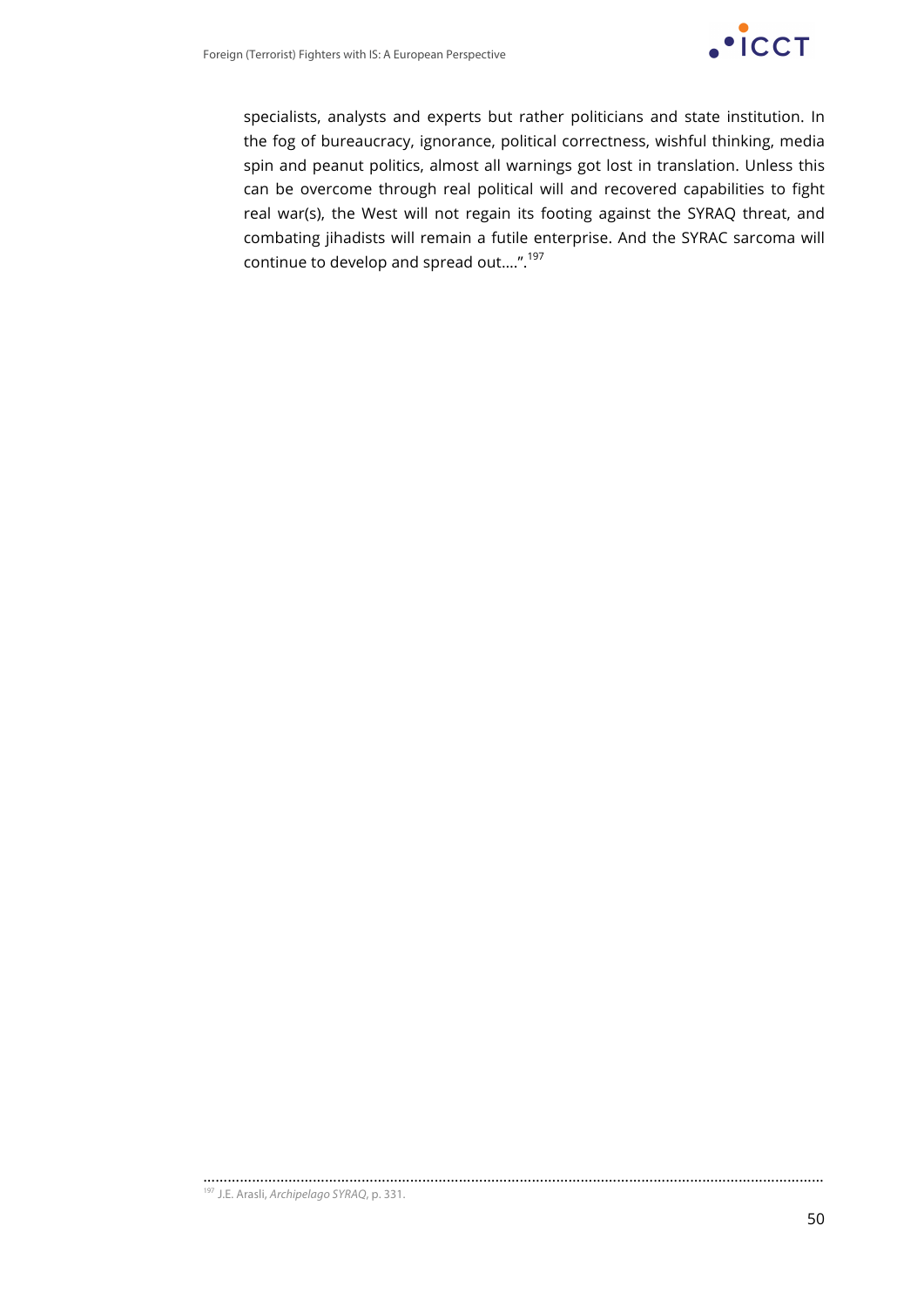specialists, analysts and experts but rather politicians and state institution. In the fog of bureaucracy, ignorance, political correctness, wishful thinking, media spin and peanut politics, almost all warnings got lost in translation. Unless this can be overcome through real political will and recovered capabilities to fight real war(s), the West will not regain its footing against the SYRAQ threat, and combating jihadists will remain a futile enterprise. And the SYRAC sarcoma will continue to develop and spread out….”.[197]

---

[197] J.E. Arasli, *Archipelago SYRAQ*, p. 331.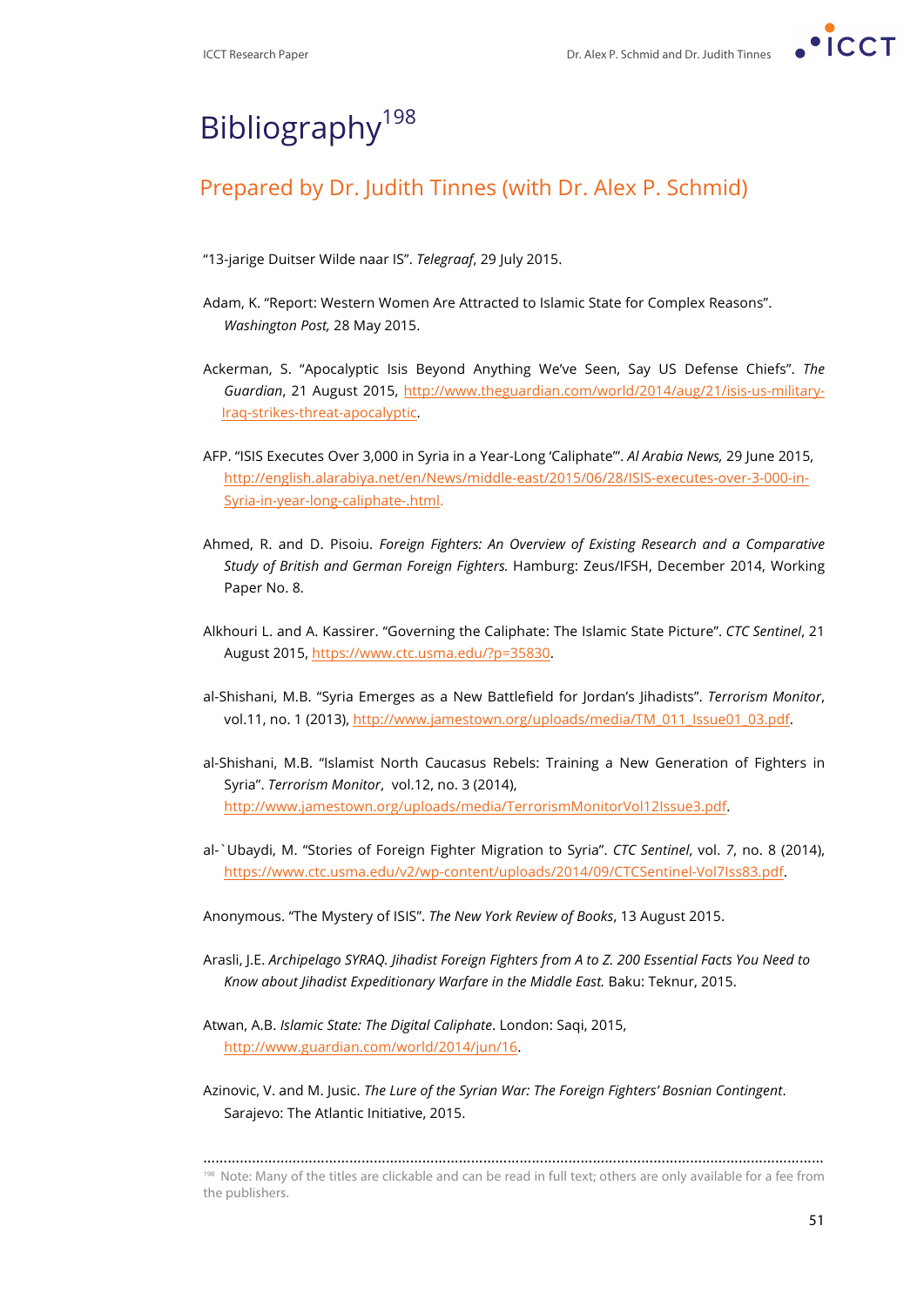# Bibliography[198]

## Prepared by Dr. Judith Tinnes (with Dr. Alex P. Schmid)

"13-jarige Duitser Wilde naar IS". *Telegraaf*, 29 July 2015.

Adam, K. "Report: Western Women Are Attracted to Islamic State for Complex Reasons". *Washington Post,* 28 May 2015.

Ackerman, S. "Apocalyptic Isis Beyond Anything We've Seen, Say US Defense Chiefs". *The Guardian*, 21 August 2015, http://www.theguardian.com/world/2014/aug/21/isis-us-military-Iraq-strikes-threat-apocalyptic.

AFP. "ISIS Executes Over 3,000 in Syria in a Year-Long 'Caliphate'". *Al Arabia News,* 29 June 2015, http://english.alarabiya.net/en/News/middle-east/2015/06/28/ISIS-executes-over-3-000-in-Syria-in-year-long-caliphate-.html.

Ahmed, R. and D. Pisoiu. *Foreign Fighters: An Overview of Existing Research and a Comparative Study of British and German Foreign Fighters.* Hamburg: Zeus/IFSH, December 2014, Working Paper No. 8.

Alkhouri L. and A. Kassirer. "Governing the Caliphate: The Islamic State Picture". *CTC Sentinel*, 21 August 2015, https://www.ctc.usma.edu/?p=35830.

al-Shishani, M.B. "Syria Emerges as a New Battlefield for Jordan's Jihadists". *Terrorism Monitor*, vol.11, no. 1 (2013), http://www.jamestown.org/uploads/media/TM_011_Issue01_03.pdf.

al-Shishani, M.B. "Islamist North Caucasus Rebels: Training a New Generation of Fighters in Syria". *Terrorism Monitor*, vol.12, no. 3 (2014), http://www.jamestown.org/uploads/media/TerrorismMonitorVol12Issue3.pdf.

al-`Ubaydi, M. "Stories of Foreign Fighter Migration to Syria". *CTC Sentinel*, vol. 7, no. 8 (2014), https://www.ctc.usma.edu/v2/wp-content/uploads/2014/09/CTCSentinel-Vol7Iss83.pdf.

Anonymous. "The Mystery of ISIS". *The New York Review of Books*, 13 August 2015.

Arasli, J.E. *Archipelago SYRAQ. Jihadist Foreign Fighters from A to Z. 200 Essential Facts You Need to Know about Jihadist Expeditionary Warfare in the Middle East.* Baku: Teknur, 2015.

Atwan, A.B. *Islamic State: The Digital Caliphate*. London: Saqi, 2015, http://www.guardian.com/world/2014/jun/16.

Azinovic, V. and M. Jusic. *The Lure of the Syrian War: The Foreign Fighters' Bosnian Contingent*. Sarajevo: The Atlantic Initiative, 2015.

---

[198] Note: Many of the titles are clickable and can be read in full text; others are only available for a fee from the publishers.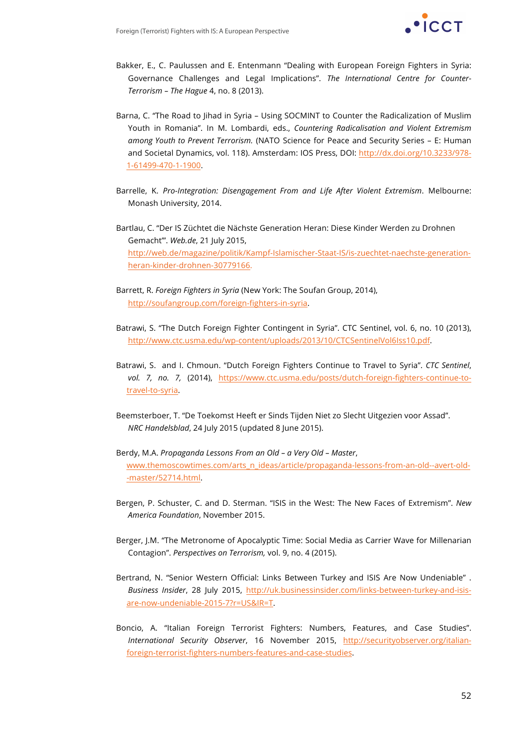Bakker, E., C. Paulussen and E. Entenmann "Dealing with European Foreign Fighters in Syria: Governance Challenges and Legal Implications". *The International Centre for Counter-Terrorism – The Hague* 4, no. 8 (2013).

Barna, C. "The Road to Jihad in Syria – Using SOCMINT to Counter the Radicalization of Muslim Youth in Romania". In M. Lombardi, eds., *Countering Radicalisation and Violent Extremism among Youth to Prevent Terrorism.* (NATO Science for Peace and Security Series – E: Human and Societal Dynamics, vol. 118). Amsterdam: IOS Press, DOI: http://dx.doi.org/10.3233/978-1-61499-470-1-1900.

Barrelle, K. *Pro-Integration: Disengagement From and Life After Violent Extremism*. Melbourne: Monash University, 2014.

Bartlau, C. "Der IS Züchtet die Nächste Generation Heran: Diese Kinder Werden zu Drohnen Gemacht"'. *Web.de*, 21 July 2015, http://web.de/magazine/politik/Kampf-Islamischer-Staat-IS/is-zuechtet-naechste-generation-heran-kinder-drohnen-30779166.

Barrett, R. *Foreign Fighters in Syria* (New York: The Soufan Group, 2014), http://soufangroup.com/foreign-fighters-in-syria.

Batrawi, S. "The Dutch Foreign Fighter Contingent in Syria". CTC Sentinel, vol. 6, no. 10 (2013), http://www.ctc.usma.edu/wp-content/uploads/2013/10/CTCSentinelVol6Iss10.pdf.

Batrawi, S. and I. Chmoun. "Dutch Foreign Fighters Continue to Travel to Syria". *CTC Sentinel*, *vol. 7, no. 7,* (2014), https://www.ctc.usma.edu/posts/dutch-foreign-fighters-continue-to-travel-to-syria.

Beemsterboer, T. "De Toekomst Heeft er Sinds Tijden Niet zo Slecht Uitgezien voor Assad". *NRC Handelsblad*, 24 July 2015 (updated 8 June 2015).

Berdy, M.A. *Propaganda Lessons From an Old – a Very Old – Master*, www.themoscowtimes.com/arts_n_ideas/article/propaganda-lessons-from-an-old--avert-old--master/52714.html.

Bergen, P. Schuster, C. and D. Sterman. "ISIS in the West: The New Faces of Extremism". *New America Foundation*, November 2015.

Berger, J.M. "The Metronome of Apocalyptic Time: Social Media as Carrier Wave for Millenarian Contagion". *Perspectives on Terrorism,* vol. 9, no. 4 (2015).

Bertrand, N. "Senior Western Official: Links Between Turkey and ISIS Are Now Undeniable" . *Business Insider*, 28 July 2015, http://uk.businessinsider.com/links-between-turkey-and-isis-are-now-undeniable-2015-7?r=US&IR=T.

Boncio, A. "Italian Foreign Terrorist Fighters: Numbers, Features, and Case Studies". *International Security Observer*, 16 November 2015, http://securityobserver.org/italian-foreign-terrorist-fighters-numbers-features-and-case-studies.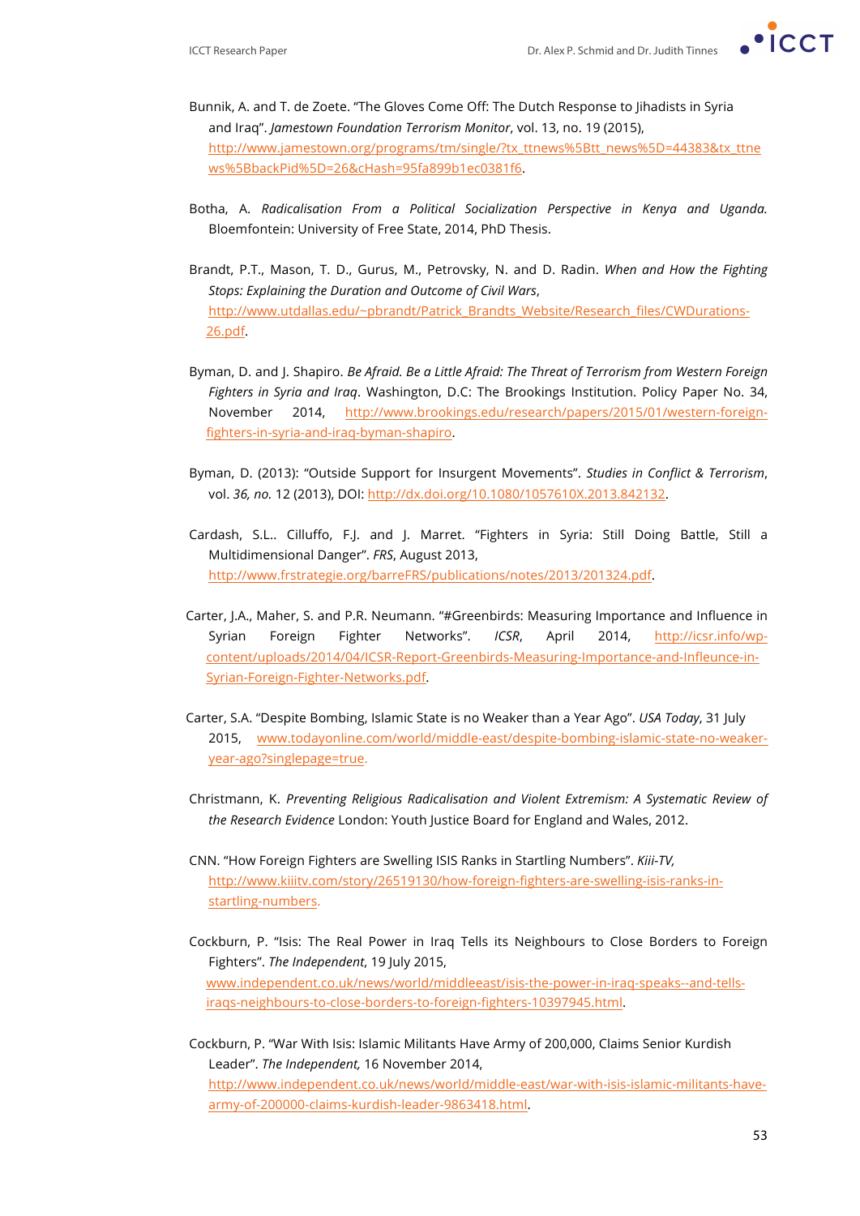Bunnik, A. and T. de Zoete. "The Gloves Come Off: The Dutch Response to Jihadists in Syria and Iraq". *Jamestown Foundation Terrorism Monitor*, vol. 13, no. 19 (2015), http://www.jamestown.org/programs/tm/single/?tx_ttnews%5Btt_news%5D=44383&tx_ttnews%5BbackPid%5D=26&cHash=95fa899b1ec0381f6.

Botha, A. *Radicalisation From a Political Socialization Perspective in Kenya and Uganda.* Bloemfontein: University of Free State, 2014, PhD Thesis.

Brandt, P.T., Mason, T. D., Gurus, M., Petrovsky, N. and D. Radin. *When and How the Fighting Stops: Explaining the Duration and Outcome of Civil Wars*, http://www.utdallas.edu/~pbrandt/Patrick_Brandts_Website/Research_files/CWDurations-26.pdf.

Byman, D. and J. Shapiro. *Be Afraid. Be a Little Afraid: The Threat of Terrorism from Western Foreign Fighters in Syria and Iraq*. Washington, D.C: The Brookings Institution. Policy Paper No. 34, November 2014, http://www.brookings.edu/research/papers/2015/01/western-foreign-fighters-in-syria-and-iraq-byman-shapiro.

Byman, D. (2013): "Outside Support for Insurgent Movements". *Studies in Conflict & Terrorism*, vol. *36, no.* 12 (2013), DOI: http://dx.doi.org/10.1080/1057610X.2013.842132.

Cardash, S.L.. Cilluffo, F.J. and J. Marret. "Fighters in Syria: Still Doing Battle, Still a Multidimensional Danger". *FRS*, August 2013, http://www.frstrategie.org/barreFRS/publications/notes/2013/201324.pdf.

Carter, J.A., Maher, S. and P.R. Neumann. "#Greenbirds: Measuring Importance and Influence in Syrian Foreign Fighter Networks". *ICSR*, April 2014, http://icsr.info/wp-content/uploads/2014/04/ICSR-Report-Greenbirds-Measuring-Importance-and-Infleunce-in-Syrian-Foreign-Fighter-Networks.pdf.

Carter, S.A. "Despite Bombing, Islamic State is no Weaker than a Year Ago". *USA Today*, 31 July 2015, www.todayonline.com/world/middle-east/despite-bombing-islamic-state-no-weaker-year-ago?singlepage=true.

Christmann, K. *Preventing Religious Radicalisation and Violent Extremism: A Systematic Review of the Research Evidence* London: Youth Justice Board for England and Wales, 2012.

CNN. "How Foreign Fighters are Swelling ISIS Ranks in Startling Numbers". *Kiii-TV,* http://www.kiiitv.com/story/26519130/how-foreign-fighters-are-swelling-isis-ranks-in-startling-numbers.

Cockburn, P. "Isis: The Real Power in Iraq Tells its Neighbours to Close Borders to Foreign Fighters". *The Independent*, 19 July 2015, www.independent.co.uk/news/world/middleeast/isis-the-power-in-iraq-speaks--and-tells-iraqs-neighbours-to-close-borders-to-foreign-fighters-10397945.html.

Cockburn, P. "War With Isis: Islamic Militants Have Army of 200,000, Claims Senior Kurdish Leader". *The Independent,* 16 November 2014, http://www.independent.co.uk/news/world/middle-east/war-with-isis-islamic-militants-have-army-of-200000-claims-kurdish-leader-9863418.html.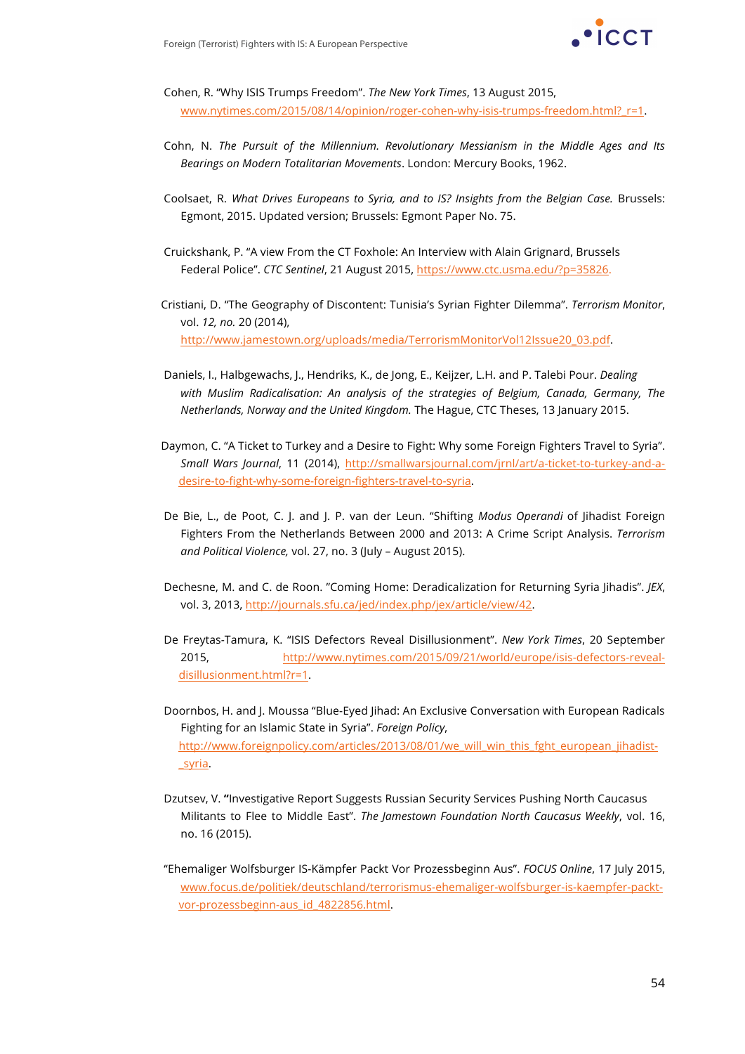Cohen, R. "Why ISIS Trumps Freedom". *The New York Times*, 13 August 2015, www.nytimes.com/2015/08/14/opinion/roger-cohen-why-isis-trumps-freedom.html?_r=1.

Cohn, N. *The Pursuit of the Millennium. Revolutionary Messianism in the Middle Ages and Its Bearings on Modern Totalitarian Movements*. London: Mercury Books, 1962.

Coolsaet, R. *What Drives Europeans to Syria, and to IS? Insights from the Belgian Case.* Brussels: Egmont, 2015. Updated version; Brussels: Egmont Paper No. 75.

Cruickshank, P. "A view From the CT Foxhole: An Interview with Alain Grignard, Brussels Federal Police". *CTC Sentinel*, 21 August 2015, https://www.ctc.usma.edu/?p=35826.

Cristiani, D. "The Geography of Discontent: Tunisia's Syrian Fighter Dilemma". *Terrorism Monitor*, vol. *12, no.* 20 (2014), http://www.jamestown.org/uploads/media/TerrorismMonitorVol12Issue20_03.pdf.

Daniels, I., Halbgewachs, J., Hendriks, K., de Jong, E., Keijzer, L.H. and P. Talebi Pour. *Dealing with Muslim Radicalisation: An analysis of the strategies of Belgium, Canada, Germany, The Netherlands, Norway and the United Kingdom.* The Hague, CTC Theses, 13 January 2015.

Daymon, C. "A Ticket to Turkey and a Desire to Fight: Why some Foreign Fighters Travel to Syria". *Small Wars Journal*, 11 (2014), http://smallwarsjournal.com/jrnl/art/a-ticket-to-turkey-and-a-desire-to-fight-why-some-foreign-fighters-travel-to-syria.

De Bie, L., de Poot, C. J. and J. P. van der Leun. "Shifting *Modus Operandi* of Jihadist Foreign Fighters From the Netherlands Between 2000 and 2013: A Crime Script Analysis. *Terrorism and Political Violence,* vol. 27, no. 3 (July – August 2015).

Dechesne, M. and C. de Roon. "Coming Home: Deradicalization for Returning Syria Jihadis". *JEX*, vol. 3, 2013, http://journals.sfu.ca/jed/index.php/jex/article/view/42.

De Freytas-Tamura, K. "ISIS Defectors Reveal Disillusionment". *New York Times*, 20 September 2015, http://www.nytimes.com/2015/09/21/world/europe/isis-defectors-reveal-disillusionment.html?r=1.

Doornbos, H. and J. Moussa "Blue-Eyed Jihad: An Exclusive Conversation with European Radicals Fighting for an Islamic State in Syria". *Foreign Policy*, http://www.foreignpolicy.com/articles/2013/08/01/we_will_win_this_fght_european_jihadist-_syria.

Dzutsev, V. "Investigative Report Suggests Russian Security Services Pushing North Caucasus Militants to Flee to Middle East". *The Jamestown Foundation North Caucasus Weekly*, vol. 16, no. 16 (2015).

"Ehemaliger Wolfsburger IS-Kämpfer Packt Vor Prozessbeginn Aus". *FOCUS Online*, 17 July 2015, www.focus.de/politiek/deutschland/terrorismus-ehemaliger-wolfsburger-is-kaempfer-packt-vor-prozessbeginn-aus_id_4822856.html.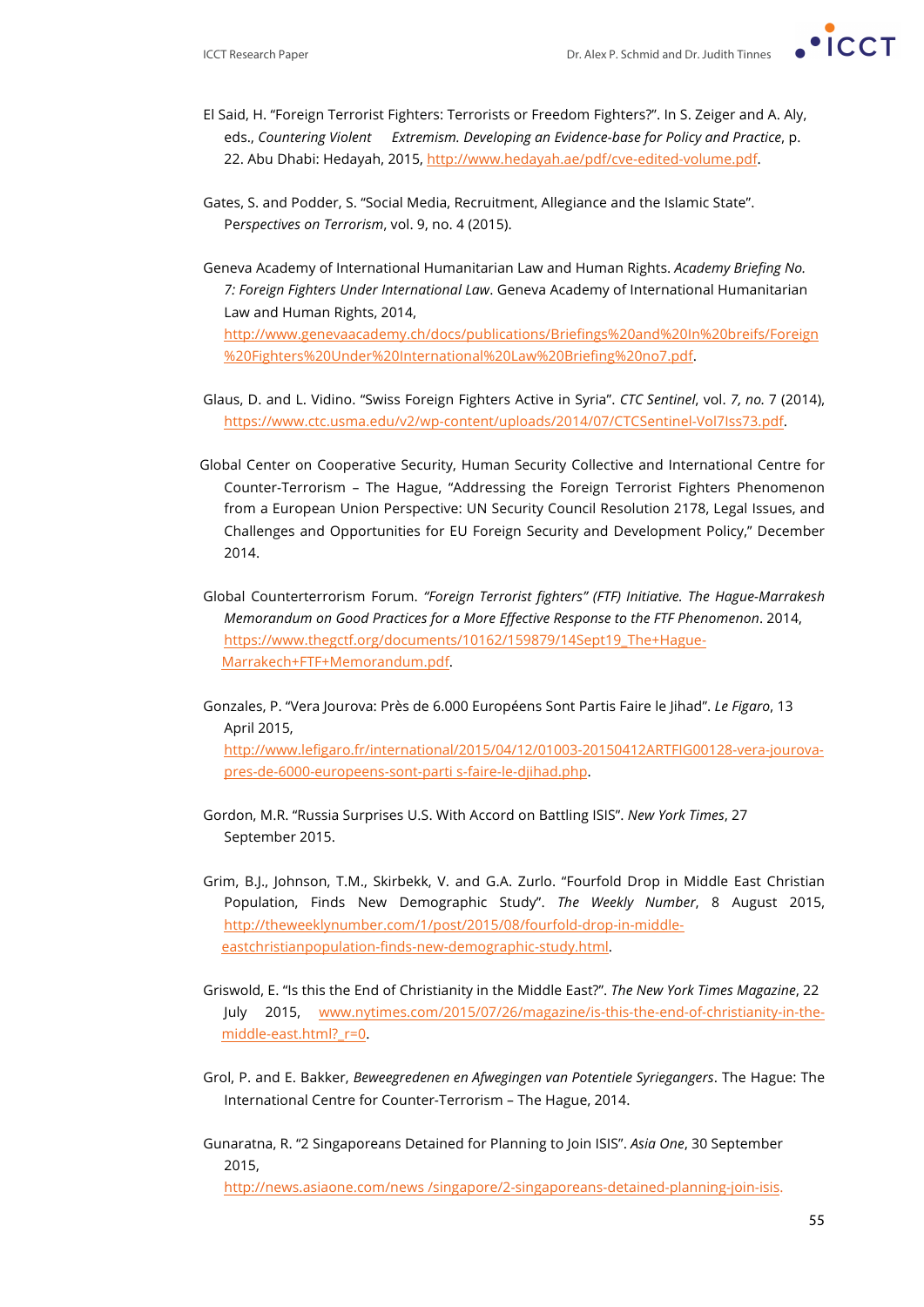El Said, H. "Foreign Terrorist Fighters: Terrorists or Freedom Fighters?". In S. Zeiger and A. Aly, eds., *Countering Violent Extremism. Developing an Evidence-base for Policy and Practice*, p. 22. Abu Dhabi: Hedayah, 2015, http://www.hedayah.ae/pdf/cve-edited-volume.pdf.

Gates, S. and Podder, S. "Social Media, Recruitment, Allegiance and the Islamic State". Pe*rspectives on Terrorism*, vol. 9, no. 4 (2015).

Geneva Academy of International Humanitarian Law and Human Rights. *Academy Briefing No. 7: Foreign Fighters Under International Law*. Geneva Academy of International Humanitarian Law and Human Rights, 2014, http://www.genevaacademy.ch/docs/publications/Briefings%20and%20In%20breifs/Foreign%20Fighters%20Under%20International%20Law%20Briefing%20no7.pdf.

Glaus, D. and L. Vidino. "Swiss Foreign Fighters Active in Syria". *CTC Sentinel*, vol. *7, no.* 7 (2014), https://www.ctc.usma.edu/v2/wp-content/uploads/2014/07/CTCSentinel-Vol7Iss73.pdf.

Global Center on Cooperative Security, Human Security Collective and International Centre for Counter-Terrorism – The Hague, "Addressing the Foreign Terrorist Fighters Phenomenon from a European Union Perspective: UN Security Council Resolution 2178, Legal Issues, and Challenges and Opportunities for EU Foreign Security and Development Policy," December 2014.

Global Counterterrorism Forum. *"Foreign Terrorist fighters" (FTF) Initiative. The Hague-Marrakesh Memorandum on Good Practices for a More Effective Response to the FTF Phenomenon*. 2014, https://www.thegctf.org/documents/10162/159879/14Sept19_The+Hague-Marrakech+FTF+Memorandum.pdf.

Gonzales, P. "Vera Jourova: Près de 6.000 Européens Sont Partis Faire le Jihad". *Le Figaro*, 13 April 2015, http://www.lefigaro.fr/international/2015/04/12/01003-20150412ARTFIG00128-vera-jourova-pres-de-6000-europeens-sont-parti s-faire-le-djihad.php.

Gordon, M.R. "Russia Surprises U.S. With Accord on Battling ISIS". *New York Times*, 27 September 2015.

Grim, B.J., Johnson, T.M., Skirbekk, V. and G.A. Zurlo. "Fourfold Drop in Middle East Christian Population, Finds New Demographic Study". *The Weekly Number*, 8 August 2015, http://theweeklynumber.com/1/post/2015/08/fourfold-drop-in-middle-eastchristianpopulation-finds-new-demographic-study.html.

Griswold, E. "Is this the End of Christianity in the Middle East?". *The New York Times Magazine*, 22 July 2015, www.nytimes.com/2015/07/26/magazine/is-this-the-end-of-christianity-in-the-middle-east.html?_r=0.

Grol, P. and E. Bakker, *Beweegredenen en Afwegingen van Potentiele Syriegangers*. The Hague: The International Centre for Counter-Terrorism – The Hague, 2014.

Gunaratna, R. "2 Singaporeans Detained for Planning to Join ISIS". *Asia One*, 30 September 2015, http://news.asiaone.com/news /singapore/2-singaporeans-detained-planning-join-isis.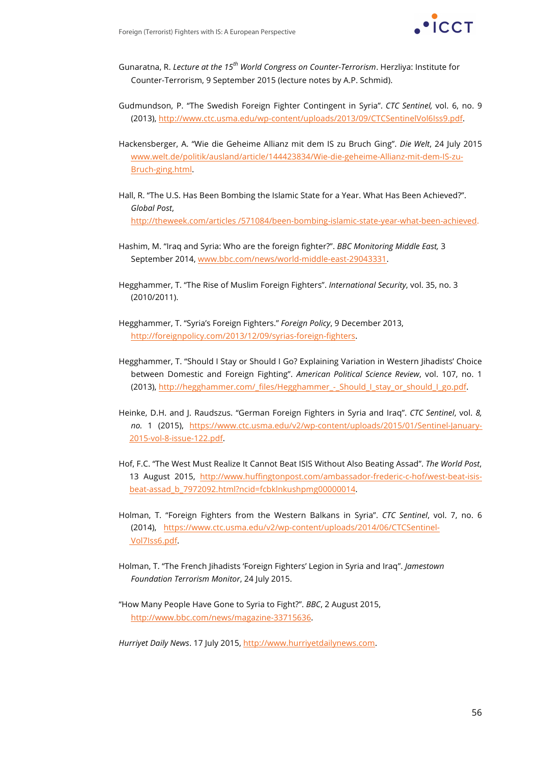Gunaratna, R. *Lecture at the 15th World Congress on Counter-Terrorism*. Herzliya: Institute for Counter-Terrorism, 9 September 2015 (lecture notes by A.P. Schmid).

Gudmundson, P. "The Swedish Foreign Fighter Contingent in Syria". *CTC Sentinel,* vol. 6, no. 9 (2013), http://www.ctc.usma.edu/wp-content/uploads/2013/09/CTCSentinelVol6Iss9.pdf.

Hackensberger, A. "Wie die Geheime Allianz mit dem IS zu Bruch Ging". *Die Welt*, 24 July 2015 www.welt.de/politik/ausland/article/144423834/Wie-die-geheime-Allianz-mit-dem-IS-zu-Bruch-ging.html.

Hall, R. "The U.S. Has Been Bombing the Islamic State for a Year. What Has Been Achieved?". *Global Post*, http://theweek.com/articles /571084/been-bombing-islamic-state-year-what-been-achieved.

Hashim, M. "Iraq and Syria: Who are the foreign fighter?". *BBC Monitoring Middle East,* 3 September 2014, www.bbc.com/news/world-middle-east-29043331.

Hegghammer, T. "The Rise of Muslim Foreign Fighters". *International Security*, vol. 35, no. 3 (2010/2011).

Hegghammer, T. "Syria's Foreign Fighters." *Foreign Policy*, 9 December 2013, http://foreignpolicy.com/2013/12/09/syrias-foreign-fighters.

Hegghammer, T. "Should I Stay or Should I Go? Explaining Variation in Western Jihadists' Choice between Domestic and Foreign Fighting". *American Political Science Review*, vol. 107, no. 1 (2013), http://hegghammer.com/_files/Hegghammer_-_Should_I_stay_or_should_I_go.pdf.

Heinke, D.H. and J. Raudszus. "German Foreign Fighters in Syria and Iraq". *CTC Sentinel*, vol. *8, no.* 1 (2015), https://www.ctc.usma.edu/v2/wp-content/uploads/2015/01/Sentinel-January-2015-vol-8-issue-122.pdf.

Hof, F.C. "The West Must Realize It Cannot Beat ISIS Without Also Beating Assad". *The World Post*, 13 August 2015, http://www.huffingtonpost.com/ambassador-frederic-c-hof/west-beat-isis-beat-assad_b_7972092.html?ncid=fcbklnkushpmg00000014.

Holman, T. "Foreign Fighters from the Western Balkans in Syria". *CTC Sentinel*, vol. 7, no. 6 (2014), https://www.ctc.usma.edu/v2/wp-content/uploads/2014/06/CTCSentinel-Vol7Iss6.pdf.

Holman, T. "The French Jihadists 'Foreign Fighters' Legion in Syria and Iraq". *Jamestown Foundation Terrorism Monitor*, 24 July 2015.

"How Many People Have Gone to Syria to Fight?". *BBC*, 2 August 2015, http://www.bbc.com/news/magazine-33715636.

*Hurriyet Daily News*. 17 July 2015, http://www.hurriyetdailynews.com.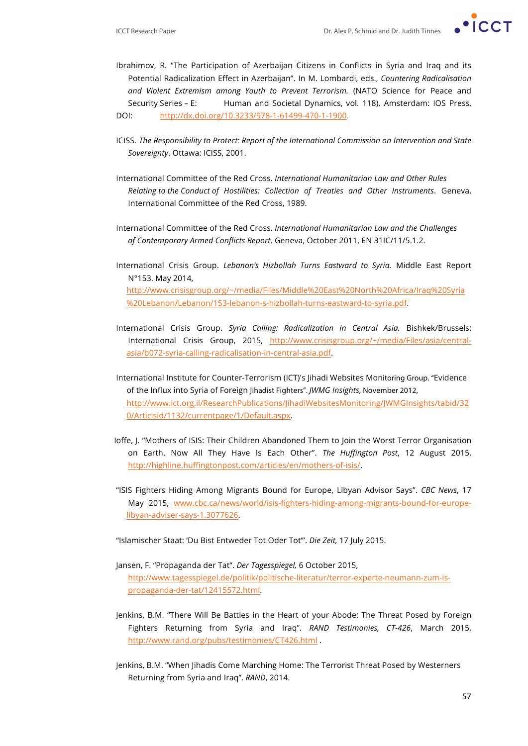Ibrahimov, R. "The Participation of Azerbaijan Citizens in Conflicts in Syria and Iraq and its Potential Radicalization Effect in Azerbaijan". In M. Lombardi, eds., *Countering Radicalisation and Violent Extremism among Youth to Prevent Terrorism.* (NATO Science for Peace and Security Series – E: Human and Societal Dynamics, vol. 118). Amsterdam: IOS Press, DOI: http://dx.doi.org/10.3233/978-1-61499-470-1-1900.

ICISS. *The Responsibility to Protect: Report of the International Commission on Intervention and State Sovereignty*. Ottawa: ICISS, 2001.

International Committee of the Red Cross. *International Humanitarian Law and Other Rules Relating to the Conduct of Hostilities: Collection of Treaties and Other Instruments*. Geneva, International Committee of the Red Cross, 1989.

International Committee of the Red Cross. *International Humanitarian Law and the Challenges of Contemporary Armed Conflicts Report*. Geneva, October 2011, EN 31IC/11/5.1.2.

International Crisis Group. *Lebanon's Hizbollah Turns Eastward to Syria.* Middle East Report N°153. May 2014, http://www.crisisgroup.org/~/media/Files/Middle%20East%20North%20Africa/Iraq%20Syria%20Lebanon/Lebanon/153-lebanon-s-hizbollah-turns-eastward-to-syria.pdf.

International Crisis Group. *Syria Calling: Radicalization in Central Asia.* Bishkek/Brussels: International Crisis Group, 2015, http://www.crisisgroup.org/~/media/Files/asia/central-asia/b072-syria-calling-radicalisation-in-central-asia.pdf.

International Institute for Counter-Terrorism (ICT)'s Jihadi Websites Monitoring Group. "Evidence of the Influx into Syria of Foreign Jihadist Fighters". *JWMG Insights*, November 2012, http://www.ict.org.il/ResearchPublications/JihadiWebsitesMonitoring/JWMGInsights/tabid/320/Articlsid/1132/currentpage/1/Default.aspx.

Ioffe, J. "Mothers of ISIS: Their Children Abandoned Them to Join the Worst Terror Organisation on Earth. Now All They Have Is Each Other". *The Huffington Post*, 12 August 2015, http://highline.huffingtonpost.com/articles/en/mothers-of-isis/.

"ISIS Fighters Hiding Among Migrants Bound for Europe, Libyan Advisor Says". *CBC News*, 17 May 2015, www.cbc.ca/news/world/isis-fighters-hiding-among-migrants-bound-for-europe-libyan-adviser-says-1.3077626.

"Islamischer Staat: 'Du Bist Entweder Tot Oder Tot'". *Die Zeit,* 17 July 2015.

Jansen, F. "Propaganda der Tat". *Der Tagesspiegel,* 6 October 2015, http://www.tagesspiegel.de/politik/politische-literatur/terror-experte-neumann-zum-is-propaganda-der-tat/12415572.html.

Jenkins, B.M. "There Will Be Battles in the Heart of your Abode: The Threat Posed by Foreign Fighters Returning from Syria and Iraq". *RAND Testimonies, CT-426*, March 2015, http://www.rand.org/pubs/testimonies/CT426.html .

Jenkins, B.M. "When Jihadis Come Marching Home: The Terrorist Threat Posed by Westerners Returning from Syria and Iraq". *RAND*, 2014.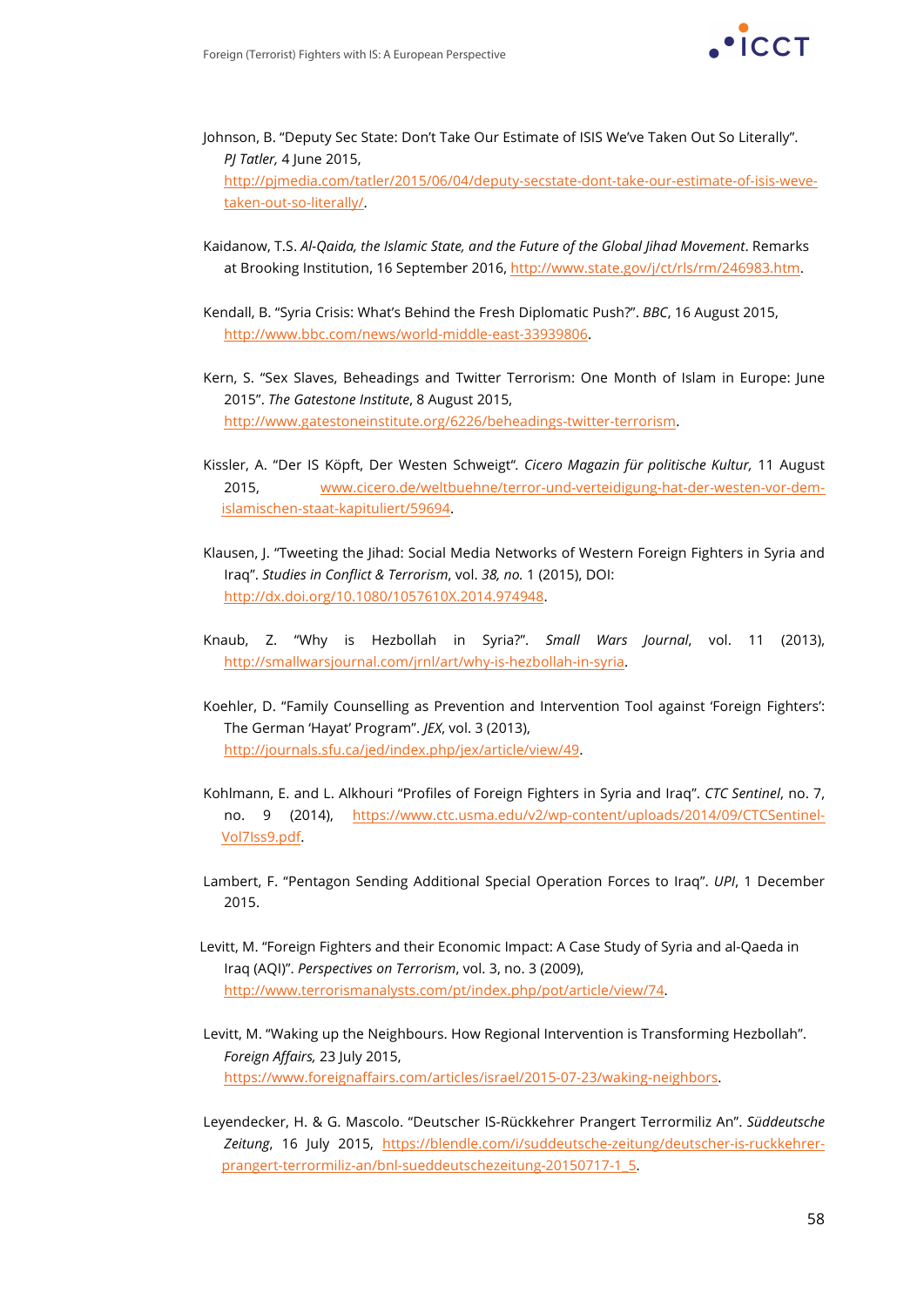Johnson, B. “Deputy Sec State: Don’t Take Our Estimate of ISIS We’ve Taken Out So Literally”. *PJ Tatler,* 4 June 2015, http://pjmedia.com/tatler/2015/06/04/deputy-secstate-dont-take-our-estimate-of-isis-weve-taken-out-so-literally/.

Kaidanow, T.S. *Al-Qaida, the Islamic State, and the Future of the Global Jihad Movement*. Remarks at Brooking Institution, 16 September 2016, http://www.state.gov/j/ct/rls/rm/246983.htm.

Kendall, B. “Syria Crisis: What’s Behind the Fresh Diplomatic Push?”. *BBC*, 16 August 2015, http://www.bbc.com/news/world-middle-east-33939806.

Kern, S. “Sex Slaves, Beheadings and Twitter Terrorism: One Month of Islam in Europe: June 2015”. *The Gatestone Institute*, 8 August 2015, http://www.gatestoneinstitute.org/6226/beheadings-twitter-terrorism.

Kissler, A. “Der IS Köpft, Der Westen Schweigt”. *Cicero Magazin für politische Kultur,* 11 August 2015, www.cicero.de/weltbuehne/terror-und-verteidigung-hat-der-westen-vor-dem-islamischen-staat-kapituliert/59694.

Klausen, J. “Tweeting the Jihad: Social Media Networks of Western Foreign Fighters in Syria and Iraq”. *Studies in Conflict & Terrorism*, vol. *38, no.* 1 (2015), DOI: http://dx.doi.org/10.1080/1057610X.2014.974948.

Knaub, Z. “Why is Hezbollah in Syria?”. *Small Wars Journal*, vol. 11 (2013), http://smallwarsjournal.com/jrnl/art/why-is-hezbollah-in-syria.

Koehler, D. “Family Counselling as Prevention and Intervention Tool against ‘Foreign Fighters’: The German ‘Hayat’ Program”. *JEX*, vol. 3 (2013), http://journals.sfu.ca/jed/index.php/jex/article/view/49.

Kohlmann, E. and L. Alkhouri “Profiles of Foreign Fighters in Syria and Iraq”. *CTC Sentinel*, no. 7, no. 9 (2014), https://www.ctc.usma.edu/v2/wp-content/uploads/2014/09/CTCSentinel-Vol7Iss9.pdf.

Lambert, F. “Pentagon Sending Additional Special Operation Forces to Iraq”. *UPI*, 1 December 2015.

Levitt, M. “Foreign Fighters and their Economic Impact: A Case Study of Syria and al-Qaeda in Iraq (AQI)”. *Perspectives on Terrorism*, vol. 3, no. 3 (2009), http://www.terrorismanalysts.com/pt/index.php/pot/article/view/74.

Levitt, M. “Waking up the Neighbours. How Regional Intervention is Transforming Hezbollah”. *Foreign Affairs,* 23 July 2015, https://www.foreignaffairs.com/articles/israel/2015-07-23/waking-neighbors.

Leyendecker, H. & G. Mascolo. “Deutscher IS-Rückkehrer Prangert Terrormiliz An”. *Süddeutsche Zeitung*, 16 July 2015, https://blendle.com/i/suddeutsche-zeitung/deutscher-is-ruckkehrer-prangert-terrormiliz-an/bnl-sueddeutschezeitung-20150717-1_5.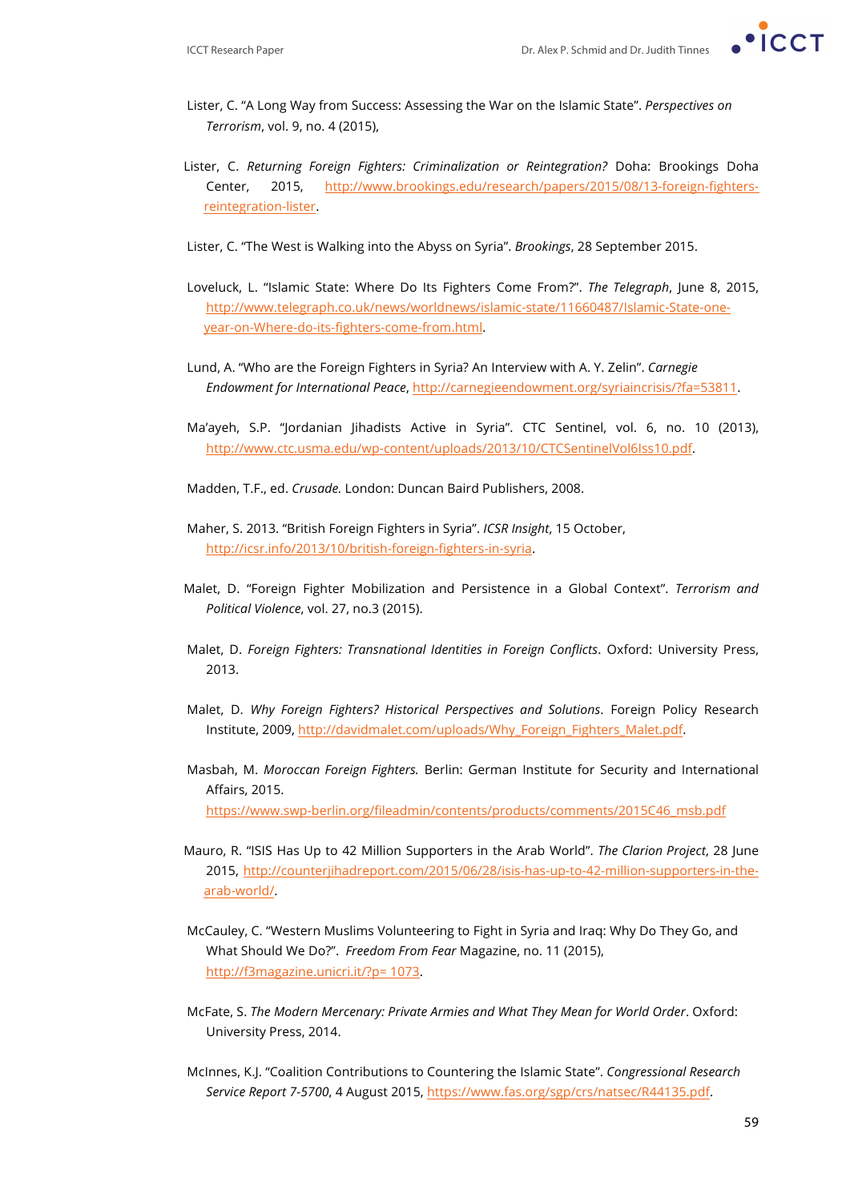Lister, C. "A Long Way from Success: Assessing the War on the Islamic State". *Perspectives on Terrorism*, vol. 9, no. 4 (2015),

Lister, C. *Returning Foreign Fighters: Criminalization or Reintegration?* Doha: Brookings Doha Center, 2015, http://www.brookings.edu/research/papers/2015/08/13-foreign-fighters-reintegration-lister.

Lister, C. "The West is Walking into the Abyss on Syria". *Brookings*, 28 September 2015.

Loveluck, L. "Islamic State: Where Do Its Fighters Come From?". *The Telegraph*, June 8, 2015, http://www.telegraph.co.uk/news/worldnews/islamic-state/11660487/Islamic-State-one-year-on-Where-do-its-fighters-come-from.html.

Lund, A. "Who are the Foreign Fighters in Syria? An Interview with A. Y. Zelin". *Carnegie Endowment for International Peace*, http://carnegieendowment.org/syriaincrisis/?fa=53811.

Ma'ayeh, S.P. "Jordanian Jihadists Active in Syria". CTC Sentinel, vol. 6, no. 10 (2013), http://www.ctc.usma.edu/wp-content/uploads/2013/10/CTCSentinelVol6Iss10.pdf.

Madden, T.F., ed. *Crusade.* London: Duncan Baird Publishers, 2008.

Maher, S. 2013. "British Foreign Fighters in Syria". *ICSR Insight*, 15 October, http://icsr.info/2013/10/british-foreign-fighters-in-syria.

Malet, D. "Foreign Fighter Mobilization and Persistence in a Global Context". *Terrorism and Political Violence*, vol. 27, no.3 (2015).

Malet, D. *Foreign Fighters: Transnational Identities in Foreign Conflicts*. Oxford: University Press, 2013.

Malet, D. *Why Foreign Fighters? Historical Perspectives and Solutions*. Foreign Policy Research Institute, 2009, http://davidmalet.com/uploads/Why_Foreign_Fighters_Malet.pdf.

Masbah, M. *Moroccan Foreign Fighters.* Berlin: German Institute for Security and International Affairs, 2015. https://www.swp-berlin.org/fileadmin/contents/products/comments/2015C46_msb.pdf

Mauro, R. "ISIS Has Up to 42 Million Supporters in the Arab World". *The Clarion Project*, 28 June 2015, http://counterjihadreport.com/2015/06/28/isis-has-up-to-42-million-supporters-in-the-arab-world/.

McCauley, C. "Western Muslims Volunteering to Fight in Syria and Iraq: Why Do They Go, and What Should We Do?". *Freedom From Fear* Magazine, no. 11 (2015), http://f3magazine.unicri.it/?p= 1073.

McFate, S. *The Modern Mercenary: Private Armies and What They Mean for World Order*. Oxford: University Press, 2014.

McInnes, K.J. "Coalition Contributions to Countering the Islamic State". *Congressional Research Service Report 7-5700*, 4 August 2015, https://www.fas.org/sgp/crs/natsec/R44135.pdf.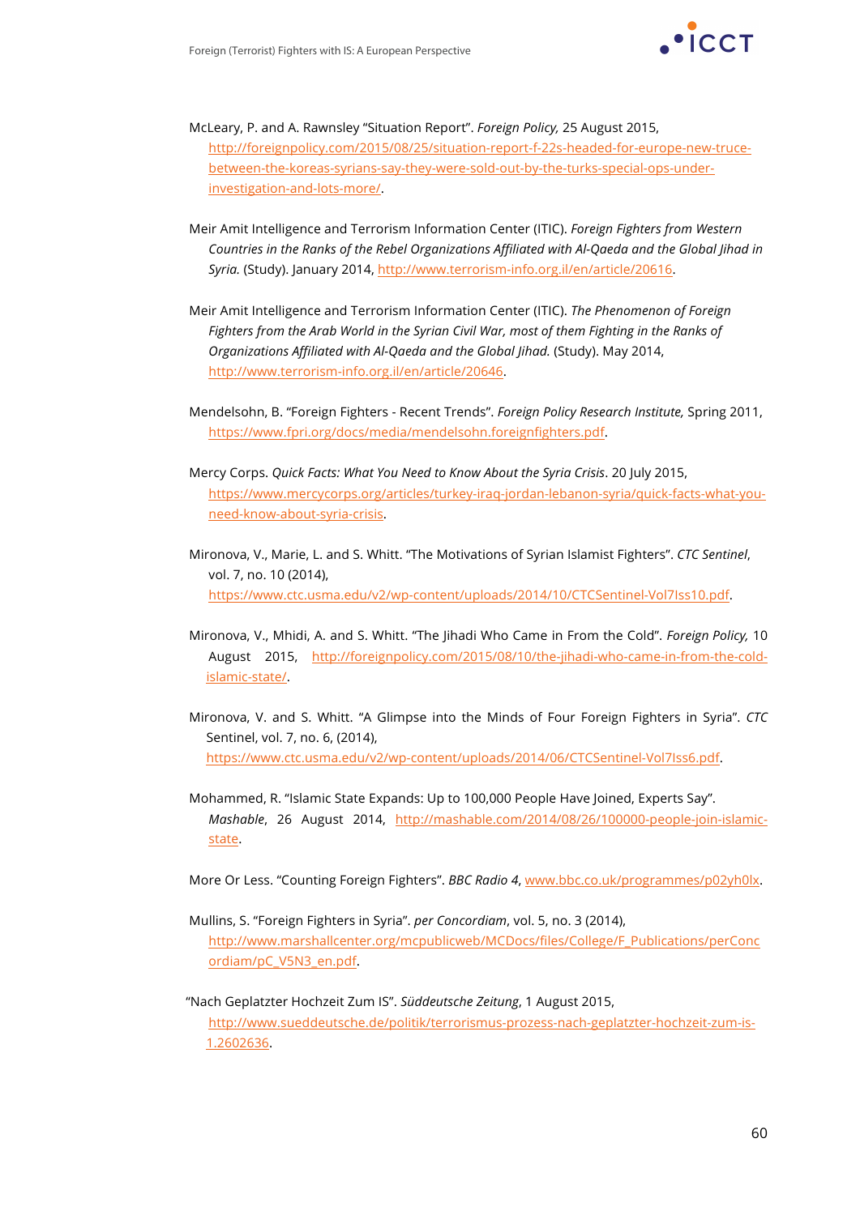McLeary, P. and A. Rawnsley "Situation Report". *Foreign Policy,* 25 August 2015, http://foreignpolicy.com/2015/08/25/situation-report-f-22s-headed-for-europe-new-truce-between-the-koreas-syrians-say-they-were-sold-out-by-the-turks-special-ops-under-investigation-and-lots-more/.

Meir Amit Intelligence and Terrorism Information Center (ITIC). *Foreign Fighters from Western Countries in the Ranks of the Rebel Organizations Affiliated with Al-Qaeda and the Global Jihad in Syria.* (Study). January 2014, http://www.terrorism-info.org.il/en/article/20616.

Meir Amit Intelligence and Terrorism Information Center (ITIC). *The Phenomenon of Foreign Fighters from the Arab World in the Syrian Civil War, most of them Fighting in the Ranks of Organizations Affiliated with Al-Qaeda and the Global Jihad.* (Study). May 2014, http://www.terrorism-info.org.il/en/article/20646.

Mendelsohn, B. "Foreign Fighters - Recent Trends". *Foreign Policy Research Institute,* Spring 2011, https://www.fpri.org/docs/media/mendelsohn.foreignfighters.pdf.

Mercy Corps. *Quick Facts: What You Need to Know About the Syria Crisis*. 20 July 2015, https://www.mercycorps.org/articles/turkey-iraq-jordan-lebanon-syria/quick-facts-what-you-need-know-about-syria-crisis.

Mironova, V., Marie, L. and S. Whitt. "The Motivations of Syrian Islamist Fighters". *CTC Sentinel*, vol. 7, no. 10 (2014), https://www.ctc.usma.edu/v2/wp-content/uploads/2014/10/CTCSentinel-Vol7Iss10.pdf.

Mironova, V., Mhidi, A. and S. Whitt. "The Jihadi Who Came in From the Cold". *Foreign Policy,* 10 August 2015, http://foreignpolicy.com/2015/08/10/the-jihadi-who-came-in-from-the-cold-islamic-state/.

Mironova, V. and S. Whitt. "A Glimpse into the Minds of Four Foreign Fighters in Syria". *CTC* Sentinel, vol. 7, no. 6, (2014), https://www.ctc.usma.edu/v2/wp-content/uploads/2014/06/CTCSentinel-Vol7Iss6.pdf.

Mohammed, R. "Islamic State Expands: Up to 100,000 People Have Joined, Experts Say". *Mashable*, 26 August 2014, http://mashable.com/2014/08/26/100000-people-join-islamic-state.

More Or Less. "Counting Foreign Fighters". *BBC Radio 4*, www.bbc.co.uk/programmes/p02yh0lx.

Mullins, S. "Foreign Fighters in Syria". *per Concordiam*, vol. 5, no. 3 (2014), http://www.marshallcenter.org/mcpublicweb/MCDocs/files/College/F_Publications/perConcordiam/pC_V5N3_en.pdf.

"Nach Geplatzter Hochzeit Zum IS". *Süddeutsche Zeitung*, 1 August 2015, http://www.sueddeutsche.de/politik/terrorismus-prozess-nach-geplatzter-hochzeit-zum-is-1.2602636.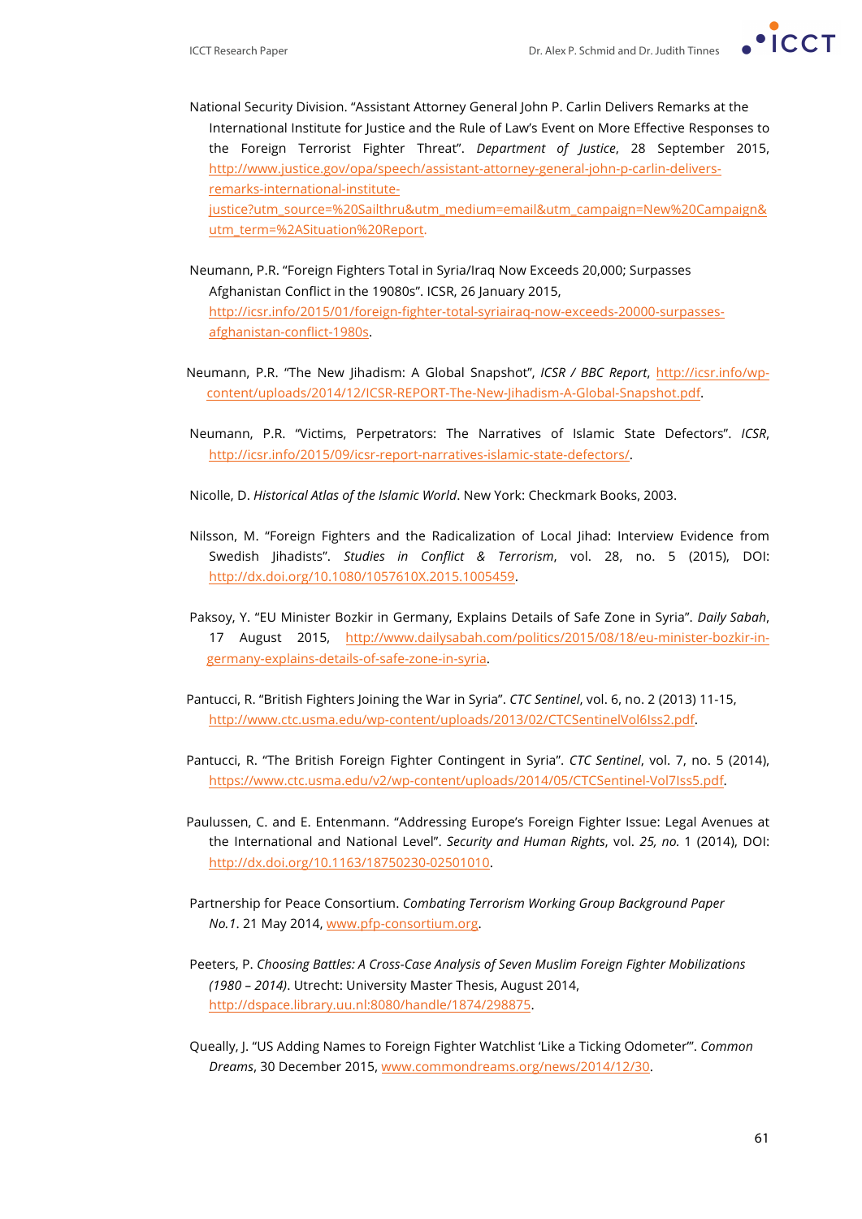National Security Division. "Assistant Attorney General John P. Carlin Delivers Remarks at the International Institute for Justice and the Rule of Law's Event on More Effective Responses to the Foreign Terrorist Fighter Threat". *Department of Justice*, 28 September 2015, http://www.justice.gov/opa/speech/assistant-attorney-general-john-p-carlin-delivers-remarks-international-institute-justice?utm_source=%20Sailthru&utm_medium=email&utm_campaign=New%20Campaign&utm_term=%2ASituation%20Report.

Neumann, P.R. "Foreign Fighters Total in Syria/Iraq Now Exceeds 20,000; Surpasses Afghanistan Conflict in the 19080s". ICSR, 26 January 2015, http://icsr.info/2015/01/foreign-fighter-total-syriairaq-now-exceeds-20000-surpasses-afghanistan-conflict-1980s.

Neumann, P.R. "The New Jihadism: A Global Snapshot", *ICSR / BBC Report*, http://icsr.info/wp-content/uploads/2014/12/ICSR-REPORT-The-New-Jihadism-A-Global-Snapshot.pdf.

Neumann, P.R. "Victims, Perpetrators: The Narratives of Islamic State Defectors". *ICSR*, http://icsr.info/2015/09/icsr-report-narratives-islamic-state-defectors/.

Nicolle, D. *Historical Atlas of the Islamic World*. New York: Checkmark Books, 2003.

Nilsson, M. "Foreign Fighters and the Radicalization of Local Jihad: Interview Evidence from Swedish Jihadists". *Studies in Conflict & Terrorism*, vol. 28, no. 5 (2015), DOI: http://dx.doi.org/10.1080/1057610X.2015.1005459.

Paksoy, Y. "EU Minister Bozkir in Germany, Explains Details of Safe Zone in Syria". *Daily Sabah*, 17 August 2015, http://www.dailysabah.com/politics/2015/08/18/eu-minister-bozkir-in-germany-explains-details-of-safe-zone-in-syria.

Pantucci, R. "British Fighters Joining the War in Syria". *CTC Sentinel*, vol. 6, no. 2 (2013) 11-15, http://www.ctc.usma.edu/wp-content/uploads/2013/02/CTCSentinelVol6Iss2.pdf.

Pantucci, R. "The British Foreign Fighter Contingent in Syria". *CTC Sentinel*, vol. 7, no. 5 (2014), https://www.ctc.usma.edu/v2/wp-content/uploads/2014/05/CTCSentinel-Vol7Iss5.pdf.

Paulussen, C. and E. Entenmann. "Addressing Europe's Foreign Fighter Issue: Legal Avenues at the International and National Level". *Security and Human Rights*, vol. *25, no.* 1 (2014), DOI: http://dx.doi.org/10.1163/18750230-02501010.

Partnership for Peace Consortium. *Combating Terrorism Working Group Background Paper No.1*. 21 May 2014, www.pfp-consortium.org.

Peeters, P. *Choosing Battles: A Cross-Case Analysis of Seven Muslim Foreign Fighter Mobilizations (1980 – 2014)*. Utrecht: University Master Thesis, August 2014, http://dspace.library.uu.nl:8080/handle/1874/298875.

Queally, J. "US Adding Names to Foreign Fighter Watchlist 'Like a Ticking Odometer'". *Common Dreams*, 30 December 2015, www.commondreams.org/news/2014/12/30.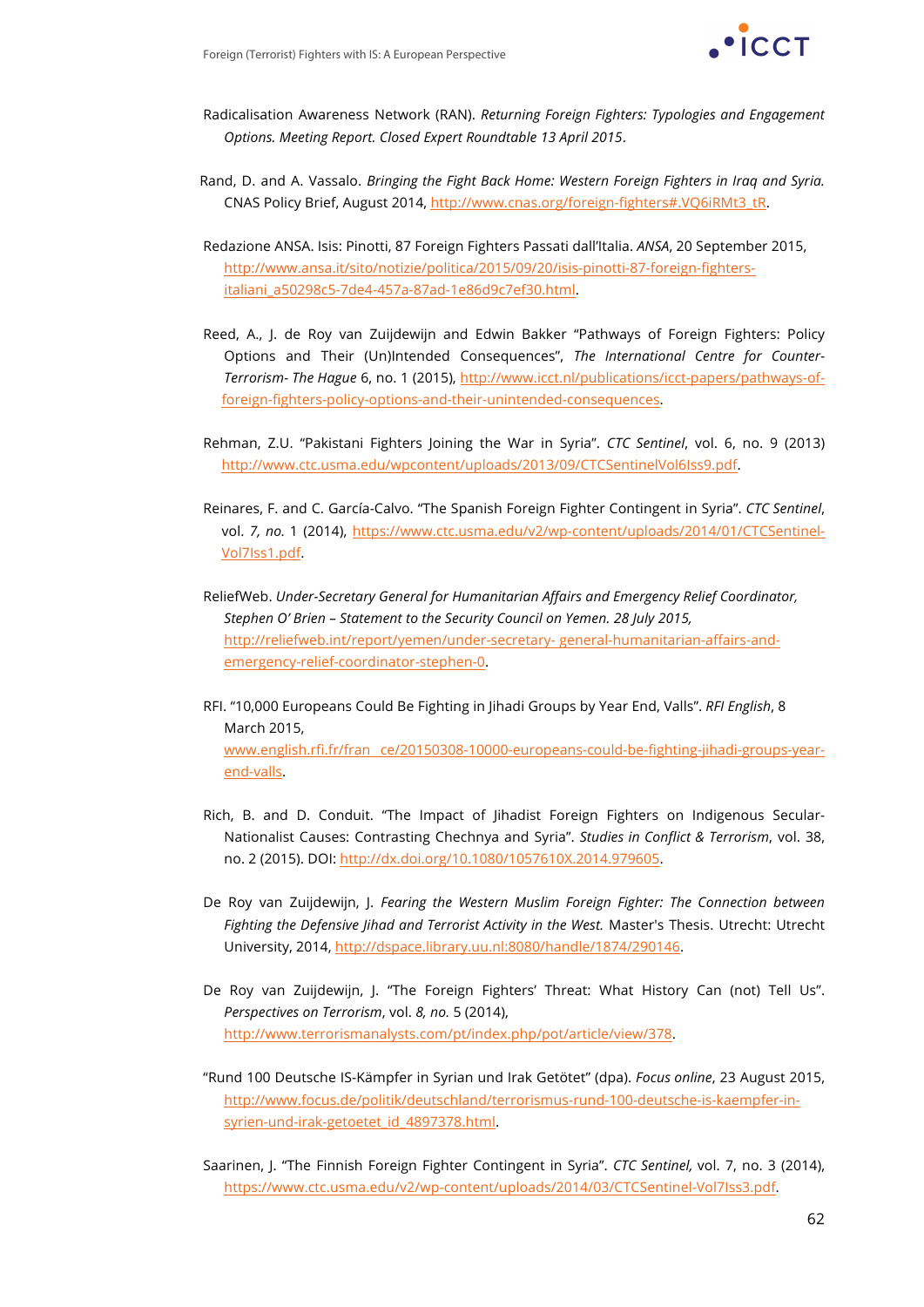Radicalisation Awareness Network (RAN). *Returning Foreign Fighters: Typologies and Engagement Options. Meeting Report. Closed Expert Roundtable 13 April 2015*.

Rand, D. and A. Vassalo. *Bringing the Fight Back Home: Western Foreign Fighters in Iraq and Syria.* CNAS Policy Brief, August 2014, http://www.cnas.org/foreign-fighters#.VQ6iRMt3_tR.

Redazione ANSA. Isis: Pinotti, 87 Foreign Fighters Passati dall'Italia. *ANSA*, 20 September 2015, http://www.ansa.it/sito/notizie/politica/2015/09/20/isis-pinotti-87-foreign-fighters-italiani_a50298c5-7de4-457a-87ad-1e86d9c7ef30.html.

Reed, A., J. de Roy van Zuijdewijn and Edwin Bakker "Pathways of Foreign Fighters: Policy Options and Their (Un)Intended Consequences", *The International Centre for Counter-Terrorism- The Hague* 6, no. 1 (2015), http://www.icct.nl/publications/icct-papers/pathways-of-foreign-fighters-policy-options-and-their-unintended-consequences.

Rehman, Z.U. "Pakistani Fighters Joining the War in Syria". *CTC Sentinel*, vol. 6, no. 9 (2013) http://www.ctc.usma.edu/wpcontent/uploads/2013/09/CTCSentinelVol6Iss9.pdf.

Reinares, F. and C. García-Calvo. "The Spanish Foreign Fighter Contingent in Syria". *CTC Sentinel*, vol. *7, no.* 1 (2014), https://www.ctc.usma.edu/v2/wp-content/uploads/2014/01/CTCSentinel-Vol7Iss1.pdf.

ReliefWeb. *Under-Secretary General for Humanitarian Affairs and Emergency Relief Coordinator, Stephen O' Brien – Statement to the Security Council on Yemen. 28 July 2015,* http://reliefweb.int/report/yemen/under-secretary- general-humanitarian-affairs-and-emergency-relief-coordinator-stephen-0.

RFI. "10,000 Europeans Could Be Fighting in Jihadi Groups by Year End, Valls". *RFI English*, 8 March 2015, www.english.rfi.fr/fran ce/20150308-10000-europeans-could-be-fighting-jihadi-groups-year-end-valls.

Rich, B. and D. Conduit. "The Impact of Jihadist Foreign Fighters on Indigenous Secular-Nationalist Causes: Contrasting Chechnya and Syria". *Studies in Conflict & Terrorism*, vol. 38, no. 2 (2015). DOI: http://dx.doi.org/10.1080/1057610X.2014.979605.

De Roy van Zuijdewijn, J. *Fearing the Western Muslim Foreign Fighter: The Connection between Fighting the Defensive Jihad and Terrorist Activity in the West.* Master's Thesis. Utrecht: Utrecht University, 2014, http://dspace.library.uu.nl:8080/handle/1874/290146.

De Roy van Zuijdewijn, J. "The Foreign Fighters' Threat: What History Can (not) Tell Us". *Perspectives on Terrorism*, vol. *8, no.* 5 (2014), http://www.terrorismanalysts.com/pt/index.php/pot/article/view/378.

"Rund 100 Deutsche IS-Kämpfer in Syrian und Irak Getötet" (dpa). *Focus online*, 23 August 2015, http://www.focus.de/politik/deutschland/terrorismus-rund-100-deutsche-is-kaempfer-in-syrien-und-irak-getoetet_id_4897378.html.

Saarinen, J. "The Finnish Foreign Fighter Contingent in Syria". *CTC Sentinel,* vol. 7, no. 3 (2014), https://www.ctc.usma.edu/v2/wp-content/uploads/2014/03/CTCSentinel-Vol7Iss3.pdf.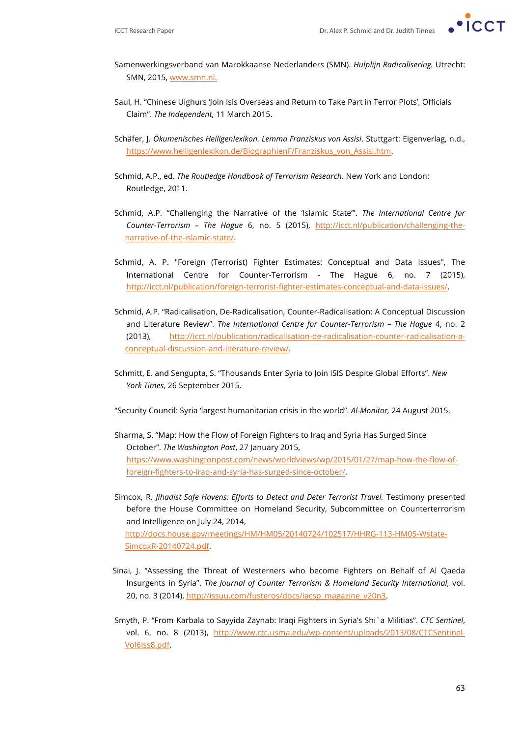Samenwerkingsverband van Marokkaanse Nederlanders (SMN). *Hulplijn Radicalisering.* Utrecht: SMN, 2015, www.smn.nl.

Saul, H. "Chinese Uighurs 'Join Isis Overseas and Return to Take Part in Terror Plots', Officials Claim". *The Independent*, 11 March 2015.

Schäfer, J. *Ökumenisches Heiligenlexikon. Lemma Franziskus von Assisi*. Stuttgart: Eigenverlag, n.d., https://www.heiligenlexikon.de/BiographienF/Franziskus_von_Assisi.htm.

Schmid, A.P., ed. *The Routledge Handbook of Terrorism Research*. New York and London: Routledge, 2011.

Schmid, A.P. "Challenging the Narrative of the 'Islamic State'". *The International Centre for Counter-Terrorism – The Hague* 6, no. 5 (2015), http://icct.nl/publication/challenging-the-narrative-of-the-islamic-state/.

Schmid, A. P. "Foreign (Terrorist) Fighter Estimates: Conceptual and Data Issues", The International Centre for Counter-Terrorism - The Hague 6, no. 7 (2015), http://icct.nl/publication/foreign-terrorist-fighter-estimates-conceptual-and-data-issues/.

Schmid, A.P. "Radicalisation, De-Radicalisation, Counter-Radicalisation: A Conceptual Discussion and Literature Review". *The International Centre for Counter-Terrorism – The Hague* 4, no. 2 (2013), http://icct.nl/publication/radicalisation-de-radicalisation-counter-radicalisation-a-conceptual-discussion-and-literature-review/.

Schmitt, E. and Sengupta, S. "Thousands Enter Syria to Join ISIS Despite Global Efforts". *New York Times*, 26 September 2015.

"Security Council: Syria 'largest humanitarian crisis in the world". *Al-Monitor,* 24 August 2015.

Sharma, S. "Map: How the Flow of Foreign Fighters to Iraq and Syria Has Surged Since October". *The Washington Post*, 27 January 2015, https://www.washingtonpost.com/news/worldviews/wp/2015/01/27/map-how-the-flow-of-foreign-fighters-to-iraq-and-syria-has-surged-since-october/.

Simcox, R. *Jihadist Safe Havens: Efforts to Detect and Deter Terrorist Travel.* Testimony presented before the House Committee on Homeland Security, Subcommittee on Counterterrorism and Intelligence on July 24, 2014, http://docs.house.gov/meetings/HM/HM05/20140724/102517/HHRG-113-HM05-Wstate-SimcoxR-20140724.pdf.

Sinai, J. "Assessing the Threat of Westerners who become Fighters on Behalf of Al Qaeda Insurgents in Syria". *The Journal of Counter Terrorism & Homeland Security International*, vol. 20, no. 3 (2014), http://issuu.com/fusteros/docs/iacsp_magazine_v20n3.

Smyth, P. "From Karbala to Sayyida Zaynab: Iraqi Fighters in Syria's Shi`a Militias". *CTC Sentinel*, vol. 6, no. 8 (2013), http://www.ctc.usma.edu/wp-content/uploads/2013/08/CTCSentinel-Vol6Iss8.pdf.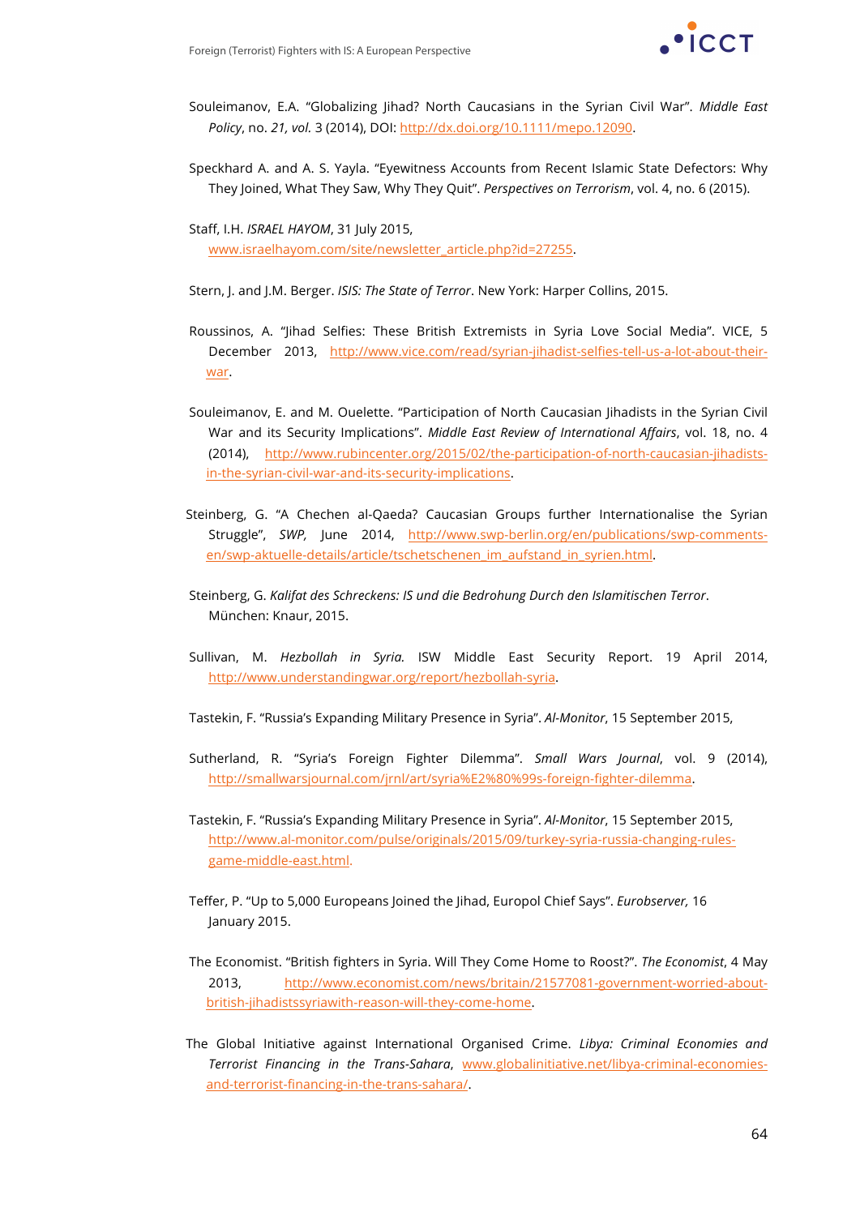Souleimanov, E.A. "Globalizing Jihad? North Caucasians in the Syrian Civil War". *Middle East Policy*, no. *21, vol.* 3 (2014), DOI: http://dx.doi.org/10.1111/mepo.12090.

Speckhard A. and A. S. Yayla. "Eyewitness Accounts from Recent Islamic State Defectors: Why They Joined, What They Saw, Why They Quit". *Perspectives on Terrorism*, vol. 4, no. 6 (2015).

Staff, I.H. *ISRAEL HAYOM*, 31 July 2015, www.israelhayom.com/site/newsletter_article.php?id=27255.

Stern, J. and J.M. Berger. *ISIS: The State of Terror*. New York: Harper Collins, 2015.

Roussinos, A. "Jihad Selfies: These British Extremists in Syria Love Social Media". VICE, 5 December 2013, http://www.vice.com/read/syrian-jihadist-selfies-tell-us-a-lot-about-their-war.

Souleimanov, E. and M. Ouelette. "Participation of North Caucasian Jihadists in the Syrian Civil War and its Security Implications". *Middle East Review of International Affairs*, vol. 18, no. 4 (2014), http://www.rubincenter.org/2015/02/the-participation-of-north-caucasian-jihadists-in-the-syrian-civil-war-and-its-security-implications.

Steinberg, G. "A Chechen al-Qaeda? Caucasian Groups further Internationalise the Syrian Struggle", *SWP,* June 2014, http://www.swp-berlin.org/en/publications/swp-comments-en/swp-aktuelle-details/article/tschetschenen_im_aufstand_in_syrien.html.

Steinberg, G. *Kalifat des Schreckens: IS und die Bedrohung Durch den Islamitischen Terror*. München: Knaur, 2015.

Sullivan, M. *Hezbollah in Syria.* ISW Middle East Security Report. 19 April 2014, http://www.understandingwar.org/report/hezbollah-syria.

Tastekin, F. "Russia's Expanding Military Presence in Syria". *Al-Monitor*, 15 September 2015,

Sutherland, R. "Syria's Foreign Fighter Dilemma". *Small Wars Journal*, vol. 9 (2014), http://smallwarsjournal.com/jrnl/art/syria%E2%80%99s-foreign-fighter-dilemma.

Tastekin, F. "Russia's Expanding Military Presence in Syria". *Al-Monitor*, 15 September 2015, http://www.al-monitor.com/pulse/originals/2015/09/turkey-syria-russia-changing-rules-game-middle-east.html.

Teffer, P. "Up to 5,000 Europeans Joined the Jihad, Europol Chief Says". *Eurobserver,* 16 January 2015.

The Economist. "British fighters in Syria. Will They Come Home to Roost?". *The Economist*, 4 May 2013, http://www.economist.com/news/britain/21577081-government-worried-about-british-jihadistssyriawith-reason-will-they-come-home.

The Global Initiative against International Organised Crime. *Libya: Criminal Economies and Terrorist Financing in the Trans-Sahara*, www.globalinitiative.net/libya-criminal-economies-and-terrorist-financing-in-the-trans-sahara/.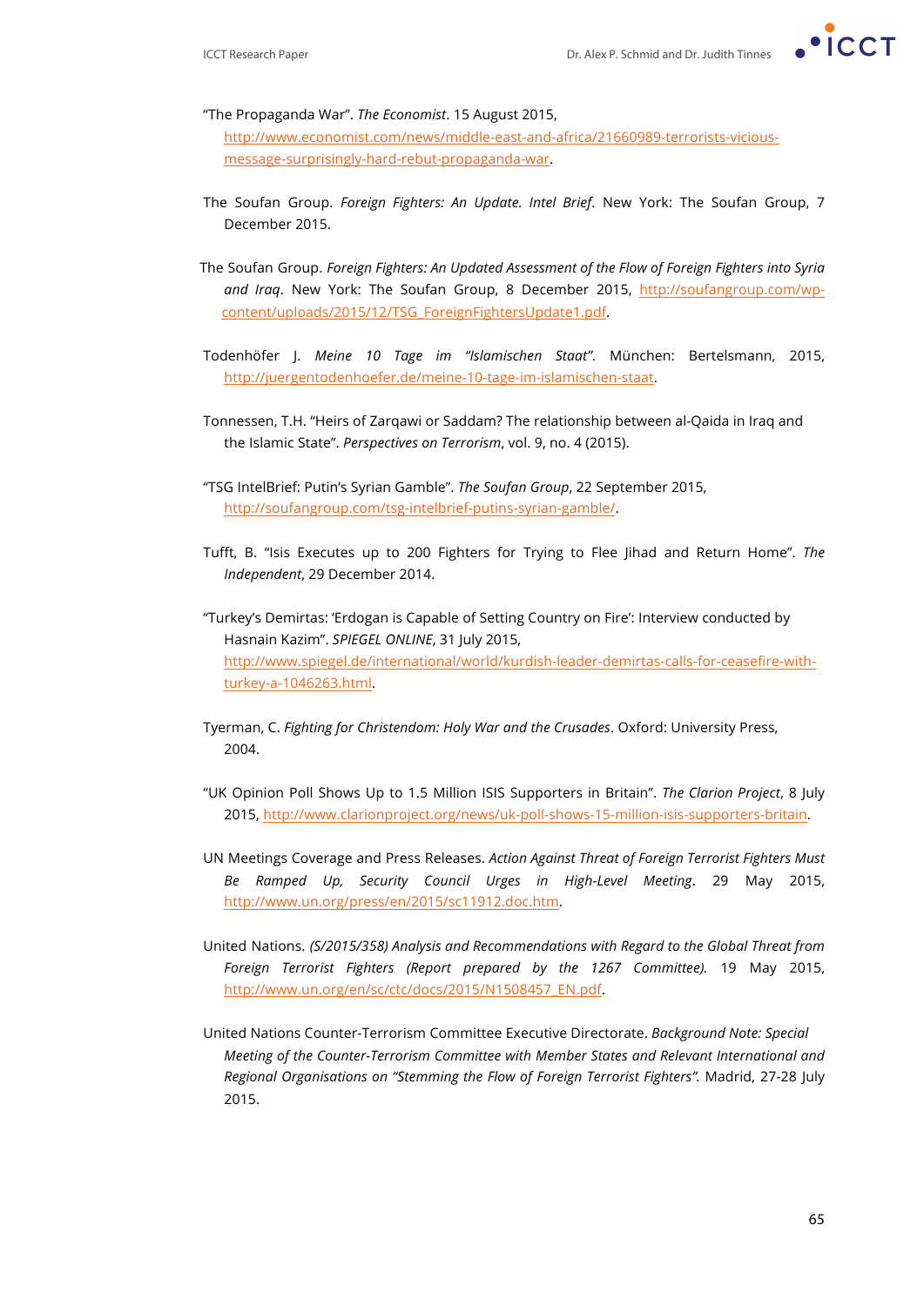"The Propaganda War". *The Economist*. 15 August 2015, http://www.economist.com/news/middle-east-and-africa/21660989-terrorists-vicious-message-surprisingly-hard-rebut-propaganda-war.

The Soufan Group. *Foreign Fighters: An Update. Intel Brief*. New York: The Soufan Group, 7 December 2015.

The Soufan Group. *Foreign Fighters: An Updated Assessment of the Flow of Foreign Fighters into Syria and Iraq*. New York: The Soufan Group, 8 December 2015, http://soufangroup.com/wp-content/uploads/2015/12/TSG_ForeignFightersUpdate1.pdf.

Todenhöfer J. *Meine 10 Tage im "Islamischen Staat"*. München: Bertelsmann, 2015, http://juergentodenhoefer.de/meine-10-tage-im-islamischen-staat.

Tonnessen, T.H. "Heirs of Zarqawi or Saddam? The relationship between al-Qaida in Iraq and the Islamic State". *Perspectives on Terrorism*, vol. 9, no. 4 (2015).

"TSG IntelBrief: Putin's Syrian Gamble". *The Soufan Group*, 22 September 2015, http://soufangroup.com/tsg-intelbrief-putins-syrian-gamble/.

Tufft, B. "Isis Executes up to 200 Fighters for Trying to Flee Jihad and Return Home". *The Independent*, 29 December 2014.

"Turkey's Demirtas: 'Erdogan is Capable of Setting Country on Fire': Interview conducted by Hasnain Kazim". *SPIEGEL ONLINE*, 31 July 2015, http://www.spiegel.de/international/world/kurdish-leader-demirtas-calls-for-ceasefire-with-turkey-a-1046263.html.

Tyerman, C. *Fighting for Christendom: Holy War and the Crusades*. Oxford: University Press, 2004.

"UK Opinion Poll Shows Up to 1.5 Million ISIS Supporters in Britain". *The Clarion Project*, 8 July 2015, http://www.clarionproject.org/news/uk-poll-shows-15-million-isis-supporters-britain.

UN Meetings Coverage and Press Releases. *Action Against Threat of Foreign Terrorist Fighters Must Be Ramped Up, Security Council Urges in High-Level Meeting*. 29 May 2015, http://www.un.org/press/en/2015/sc11912.doc.htm.

United Nations. *(S/2015/358) Analysis and Recommendations with Regard to the Global Threat from Foreign Terrorist Fighters (Report prepared by the 1267 Committee).* 19 May 2015, http://www.un.org/en/sc/ctc/docs/2015/N1508457_EN.pdf.

United Nations Counter-Terrorism Committee Executive Directorate. *Background Note: Special Meeting of the Counter-Terrorism Committee with Member States and Relevant International and Regional Organisations on "Stemming the Flow of Foreign Terrorist Fighters".* Madrid, 27-28 July 2015.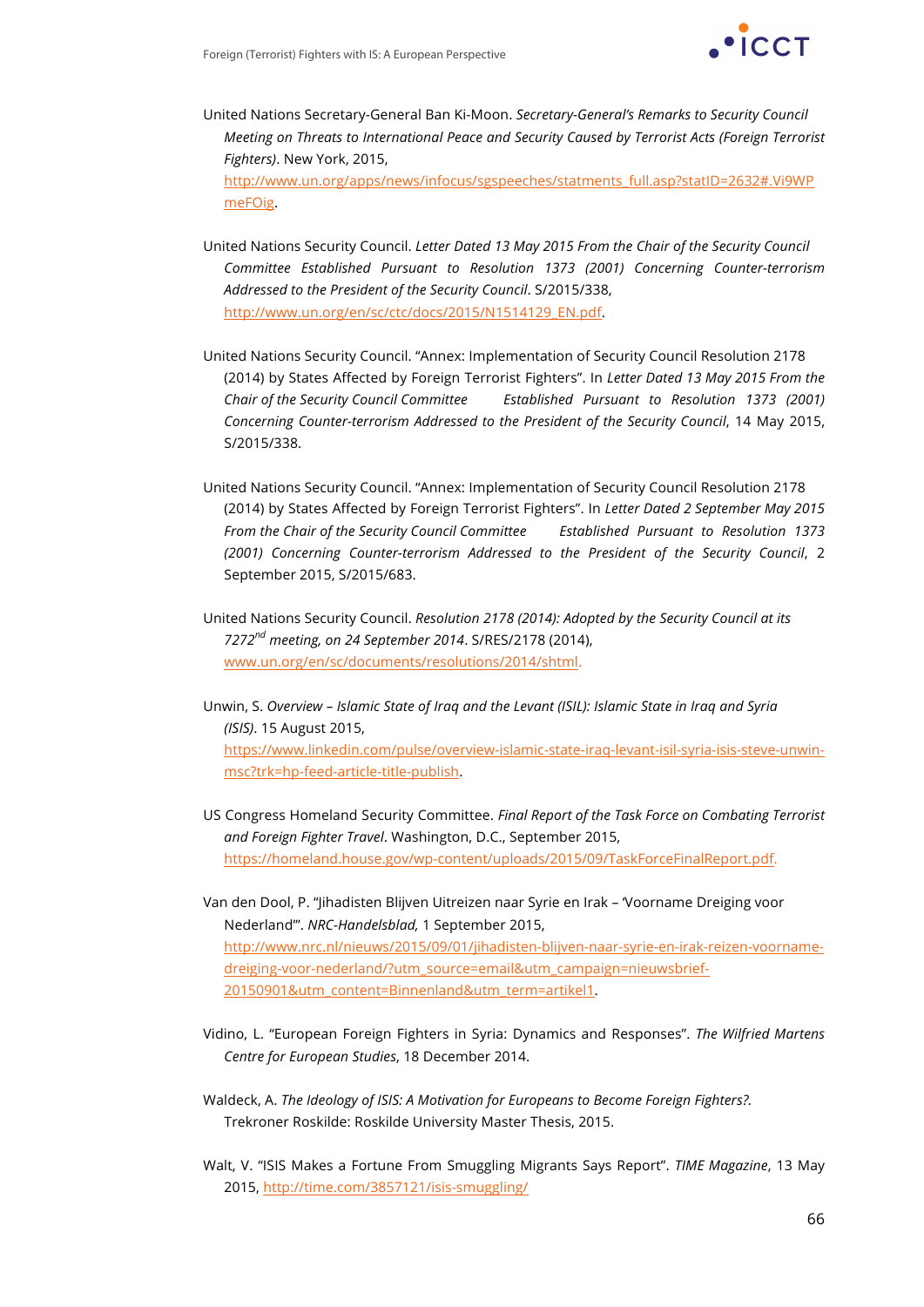United Nations Secretary-General Ban Ki-Moon. *Secretary-General's Remarks to Security Council Meeting on Threats to International Peace and Security Caused by Terrorist Acts (Foreign Terrorist Fighters)*. New York, 2015, http://www.un.org/apps/news/infocus/sgspeeches/statments_full.asp?statID=2632#.Vi9WPmeFOig.

United Nations Security Council. *Letter Dated 13 May 2015 From the Chair of the Security Council Committee Established Pursuant to Resolution 1373 (2001) Concerning Counter-terrorism Addressed to the President of the Security Council*. S/2015/338, http://www.un.org/en/sc/ctc/docs/2015/N1514129_EN.pdf.

United Nations Security Council. "Annex: Implementation of Security Council Resolution 2178 (2014) by States Affected by Foreign Terrorist Fighters". In *Letter Dated 13 May 2015 From the Chair of the Security Council Committee Established Pursuant to Resolution 1373 (2001) Concerning Counter-terrorism Addressed to the President of the Security Council*, 14 May 2015, S/2015/338.

United Nations Security Council. "Annex: Implementation of Security Council Resolution 2178 (2014) by States Affected by Foreign Terrorist Fighters". In *Letter Dated 2 September May 2015 From the Chair of the Security Council Committee Established Pursuant to Resolution 1373 (2001) Concerning Counter-terrorism Addressed to the President of the Security Council*, 2 September 2015, S/2015/683.

United Nations Security Council. *Resolution 2178 (2014): Adopted by the Security Council at its 7272nd meeting, on 24 September 2014*. S/RES/2178 (2014), www.un.org/en/sc/documents/resolutions/2014/shtml.

Unwin, S. *Overview – Islamic State of Iraq and the Levant (ISIL): Islamic State in Iraq and Syria (ISIS)*. 15 August 2015, https://www.linkedin.com/pulse/overview-islamic-state-iraq-levant-isil-syria-isis-steve-unwin-msc?trk=hp-feed-article-title-publish.

US Congress Homeland Security Committee. *Final Report of the Task Force on Combating Terrorist and Foreign Fighter Travel*. Washington, D.C., September 2015, https://homeland.house.gov/wp-content/uploads/2015/09/TaskForceFinalReport.pdf.

Van den Dool, P. "Jihadisten Blijven Uitreizen naar Syrie en Irak – 'Voorname Dreiging voor Nederland'". *NRC-Handelsblad,* 1 September 2015, http://www.nrc.nl/nieuws/2015/09/01/jihadisten-blijven-naar-syrie-en-irak-reizen-voorname-dreiging-voor-nederland/?utm_source=email&utm_campaign=nieuwsbrief-20150901&utm_content=Binnenland&utm_term=artikel1.

Vidino, L. "European Foreign Fighters in Syria: Dynamics and Responses". *The Wilfried Martens Centre for European Studies*, 18 December 2014.

Waldeck, A. *The Ideology of ISIS: A Motivation for Europeans to Become Foreign Fighters?*. Trekroner Roskilde: Roskilde University Master Thesis, 2015.

Walt, V. "ISIS Makes a Fortune From Smuggling Migrants Says Report". *TIME Magazine*, 13 May 2015, http://time.com/3857121/isis-smuggling/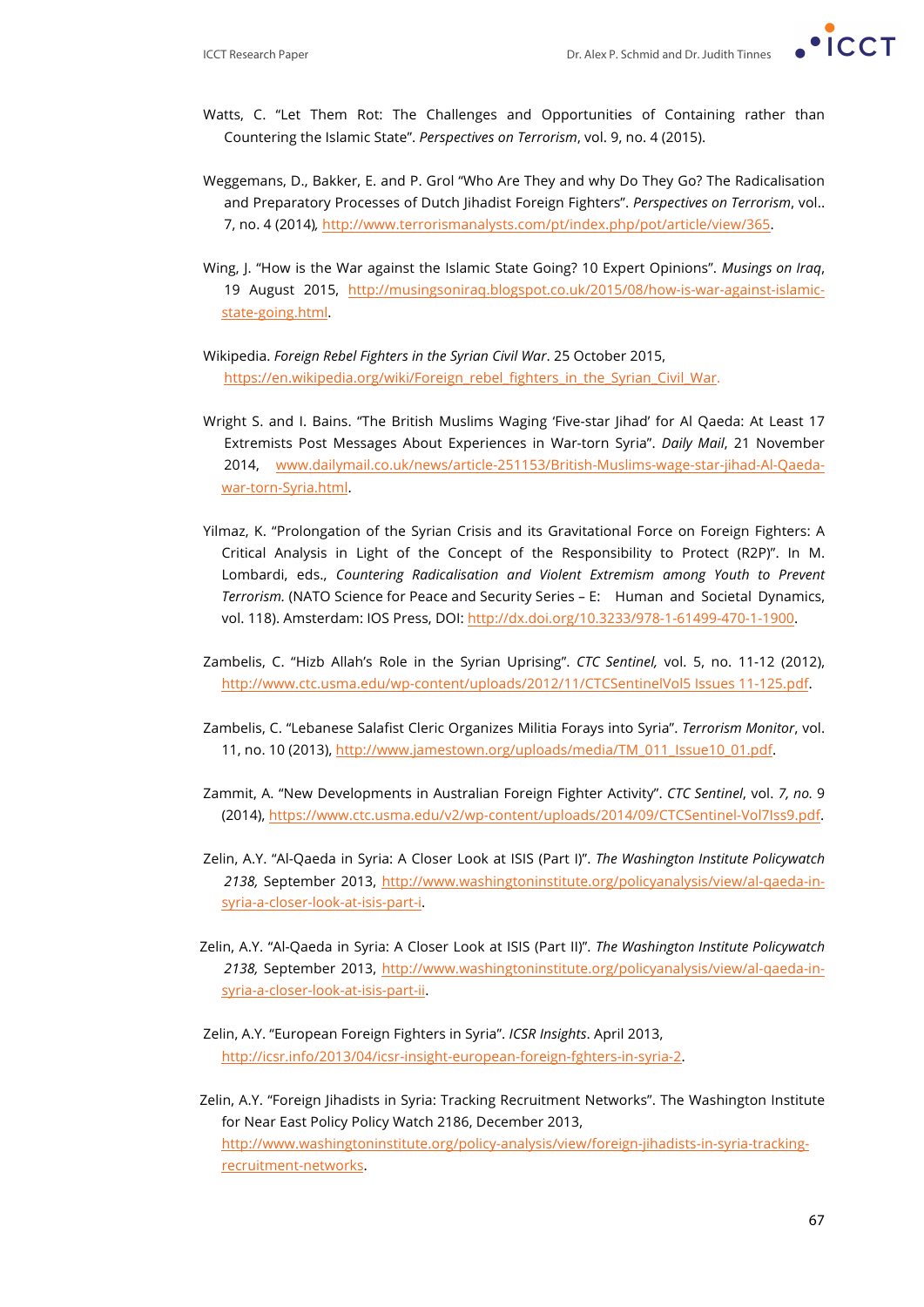Watts, C. "Let Them Rot: The Challenges and Opportunities of Containing rather than Countering the Islamic State". *Perspectives on Terrorism*, vol. 9, no. 4 (2015).

Weggemans, D., Bakker, E. and P. Grol "Who Are They and why Do They Go? The Radicalisation and Preparatory Processes of Dutch Jihadist Foreign Fighters". *Perspectives on Terrorism*, vol.. 7, no. 4 (2014), http://www.terrorismanalysts.com/pt/index.php/pot/article/view/365.

Wing, J. "How is the War against the Islamic State Going? 10 Expert Opinions". *Musings on Iraq*, 19 August 2015, http://musingsoniraq.blogspot.co.uk/2015/08/how-is-war-against-islamic-state-going.html.

Wikipedia. *Foreign Rebel Fighters in the Syrian Civil War*. 25 October 2015, https://en.wikipedia.org/wiki/Foreign_rebel_fighters_in_the_Syrian_Civil_War.

Wright S. and I. Bains. "The British Muslims Waging 'Five-star Jihad' for Al Qaeda: At Least 17 Extremists Post Messages About Experiences in War-torn Syria". *Daily Mail*, 21 November 2014, www.dailymail.co.uk/news/article-251153/British-Muslims-wage-star-jihad-Al-Qaeda-war-torn-Syria.html.

Yilmaz, K. "Prolongation of the Syrian Crisis and its Gravitational Force on Foreign Fighters: A Critical Analysis in Light of the Concept of the Responsibility to Protect (R2P)". In M. Lombardi, eds., *Countering Radicalisation and Violent Extremism among Youth to Prevent Terrorism.* (NATO Science for Peace and Security Series – E: Human and Societal Dynamics, vol. 118). Amsterdam: IOS Press, DOI: http://dx.doi.org/10.3233/978-1-61499-470-1-1900.

Zambelis, C. "Hizb Allah's Role in the Syrian Uprising". *CTC Sentinel,* vol. 5, no. 11-12 (2012), http://www.ctc.usma.edu/wp-content/uploads/2012/11/CTCSentinelVol5 Issues 11-125.pdf.

Zambelis, C. "Lebanese Salafist Cleric Organizes Militia Forays into Syria". *Terrorism Monitor*, vol. 11, no. 10 (2013), http://www.jamestown.org/uploads/media/TM_011_Issue10_01.pdf.

Zammit, A. "New Developments in Australian Foreign Fighter Activity". *CTC Sentinel*, vol. *7, no.* 9 (2014), https://www.ctc.usma.edu/v2/wp-content/uploads/2014/09/CTCSentinel-Vol7Iss9.pdf.

Zelin, A.Y. "Al-Qaeda in Syria: A Closer Look at ISIS (Part I)". *The Washington Institute Policywatch 2138,* September 2013, http://www.washingtoninstitute.org/policyanalysis/view/al-qaeda-in-syria-a-closer-look-at-isis-part-i.

Zelin, A.Y. "Al-Qaeda in Syria: A Closer Look at ISIS (Part II)". *The Washington Institute Policywatch 2138,* September 2013, http://www.washingtoninstitute.org/policyanalysis/view/al-qaeda-in-syria-a-closer-look-at-isis-part-ii.

Zelin, A.Y. "European Foreign Fighters in Syria". *ICSR Insights*. April 2013, http://icsr.info/2013/04/icsr-insight-european-foreign-fghters-in-syria-2.

Zelin, A.Y. "Foreign Jihadists in Syria: Tracking Recruitment Networks". The Washington Institute for Near East Policy Policy Watch 2186, December 2013, http://www.washingtoninstitute.org/policy-analysis/view/foreign-jihadists-in-syria-tracking-recruitment-networks.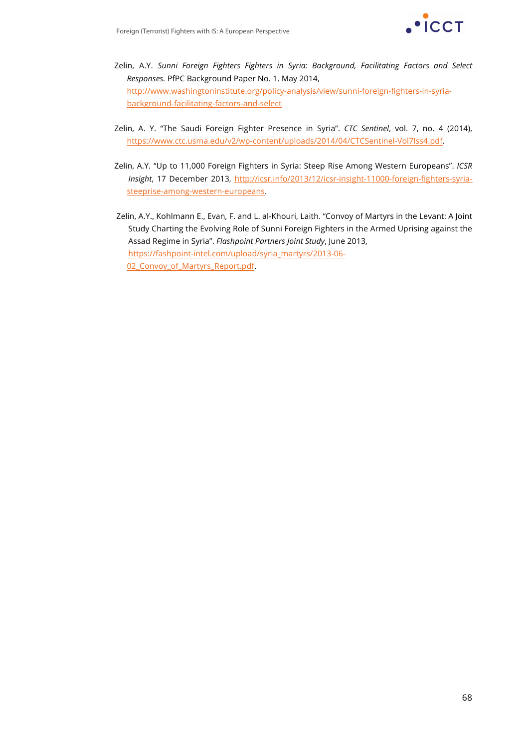Zelin, A.Y. *Sunni Foreign Fighters Fighters in Syria: Background, Facilitating Factors and Select Responses.* PfPC Background Paper No. 1. May 2014, http://www.washingtoninstitute.org/policy-analysis/view/sunni-foreign-fighters-in-syria-background-facilitating-factors-and-select

Zelin, A. Y. "The Saudi Foreign Fighter Presence in Syria". *CTC Sentinel*, vol. 7, no. 4 (2014), https://www.ctc.usma.edu/v2/wp-content/uploads/2014/04/CTCSentinel-Vol7Iss4.pdf.

Zelin, A.Y. "Up to 11,000 Foreign Fighters in Syria: Steep Rise Among Western Europeans". *ICSR Insight*, 17 December 2013, http://icsr.info/2013/12/icsr-insight-11000-foreign-fighters-syria-steeprise-among-western-europeans.

Zelin, A.Y., Kohlmann E., Evan, F. and L. al-Khouri, Laith. "Convoy of Martyrs in the Levant: A Joint Study Charting the Evolving Role of Sunni Foreign Fighters in the Armed Uprising against the Assad Regime in Syria". *Flashpoint Partners Joint Study*, June 2013, https://fashpoint-intel.com/upload/syria_martyrs/2013-06-02_Convoy_of_Martyrs_Report.pdf.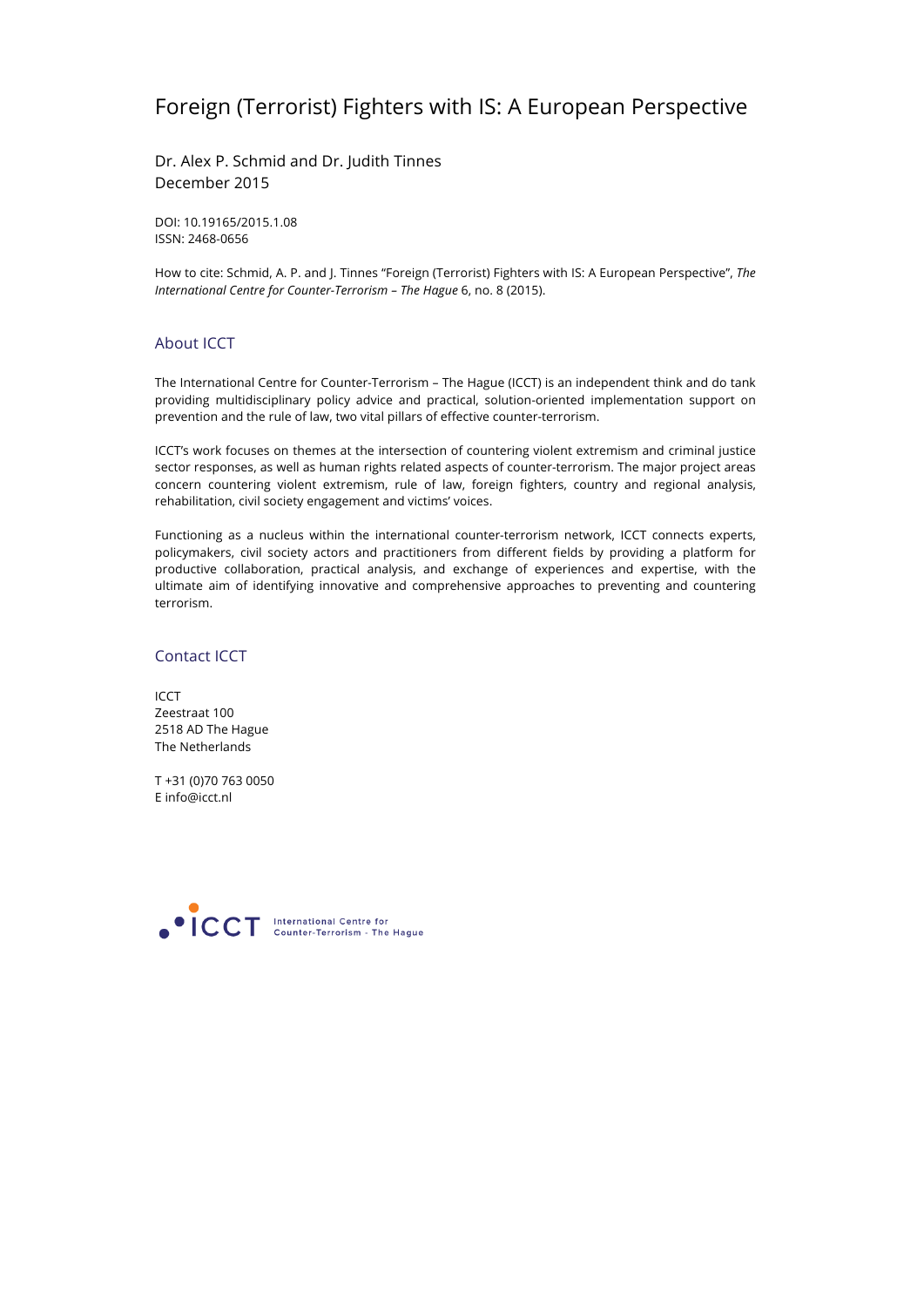# Foreign (Terrorist) Fighters with IS: A European Perspective

Dr. Alex P. Schmid and Dr. Judith Tinnes
December 2015

DOI: 10.19165/2015.1.08
ISSN: 2468-0656

How to cite: Schmid, A. P. and J. Tinnes "Foreign (Terrorist) Fighters with IS: A European Perspective", *The International Centre for Counter-Terrorism – The Hague* 6, no. 8 (2015).

## About ICCT

The International Centre for Counter-Terrorism – The Hague (ICCT) is an independent think and do tank providing multidisciplinary policy advice and practical, solution-oriented implementation support on prevention and the rule of law, two vital pillars of effective counter-terrorism.

ICCT's work focuses on themes at the intersection of countering violent extremism and criminal justice sector responses, as well as human rights related aspects of counter-terrorism. The major project areas concern countering violent extremism, rule of law, foreign fighters, country and regional analysis, rehabilitation, civil society engagement and victims' voices.

Functioning as a nucleus within the international counter-terrorism network, ICCT connects experts, policymakers, civil society actors and practitioners from different fields by providing a platform for productive collaboration, practical analysis, and exchange of experiences and expertise, with the ultimate aim of identifying innovative and comprehensive approaches to preventing and countering terrorism.

## Contact ICCT

ICCT
Zeestraat 100
2518 AD The Hague
The Netherlands

T +31 (0)70 763 0050
E info@icct.nl

ICCT International Centre for Counter-Terrorism - The Hague